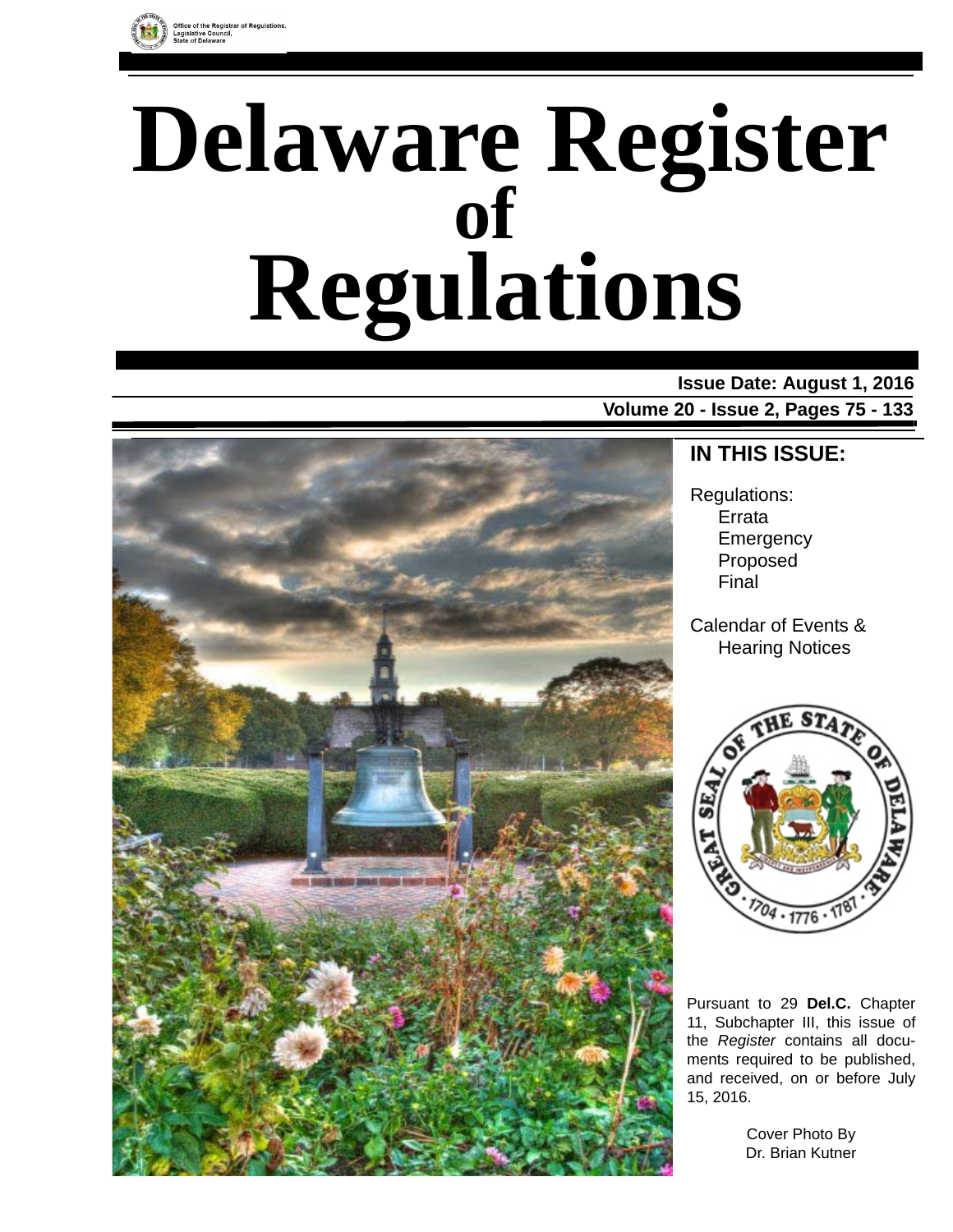Office of the Registrar of Regulations,
Legislative Council,
State of Delaware

# Delaware Register of Regulations

**Issue Date: August 1, 2016**

**Volume 20 - Issue 2, Pages 75 - 133**

## IN THIS ISSUE:

Regulations:
- Errata
- Emergency
- Proposed
- Final

Calendar of Events & Hearing Notices

Pursuant to 29 **Del.C.** Chapter 11, Subchapter III, this issue of the *Register* contains all documents required to be published, and received, on or before July 15, 2016.

Cover Photo By
Dr. Brian Kutner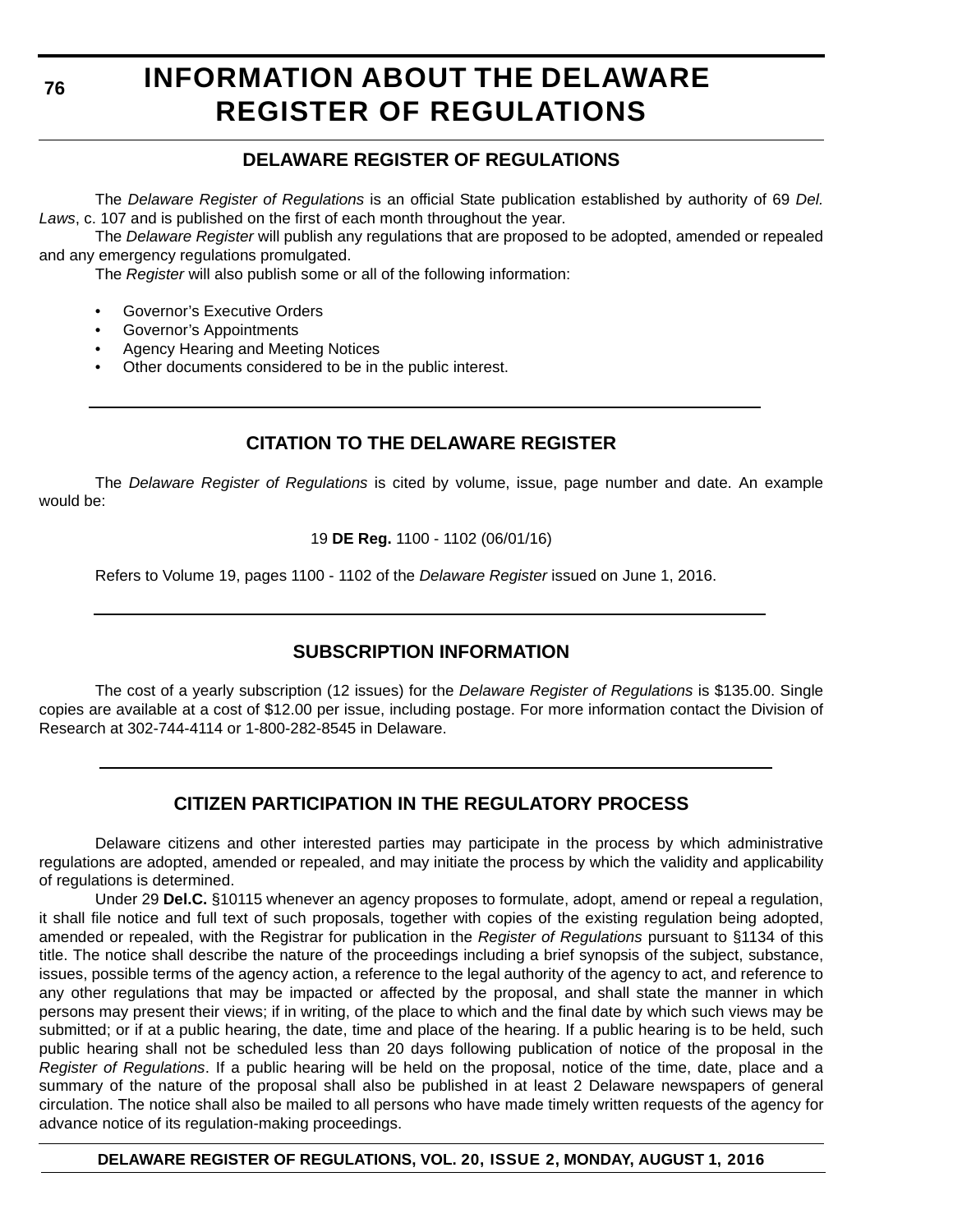# INFORMATION ABOUT THE DELAWARE REGISTER OF REGULATIONS

## DELAWARE REGISTER OF REGULATIONS

The *Delaware Register of Regulations* is an official State publication established by authority of 69 *Del. Laws*, c. 107 and is published on the first of each month throughout the year.

The *Delaware Register* will publish any regulations that are proposed to be adopted, amended or repealed and any emergency regulations promulgated.

The *Register* will also publish some or all of the following information:

- Governor's Executive Orders
- Governor's Appointments
- Agency Hearing and Meeting Notices
- Other documents considered to be in the public interest.

## CITATION TO THE DELAWARE REGISTER

The *Delaware Register of Regulations* is cited by volume, issue, page number and date. An example would be:

19 **DE Reg.** 1100 - 1102 (06/01/16)

Refers to Volume 19, pages 1100 - 1102 of the *Delaware Register* issued on June 1, 2016.

## SUBSCRIPTION INFORMATION

The cost of a yearly subscription (12 issues) for the *Delaware Register of Regulations* is $135.00. Single copies are available at a cost of $12.00 per issue, including postage. For more information contact the Division of Research at 302-744-4114 or 1-800-282-8545 in Delaware.

## CITIZEN PARTICIPATION IN THE REGULATORY PROCESS

Delaware citizens and other interested parties may participate in the process by which administrative regulations are adopted, amended or repealed, and may initiate the process by which the validity and applicability of regulations is determined.

Under 29 **Del.C.** §10115 whenever an agency proposes to formulate, adopt, amend or repeal a regulation, it shall file notice and full text of such proposals, together with copies of the existing regulation being adopted, amended or repealed, with the Registrar for publication in the *Register of Regulations* pursuant to §1134 of this title. The notice shall describe the nature of the proceedings including a brief synopsis of the subject, substance, issues, possible terms of the agency action, a reference to the legal authority of the agency to act, and reference to any other regulations that may be impacted or affected by the proposal, and shall state the manner in which persons may present their views; if in writing, of the place to which and the final date by which such views may be submitted; or if at a public hearing, the date, time and place of the hearing. If a public hearing is to be held, such public hearing shall not be scheduled less than 20 days following publication of notice of the proposal in the *Register of Regulations*. If a public hearing will be held on the proposal, notice of the time, date, place and a summary of the nature of the proposal shall also be published in at least 2 Delaware newspapers of general circulation. The notice shall also be mailed to all persons who have made timely written requests of the agency for advance notice of its regulation-making proceedings.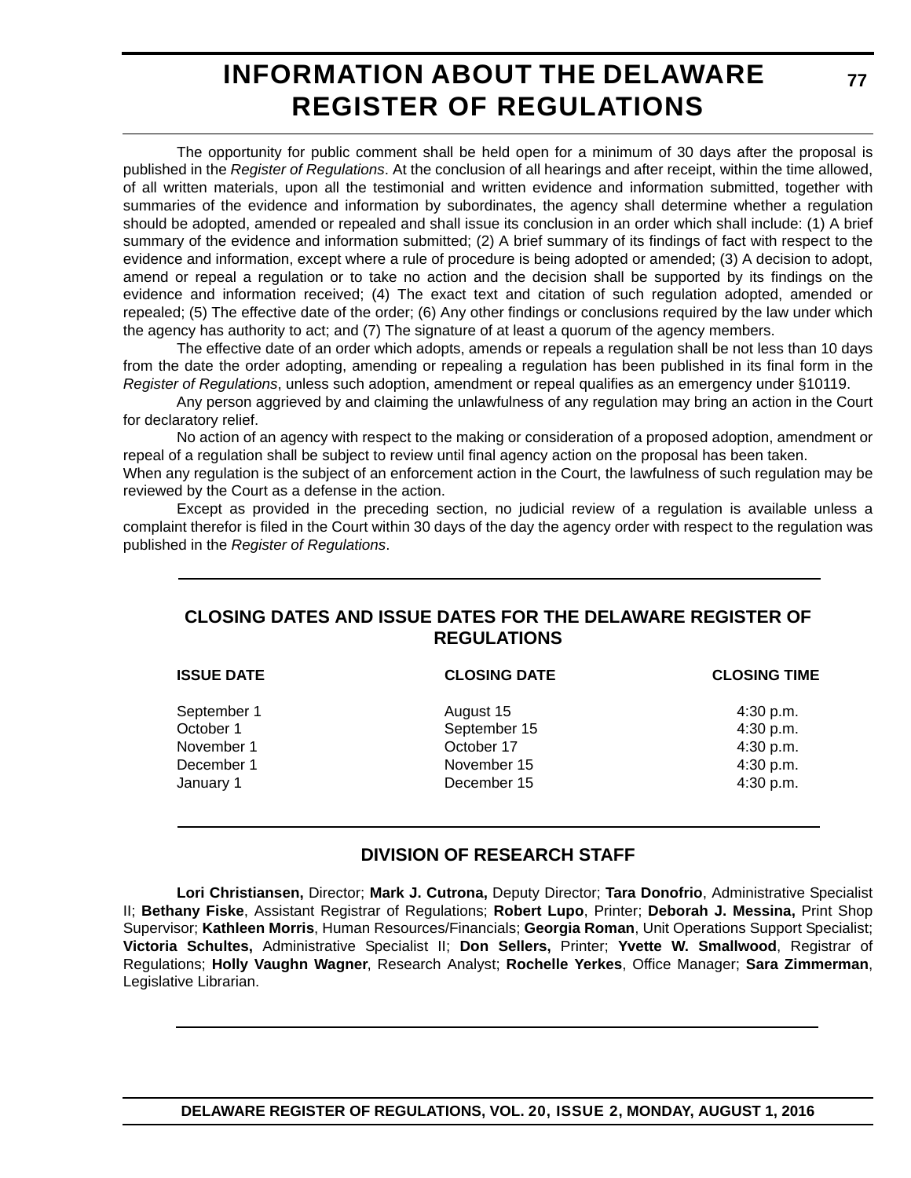# INFORMATION ABOUT THE DELAWARE REGISTER OF REGULATIONS

The opportunity for public comment shall be held open for a minimum of 30 days after the proposal is published in the *Register of Regulations*. At the conclusion of all hearings and after receipt, within the time allowed, of all written materials, upon all the testimonial and written evidence and information submitted, together with summaries of the evidence and information by subordinates, the agency shall determine whether a regulation should be adopted, amended or repealed and shall issue its conclusion in an order which shall include: (1) A brief summary of the evidence and information submitted; (2) A brief summary of its findings of fact with respect to the evidence and information, except where a rule of procedure is being adopted or amended; (3) A decision to adopt, amend or repeal a regulation or to take no action and the decision shall be supported by its findings on the evidence and information received; (4) The exact text and citation of such regulation adopted, amended or repealed; (5) The effective date of the order; (6) Any other findings or conclusions required by the law under which the agency has authority to act; and (7) The signature of at least a quorum of the agency members.

The effective date of an order which adopts, amends or repeals a regulation shall be not less than 10 days from the date the order adopting, amending or repealing a regulation has been published in its final form in the *Register of Regulations*, unless such adoption, amendment or repeal qualifies as an emergency under §10119.

Any person aggrieved by and claiming the unlawfulness of any regulation may bring an action in the Court for declaratory relief.

No action of an agency with respect to the making or consideration of a proposed adoption, amendment or repeal of a regulation shall be subject to review until final agency action on the proposal has been taken.
When any regulation is the subject of an enforcement action in the Court, the lawfulness of such regulation may be reviewed by the Court as a defense in the action.

Except as provided in the preceding section, no judicial review of a regulation is available unless a complaint therefor is filed in the Court within 30 days of the day the agency order with respect to the regulation was published in the *Register of Regulations*.

## CLOSING DATES AND ISSUE DATES FOR THE DELAWARE REGISTER OF REGULATIONS

| ISSUE DATE | CLOSING DATE | CLOSING TIME |
|---|---|---|
| September 1 | August 15 | 4:30 p.m. |
| October 1 | September 15 | 4:30 p.m. |
| November 1 | October 17 | 4:30 p.m. |
| December 1 | November 15 | 4:30 p.m. |
| January 1 | December 15 | 4:30 p.m. |

## DIVISION OF RESEARCH STAFF

**Lori Christiansen,** Director; **Mark J. Cutrona,** Deputy Director; **Tara Donofrio**, Administrative Specialist II; **Bethany Fiske**, Assistant Registrar of Regulations; **Robert Lupo**, Printer; **Deborah J. Messina,** Print Shop Supervisor; **Kathleen Morris**, Human Resources/Financials; **Georgia Roman**, Unit Operations Support Specialist; **Victoria Schultes,** Administrative Specialist II; **Don Sellers,** Printer; **Yvette W. Smallwood**, Registrar of Regulations; **Holly Vaughn Wagner**, Research Analyst; **Rochelle Yerkes**, Office Manager; **Sara Zimmerman**, Legislative Librarian.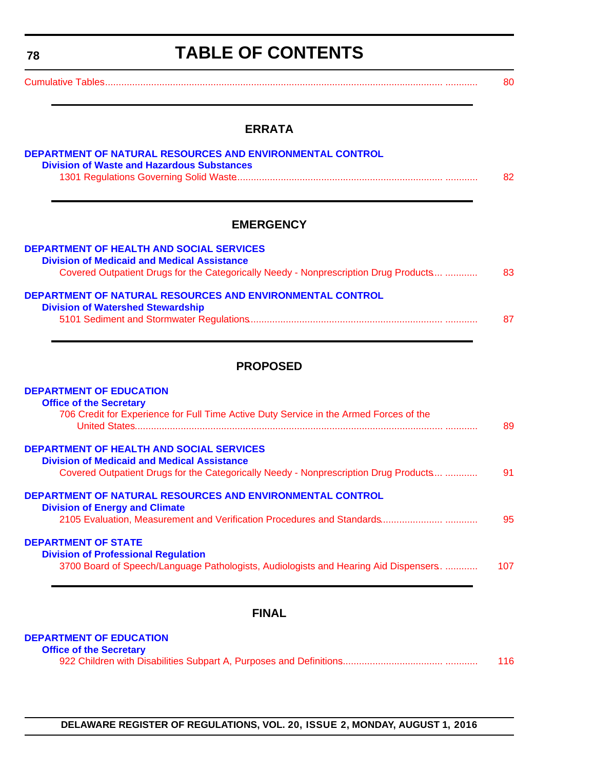# TABLE OF CONTENTS

Cumulative Tables............................................................................................................................ ............ 80

## ERRATA

**DEPARTMENT OF NATURAL RESOURCES AND ENVIRONMENTAL CONTROL**

**Division of Waste and Hazardous Substances**

1301 Regulations Governing Solid Waste........................................................................... ............ 82

## EMERGENCY

**DEPARTMENT OF HEALTH AND SOCIAL SERVICES**

**Division of Medicaid and Medical Assistance**

Covered Outpatient Drugs for the Categorically Needy - Nonprescription Drug Products.... ............ 83

**DEPARTMENT OF NATURAL RESOURCES AND ENVIRONMENTAL CONTROL**

**Division of Watershed Stewardship**

5101 Sediment and Stormwater Regulations...................................................................... ............ 87

## PROPOSED

**DEPARTMENT OF EDUCATION**

**Office of the Secretary**

706 Credit for Experience for Full Time Active Duty Service in the Armed Forces of the United States................................................................................................................ ............ 89

**DEPARTMENT OF HEALTH AND SOCIAL SERVICES**

**Division of Medicaid and Medical Assistance**

Covered Outpatient Drugs for the Categorically Needy - Nonprescription Drug Products.... ............ 91

**DEPARTMENT OF NATURAL RESOURCES AND ENVIRONMENTAL CONTROL**

**Division of Energy and Climate**

2105 Evaluation, Measurement and Verification Procedures and Standards...................... ............ 95

**DEPARTMENT OF STATE**

**Division of Professional Regulation**

3700 Board of Speech/Language Pathologists, Audiologists and Hearing Aid Dispensers. ............ 107

## FINAL

**DEPARTMENT OF EDUCATION**

**Office of the Secretary**

922 Children with Disabilities Subpart A, Purposes and Definitions.................................... ............ 116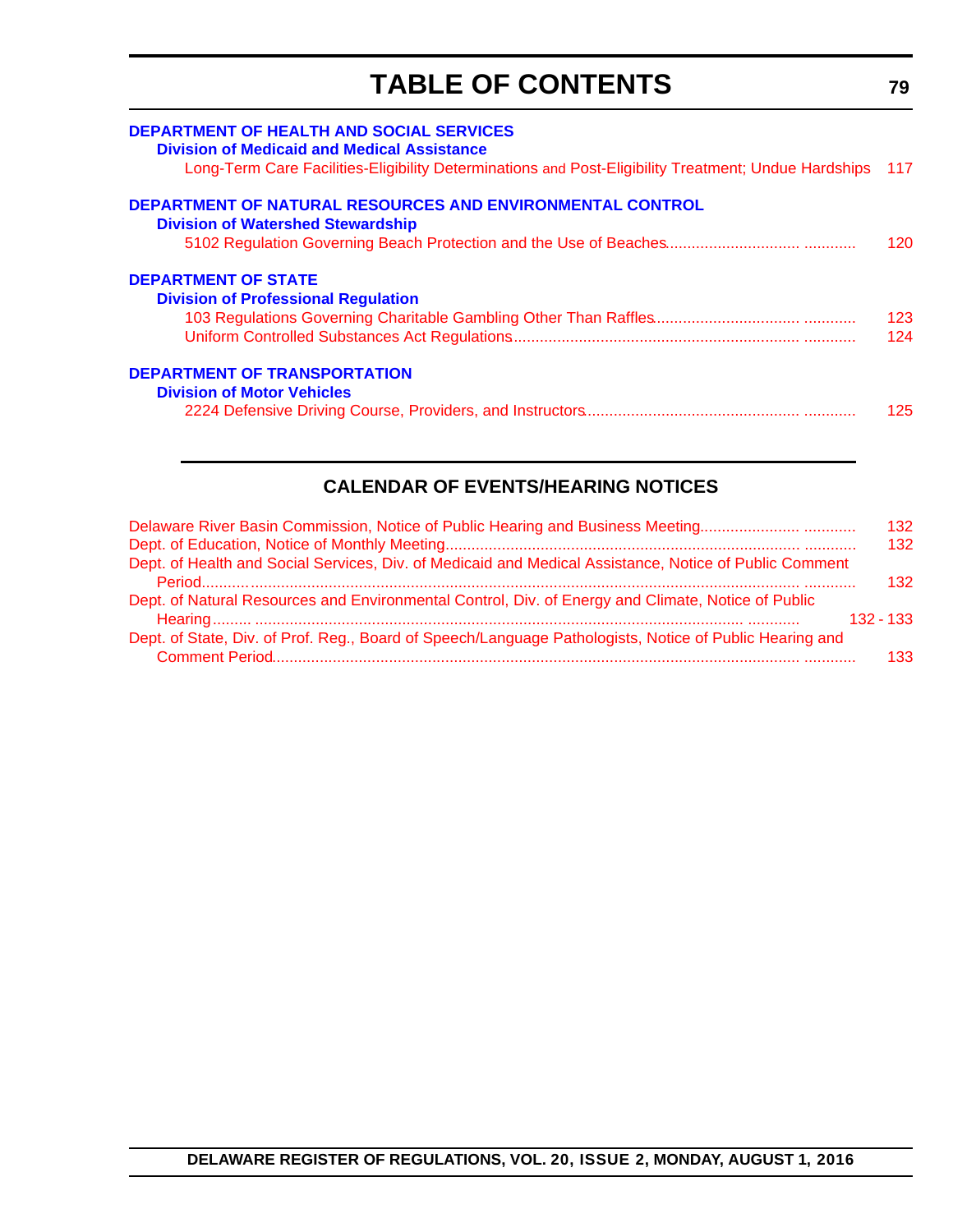# TABLE OF CONTENTS

**DEPARTMENT OF HEALTH AND SOCIAL SERVICES**

**Division of Medicaid and Medical Assistance**

Long-Term Care Facilities-Eligibility Determinations and Post-Eligibility Treatment; Undue Hardships 117

**DEPARTMENT OF NATURAL RESOURCES AND ENVIRONMENTAL CONTROL**

**Division of Watershed Stewardship**

5102 Regulation Governing Beach Protection and the Use of Beaches 120

**DEPARTMENT OF STATE**

**Division of Professional Regulation**

103 Regulations Governing Charitable Gambling Other Than Raffles 123

Uniform Controlled Substances Act Regulations 124

**DEPARTMENT OF TRANSPORTATION**

**Division of Motor Vehicles**

2224 Defensive Driving Course, Providers, and Instructors 125

## CALENDAR OF EVENTS/HEARING NOTICES

Delaware River Basin Commission, Notice of Public Hearing and Business Meeting 132

Dept. of Education, Notice of Monthly Meeting 132

Dept. of Health and Social Services, Div. of Medicaid and Medical Assistance, Notice of Public Comment Period 132

Dept. of Natural Resources and Environmental Control, Div. of Energy and Climate, Notice of Public Hearing 132 - 133

Dept. of State, Div. of Prof. Reg., Board of Speech/Language Pathologists, Notice of Public Hearing and Comment Period 133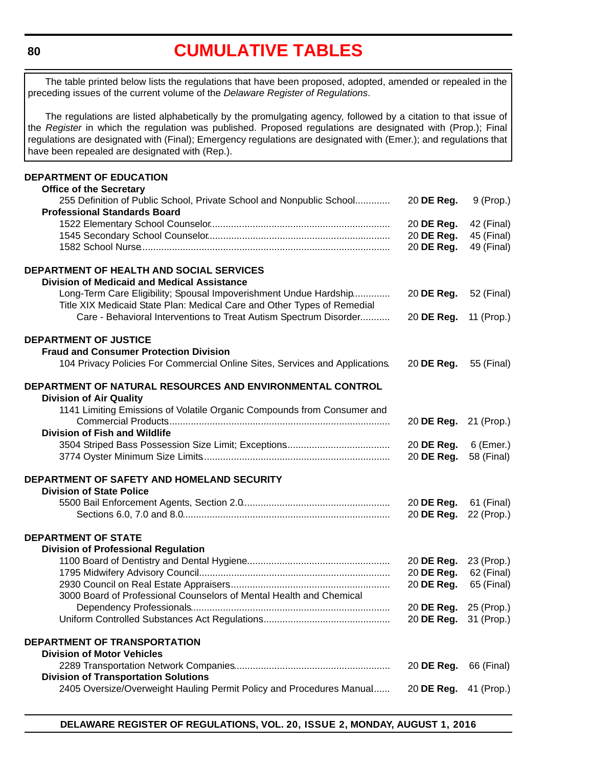# CUMULATIVE TABLES

The table printed below lists the regulations that have been proposed, adopted, amended or repealed in the preceding issues of the current volume of the *Delaware Register of Regulations*.

The regulations are listed alphabetically by the promulgating agency, followed by a citation to that issue of the *Register* in which the regulation was published. Proposed regulations are designated with (Prop.); Final regulations are designated with (Final); Emergency regulations are designated with (Emer.); and regulations that have been repealed are designated with (Rep.).

**DEPARTMENT OF EDUCATION**

**Office of the Secretary**

| Regulation | Citation | Page |
|---|---|---|
| 255 Definition of Public School, Private School and Nonpublic School | 20 **DE Reg.** | 9 (Prop.) |

**Professional Standards Board**

| Regulation | Citation | Page |
|---|---|---|
| 1522 Elementary School Counselor | 20 **DE Reg.** | 42 (Final) |
| 1545 Secondary School Counselor | 20 **DE Reg.** | 45 (Final) |
| 1582 School Nurse | 20 **DE Reg.** | 49 (Final) |

**DEPARTMENT OF HEALTH AND SOCIAL SERVICES**

**Division of Medicaid and Medical Assistance**

| Regulation | Citation | Page |
|---|---|---|
| Long-Term Care Eligibility; Spousal Impoverishment Undue Hardship | 20 **DE Reg.** | 52 (Final) |
| Title XIX Medicaid State Plan: Medical Care and Other Types of Remedial Care - Behavioral Interventions to Treat Autism Spectrum Disorder | 20 **DE Reg.** | 11 (Prop.) |

**DEPARTMENT OF JUSTICE**

**Fraud and Consumer Protection Division**

| Regulation | Citation | Page |
|---|---|---|
| 104 Privacy Policies For Commercial Online Sites, Services and Applications | 20 **DE Reg.** | 55 (Final) |

**DEPARTMENT OF NATURAL RESOURCES AND ENVIRONMENTAL CONTROL**

**Division of Air Quality**

| Regulation | Citation | Page |
|---|---|---|
| 1141 Limiting Emissions of Volatile Organic Compounds from Consumer and Commercial Products | 20 **DE Reg.** | 21 (Prop.) |

**Division of Fish and Wildlife**

| Regulation | Citation | Page |
|---|---|---|
| 3504 Striped Bass Possession Size Limit; Exceptions | 20 **DE Reg.** | 6 (Emer.) |
| 3774 Oyster Minimum Size Limits | 20 **DE Reg.** | 58 (Final) |

**DEPARTMENT OF SAFETY AND HOMELAND SECURITY**

**Division of State Police**

| Regulation | Citation | Page |
|---|---|---|
| 5500 Bail Enforcement Agents, Section 2.0 | 20 **DE Reg.** | 61 (Final) |
| Sections 6.0, 7.0 and 8.0 | 20 **DE Reg.** | 22 (Prop.) |

**DEPARTMENT OF STATE**

**Division of Professional Regulation**

| Regulation | Citation | Page |
|---|---|---|
| 1100 Board of Dentistry and Dental Hygiene | 20 **DE Reg.** | 23 (Prop.) |
| 1795 Midwifery Advisory Council | 20 **DE Reg.** | 62 (Final) |
| 2930 Council on Real Estate Appraisers | 20 **DE Reg.** | 65 (Final) |
| 3000 Board of Professional Counselors of Mental Health and Chemical Dependency Professionals | 20 **DE Reg.** | 25 (Prop.) |
| Uniform Controlled Substances Act Regulations | 20 **DE Reg.** | 31 (Prop.) |

**DEPARTMENT OF TRANSPORTATION**

**Division of Motor Vehicles**

| Regulation | Citation | Page |
|---|---|---|
| 2289 Transportation Network Companies | 20 **DE Reg.** | 66 (Final) |

**Division of Transportation Solutions**

| Regulation | Citation | Page |
|---|---|---|
| 2405 Oversize/Overweight Hauling Permit Policy and Procedures Manual | 20 **DE Reg.** | 41 (Prop.) |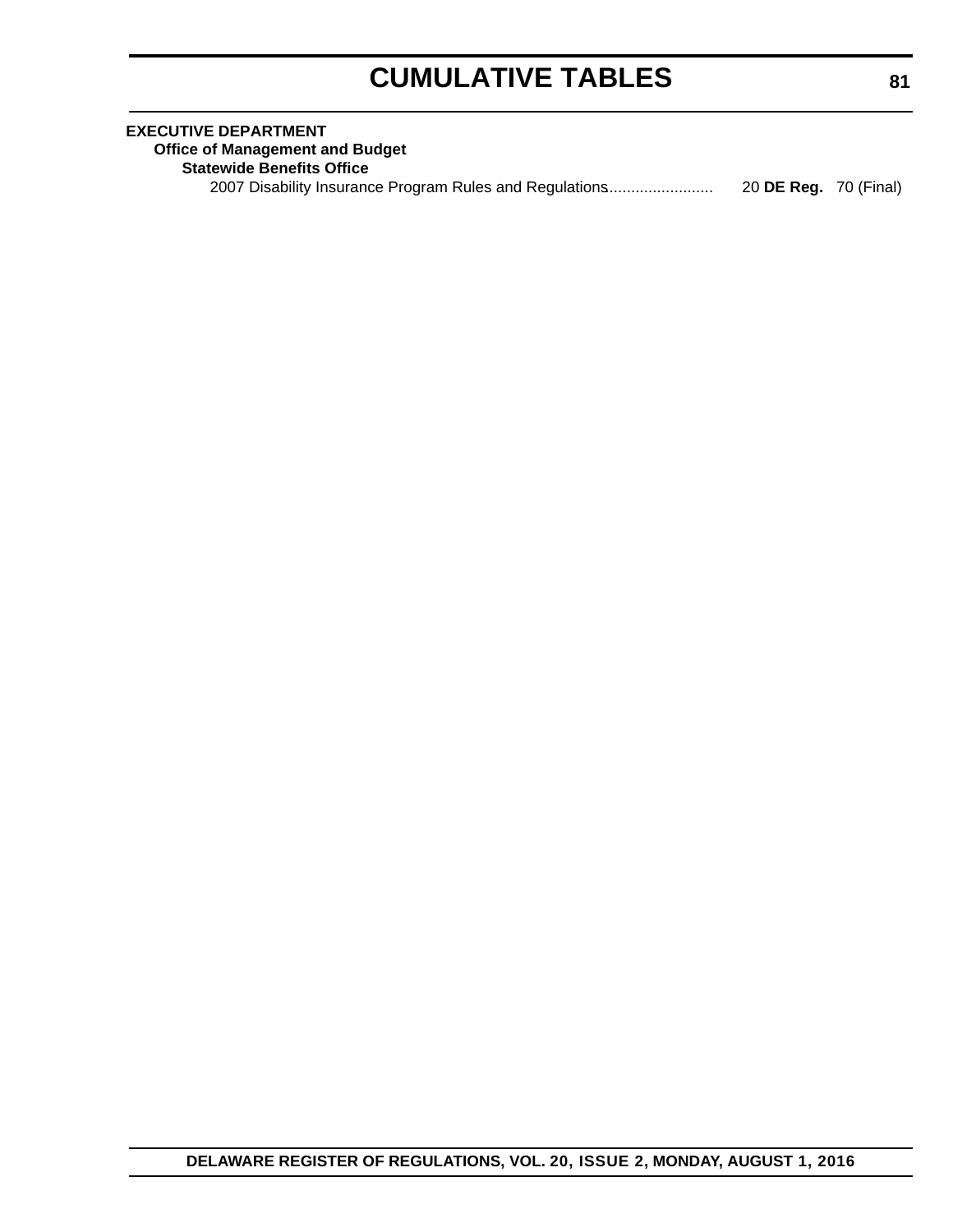# CUMULATIVE TABLES

**EXECUTIVE DEPARTMENT**

**Office of Management and Budget**

**Statewide Benefits Office**

2007 Disability Insurance Program Rules and Regulations........................ 20 **DE Reg.** 70 (Final)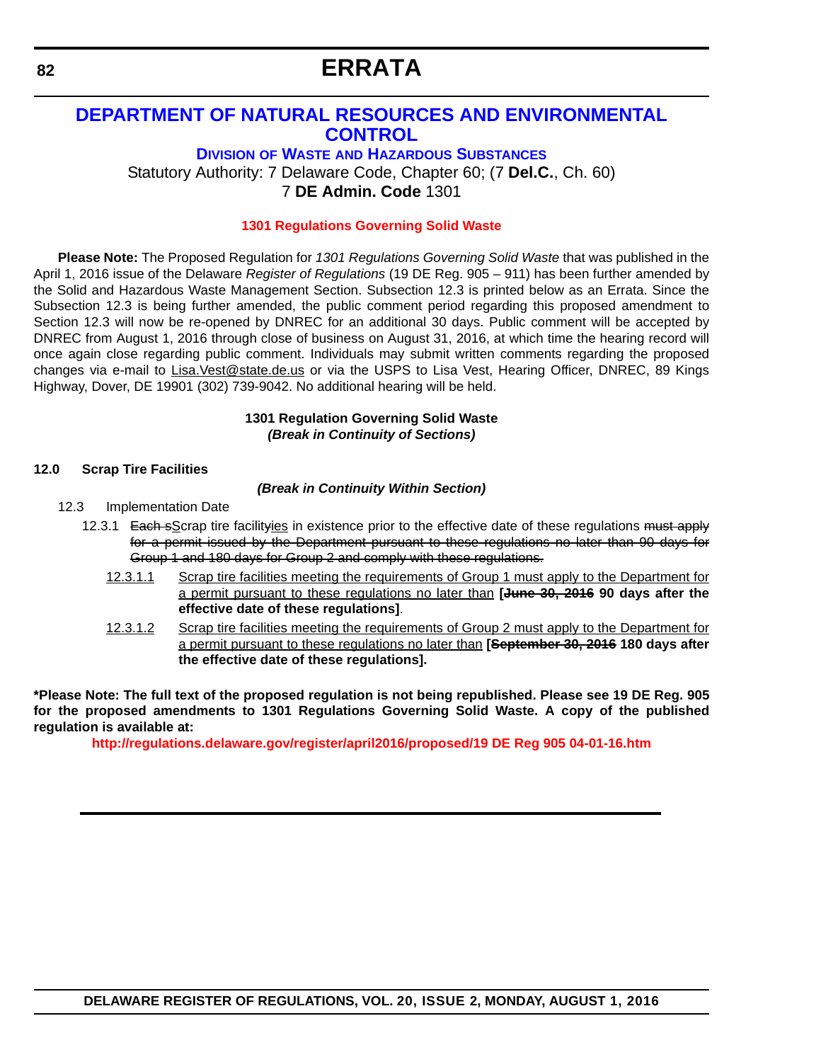# ERRATA

## DEPARTMENT OF NATURAL RESOURCES AND ENVIRONMENTAL CONTROL

### DIVISION OF WASTE AND HAZARDOUS SUBSTANCES

Statutory Authority: 7 Delaware Code, Chapter 60; (7 **Del.C.**, Ch. 60)
7 **DE Admin. Code** 1301

**1301 Regulations Governing Solid Waste**

**Please Note:** The Proposed Regulation for *1301 Regulations Governing Solid Waste* that was published in the April 1, 2016 issue of the Delaware *Register of Regulations* (19 DE Reg. 905 – 911) has been further amended by the Solid and Hazardous Waste Management Section. Subsection 12.3 is printed below as an Errata. Since the Subsection 12.3 is being further amended, the public comment period regarding this proposed amendment to Section 12.3 will now be re-opened by DNREC for an additional 30 days. Public comment will be accepted by DNREC from August 1, 2016 through close of business on August 31, 2016, at which time the hearing record will once again close regarding public comment. Individuals may submit written comments regarding the proposed changes via e-mail to Lisa.Vest@state.de.us or via the USPS to Lisa Vest, Hearing Officer, DNREC, 89 Kings Highway, Dover, DE 19901 (302) 739-9042. No additional hearing will be held.

**1301 Regulation Governing Solid Waste**
***(Break in Continuity of Sections)***

**12.0 Scrap Tire Facilities**

***(Break in Continuity Within Section)***

12.3 Implementation Date

12.3.1 ~~Each s~~<u>S</u>crap tire facilit~~y~~<u>ies</u> in existence prior to the effective date of these regulations ~~must apply for a permit issued by the Department pursuant to these regulations no later than 90 days for Group 1 and 180 days for Group 2 and comply with these regulations.~~

<u>12.3.1.1</u> <u>Scrap tire facilities meeting the requirements of Group 1 must apply to the Department for a permit pursuant to these regulations no later than</u> **[~~June 30, 2016~~ 90 days after the effective date of these regulations]**.

<u>12.3.1.2</u> <u>Scrap tire facilities meeting the requirements of Group 2 must apply to the Department for a permit pursuant to these regulations no later than</u> **[~~September 30, 2016~~ 180 days after the effective date of these regulations].**

**\*Please Note: The full text of the proposed regulation is not being republished. Please see 19 DE Reg. 905 for the proposed amendments to 1301 Regulations Governing Solid Waste. A copy of the published regulation is available at:**

**http://regulations.delaware.gov/register/april2016/proposed/19 DE Reg 905 04-01-16.htm**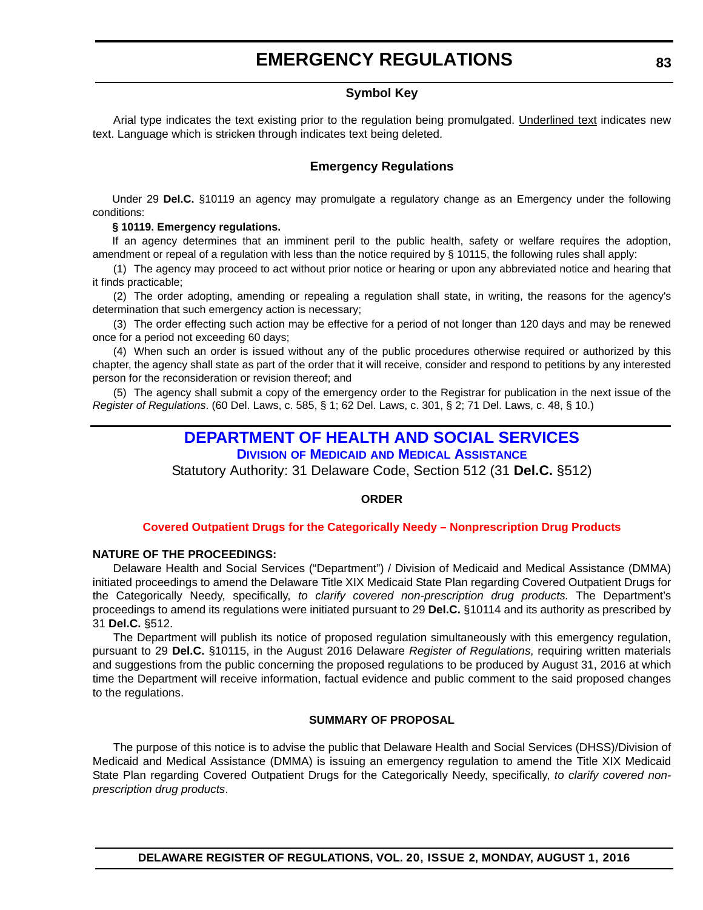# EMERGENCY REGULATIONS

### Symbol Key

Arial type indicates the text existing prior to the regulation being promulgated. Underlined text indicates new text. Language which is ~~stricken~~ through indicates text being deleted.

### Emergency Regulations

Under 29 **Del.C.** §10119 an agency may promulgate a regulatory change as an Emergency under the following conditions:

**§ 10119. Emergency regulations.**

If an agency determines that an imminent peril to the public health, safety or welfare requires the adoption, amendment or repeal of a regulation with less than the notice required by § 10115, the following rules shall apply:

(1) The agency may proceed to act without prior notice or hearing or upon any abbreviated notice and hearing that it finds practicable;

(2) The order adopting, amending or repealing a regulation shall state, in writing, the reasons for the agency's determination that such emergency action is necessary;

(3) The order effecting such action may be effective for a period of not longer than 120 days and may be renewed once for a period not exceeding 60 days;

(4) When such an order is issued without any of the public procedures otherwise required or authorized by this chapter, the agency shall state as part of the order that it will receive, consider and respond to petitions by any interested person for the reconsideration or revision thereof; and

(5) The agency shall submit a copy of the emergency order to the Registrar for publication in the next issue of the *Register of Regulations*. (60 Del. Laws, c. 585, § 1; 62 Del. Laws, c. 301, § 2; 71 Del. Laws, c. 48, § 10.)

## DEPARTMENT OF HEALTH AND SOCIAL SERVICES

### Division of Medicaid and Medical Assistance

Statutory Authority: 31 Delaware Code, Section 512 (31 **Del.C.** §512)

**ORDER**

**Covered Outpatient Drugs for the Categorically Needy – Nonprescription Drug Products**

**NATURE OF THE PROCEEDINGS:**

Delaware Health and Social Services ("Department") / Division of Medicaid and Medical Assistance (DMMA) initiated proceedings to amend the Delaware Title XIX Medicaid State Plan regarding Covered Outpatient Drugs for the Categorically Needy, specifically, *to clarify covered non-prescription drug products.* The Department's proceedings to amend its regulations were initiated pursuant to 29 **Del.C.** §10114 and its authority as prescribed by 31 **Del.C.** §512.

The Department will publish its notice of proposed regulation simultaneously with this emergency regulation, pursuant to 29 **Del.C.** §10115, in the August 2016 Delaware *Register of Regulations*, requiring written materials and suggestions from the public concerning the proposed regulations to be produced by August 31, 2016 at which time the Department will receive information, factual evidence and public comment to the said proposed changes to the regulations.

**SUMMARY OF PROPOSAL**

The purpose of this notice is to advise the public that Delaware Health and Social Services (DHSS)/Division of Medicaid and Medical Assistance (DMMA) is issuing an emergency regulation to amend the Title XIX Medicaid State Plan regarding Covered Outpatient Drugs for the Categorically Needy, specifically, *to clarify covered non-prescription drug products*.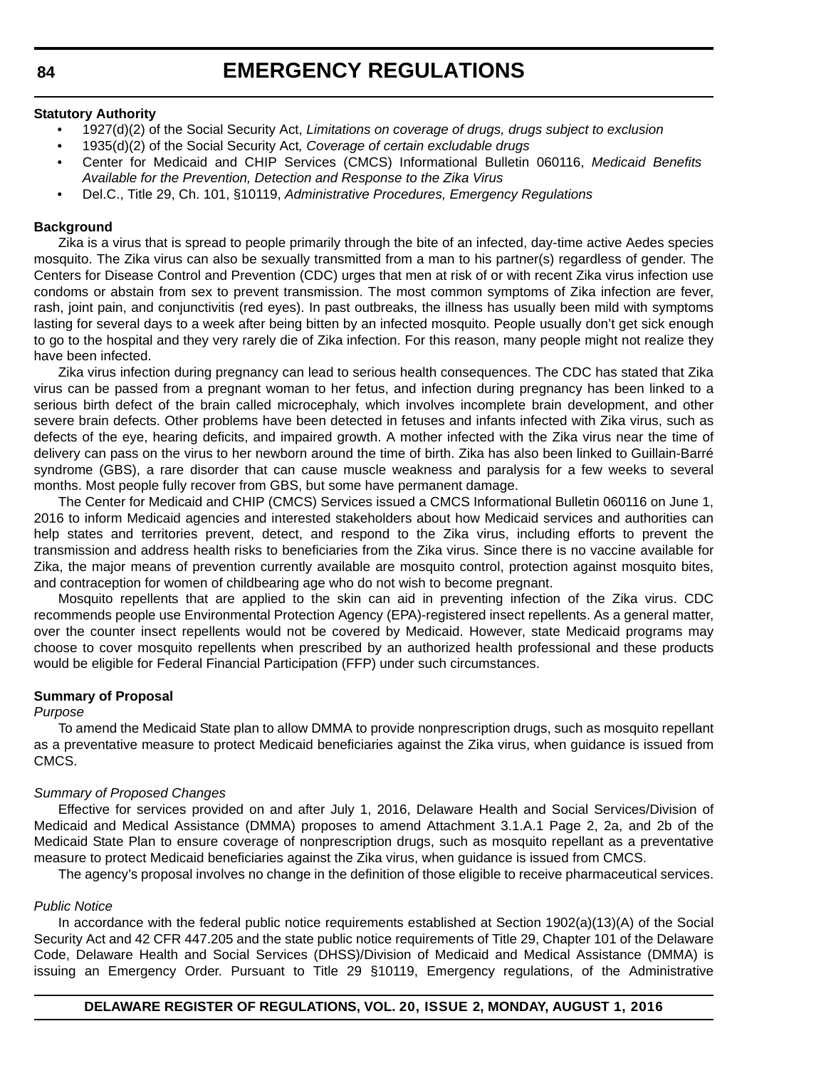**Statutory Authority**

- 1927(d)(2) of the Social Security Act, *Limitations on coverage of drugs, drugs subject to exclusion*
- 1935(d)(2) of the Social Security Act*, Coverage of certain excludable drugs*
- Center for Medicaid and CHIP Services (CMCS) Informational Bulletin 060116, *Medicaid Benefits Available for the Prevention, Detection and Response to the Zika Virus*
- Del.C., Title 29, Ch. 101, §10119, *Administrative Procedures, Emergency Regulations*

**Background**

Zika is a virus that is spread to people primarily through the bite of an infected, day-time active Aedes species mosquito. The Zika virus can also be sexually transmitted from a man to his partner(s) regardless of gender. The Centers for Disease Control and Prevention (CDC) urges that men at risk of or with recent Zika virus infection use condoms or abstain from sex to prevent transmission. The most common symptoms of Zika infection are fever, rash, joint pain, and conjunctivitis (red eyes). In past outbreaks, the illness has usually been mild with symptoms lasting for several days to a week after being bitten by an infected mosquito. People usually don't get sick enough to go to the hospital and they very rarely die of Zika infection. For this reason, many people might not realize they have been infected.

Zika virus infection during pregnancy can lead to serious health consequences. The CDC has stated that Zika virus can be passed from a pregnant woman to her fetus, and infection during pregnancy has been linked to a serious birth defect of the brain called microcephaly, which involves incomplete brain development, and other severe brain defects. Other problems have been detected in fetuses and infants infected with Zika virus, such as defects of the eye, hearing deficits, and impaired growth. A mother infected with the Zika virus near the time of delivery can pass on the virus to her newborn around the time of birth. Zika has also been linked to Guillain-Barré syndrome (GBS), a rare disorder that can cause muscle weakness and paralysis for a few weeks to several months. Most people fully recover from GBS, but some have permanent damage.

The Center for Medicaid and CHIP (CMCS) Services issued a CMCS Informational Bulletin 060116 on June 1, 2016 to inform Medicaid agencies and interested stakeholders about how Medicaid services and authorities can help states and territories prevent, detect, and respond to the Zika virus, including efforts to prevent the transmission and address health risks to beneficiaries from the Zika virus. Since there is no vaccine available for Zika, the major means of prevention currently available are mosquito control, protection against mosquito bites, and contraception for women of childbearing age who do not wish to become pregnant.

Mosquito repellents that are applied to the skin can aid in preventing infection of the Zika virus. CDC recommends people use Environmental Protection Agency (EPA)-registered insect repellents. As a general matter, over the counter insect repellents would not be covered by Medicaid. However, state Medicaid programs may choose to cover mosquito repellents when prescribed by an authorized health professional and these products would be eligible for Federal Financial Participation (FFP) under such circumstances.

**Summary of Proposal**

*Purpose*

To amend the Medicaid State plan to allow DMMA to provide nonprescription drugs, such as mosquito repellant as a preventative measure to protect Medicaid beneficiaries against the Zika virus, when guidance is issued from CMCS.

*Summary of Proposed Changes*

Effective for services provided on and after July 1, 2016, Delaware Health and Social Services/Division of Medicaid and Medical Assistance (DMMA) proposes to amend Attachment 3.1.A.1 Page 2, 2a, and 2b of the Medicaid State Plan to ensure coverage of nonprescription drugs, such as mosquito repellant as a preventative measure to protect Medicaid beneficiaries against the Zika virus, when guidance is issued from CMCS.

The agency's proposal involves no change in the definition of those eligible to receive pharmaceutical services.

*Public Notice*

In accordance with the federal public notice requirements established at Section 1902(a)(13)(A) of the Social Security Act and 42 CFR 447.205 and the state public notice requirements of Title 29, Chapter 101 of the Delaware Code, Delaware Health and Social Services (DHSS)/Division of Medicaid and Medical Assistance (DMMA) is issuing an Emergency Order. Pursuant to Title 29 §10119, Emergency regulations, of the Administrative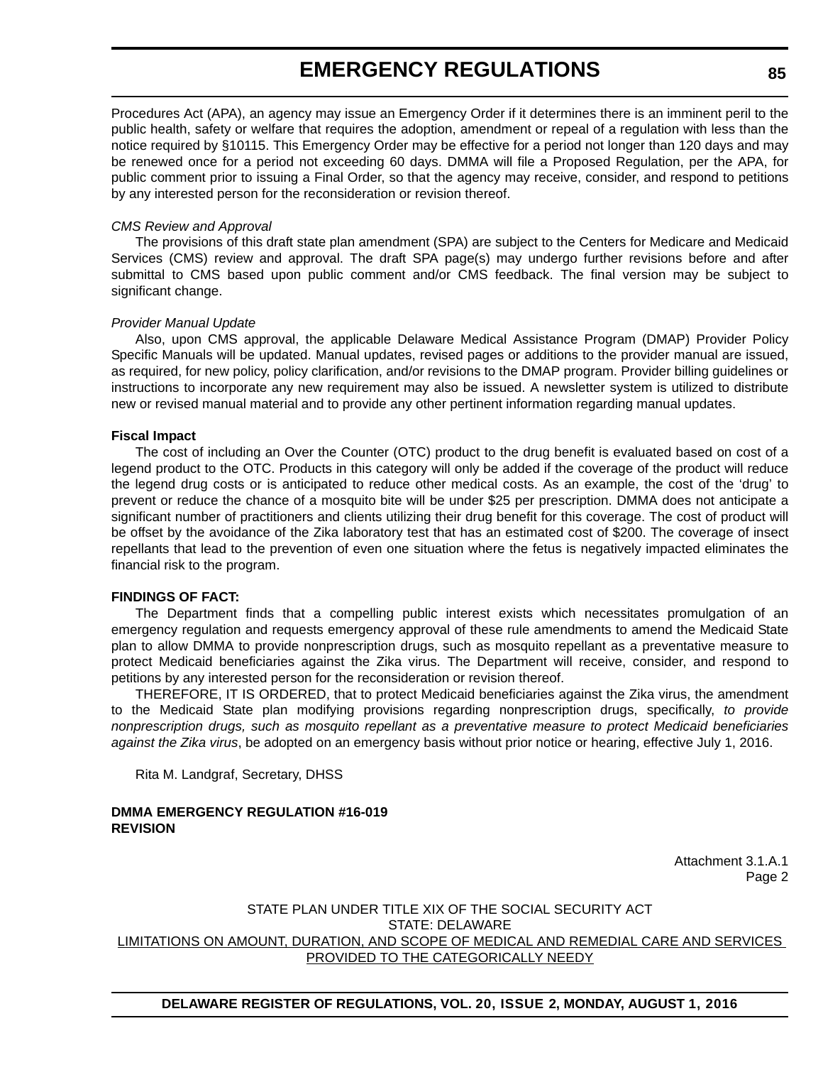Procedures Act (APA), an agency may issue an Emergency Order if it determines there is an imminent peril to the public health, safety or welfare that requires the adoption, amendment or repeal of a regulation with less than the notice required by §10115. This Emergency Order may be effective for a period not longer than 120 days and may be renewed once for a period not exceeding 60 days. DMMA will file a Proposed Regulation, per the APA, for public comment prior to issuing a Final Order, so that the agency may receive, consider, and respond to petitions by any interested person for the reconsideration or revision thereof.

*CMS Review and Approval*

The provisions of this draft state plan amendment (SPA) are subject to the Centers for Medicare and Medicaid Services (CMS) review and approval. The draft SPA page(s) may undergo further revisions before and after submittal to CMS based upon public comment and/or CMS feedback. The final version may be subject to significant change.

*Provider Manual Update*

Also, upon CMS approval, the applicable Delaware Medical Assistance Program (DMAP) Provider Policy Specific Manuals will be updated. Manual updates, revised pages or additions to the provider manual are issued, as required, for new policy, policy clarification, and/or revisions to the DMAP program. Provider billing guidelines or instructions to incorporate any new requirement may also be issued. A newsletter system is utilized to distribute new or revised manual material and to provide any other pertinent information regarding manual updates.

**Fiscal Impact**

The cost of including an Over the Counter (OTC) product to the drug benefit is evaluated based on cost of a legend product to the OTC. Products in this category will only be added if the coverage of the product will reduce the legend drug costs or is anticipated to reduce other medical costs. As an example, the cost of the 'drug' to prevent or reduce the chance of a mosquito bite will be under $25 per prescription. DMMA does not anticipate a significant number of practitioners and clients utilizing their drug benefit for this coverage. The cost of product will be offset by the avoidance of the Zika laboratory test that has an estimated cost of $200. The coverage of insect repellants that lead to the prevention of even one situation where the fetus is negatively impacted eliminates the financial risk to the program.

**FINDINGS OF FACT:**

The Department finds that a compelling public interest exists which necessitates promulgation of an emergency regulation and requests emergency approval of these rule amendments to amend the Medicaid State plan to allow DMMA to provide nonprescription drugs, such as mosquito repellant as a preventative measure to protect Medicaid beneficiaries against the Zika virus. The Department will receive, consider, and respond to petitions by any interested person for the reconsideration or revision thereof.

THEREFORE, IT IS ORDERED, that to protect Medicaid beneficiaries against the Zika virus, the amendment to the Medicaid State plan modifying provisions regarding nonprescription drugs, specifically, *to provide nonprescription drugs, such as mosquito repellant as a preventative measure to protect Medicaid beneficiaries against the Zika virus*, be adopted on an emergency basis without prior notice or hearing, effective July 1, 2016.

Rita M. Landgraf, Secretary, DHSS

**DMMA EMERGENCY REGULATION #16-019**
**REVISION**

Attachment 3.1.A.1
Page 2

STATE PLAN UNDER TITLE XIX OF THE SOCIAL SECURITY ACT
STATE: DELAWARE
LIMITATIONS ON AMOUNT, DURATION, AND SCOPE OF MEDICAL AND REMEDIAL CARE AND SERVICES PROVIDED TO THE CATEGORICALLY NEEDY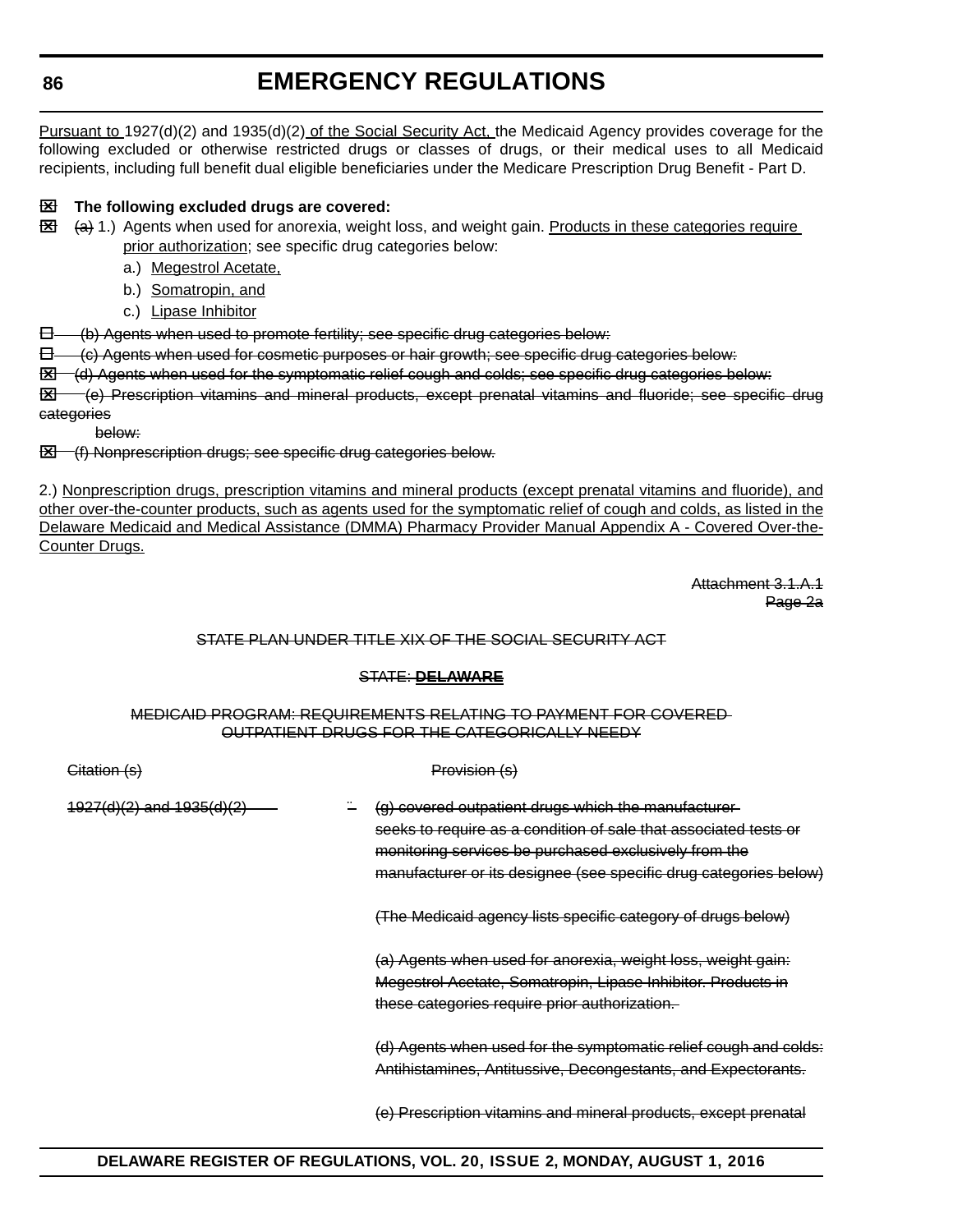Pursuant to 1927(d)(2) and 1935(d)(2) of the Social Security Act, the Medicaid Agency provides coverage for the following excluded or otherwise restricted drugs or classes of drugs, or their medical uses to all Medicaid recipients, including full benefit dual eligible beneficiaries under the Medicare Prescription Drug Benefit - Part D.

☒ **The following excluded drugs are covered:**

☒ ~~(a)~~ 1.) Agents when used for anorexia, weight loss, and weight gain. Products in these categories require prior authorization; see specific drug categories below:

a.) Megestrol Acetate,

b.) Somatropin, and

c.) Lipase Inhibitor

~~☐ (b) Agents when used to promote fertility; see specific drug categories below:~~

~~☐ (c) Agents when used for cosmetic purposes or hair growth; see specific drug categories below:~~

~~☒ (d) Agents when used for the symptomatic relief cough and colds; see specific drug categories below:~~

~~☒ (e) Prescription vitamins and mineral products, except prenatal vitamins and fluoride; see specific drug categories below:~~

~~☒ (f) Nonprescription drugs; see specific drug categories below.~~

2.) Nonprescription drugs, prescription vitamins and mineral products (except prenatal vitamins and fluoride), and other over-the-counter products, such as agents used for the symptomatic relief of cough and colds, as listed in the Delaware Medicaid and Medical Assistance (DMMA) Pharmacy Provider Manual Appendix A - Covered Over-the-Counter Drugs.

~~Attachment 3.1.A.1~~
~~Page 2a~~

~~STATE PLAN UNDER TITLE XIX OF THE SOCIAL SECURITY ACT~~

~~STATE: **DELAWARE**~~

~~MEDICAID PROGRAM: REQUIREMENTS RELATING TO PAYMENT FOR COVERED OUTPATIENT DRUGS FOR THE CATEGORICALLY NEEDY~~

| ~~Citation (s)~~ | ~~Provision (s)~~ |
|---|---|
| ~~1927(d)(2) and 1935(d)(2)~~ | ~~(g) covered outpatient drugs which the manufacturer seeks to require as a condition of sale that associated tests or monitoring services be purchased exclusively from the manufacturer or its designee (see specific drug categories below)~~<br><br>~~(The Medicaid agency lists specific category of drugs below)~~<br><br>~~(a) Agents when used for anorexia, weight loss, weight gain: Megestrol Acetate, Somatropin, Lipase Inhibitor. Products in these categories require prior authorization.~~<br><br>~~(d) Agents when used for the symptomatic relief cough and colds: Antihistamines, Antitussive, Decongestants, and Expectorants.~~<br><br>~~(e) Prescription vitamins and mineral products, except prenatal~~ |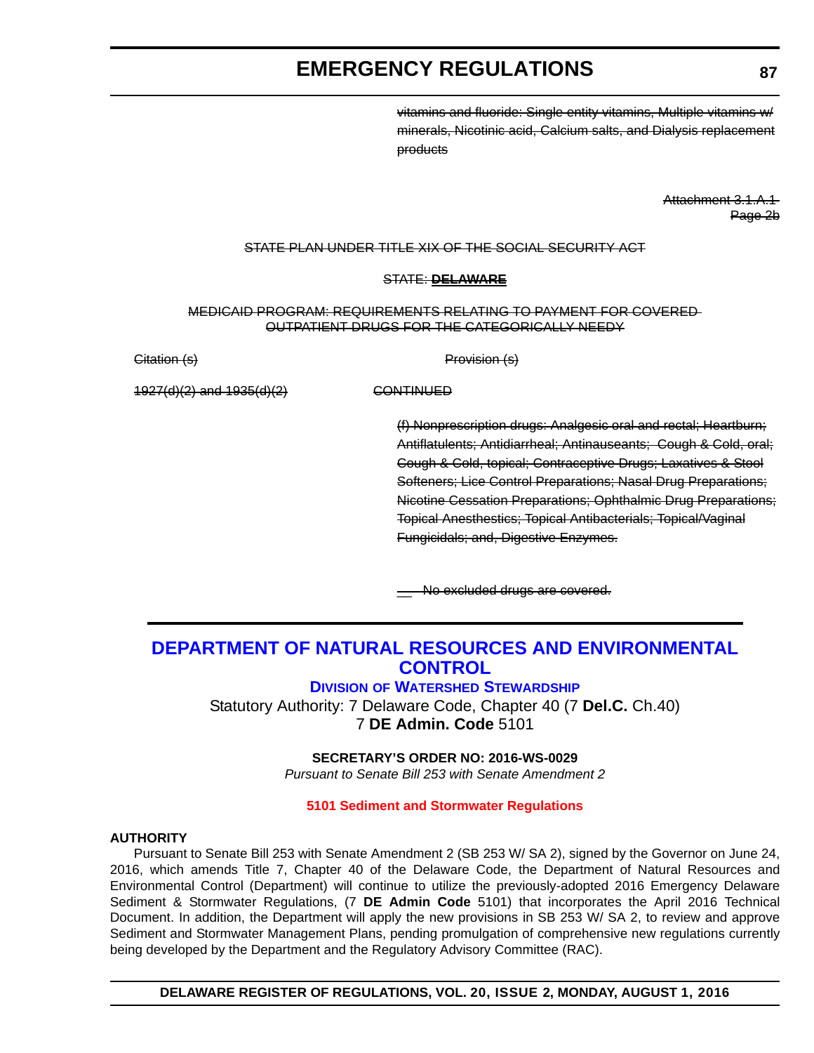~~vitamins and fluoride: Single entity vitamins, Multiple vitamins w/ minerals, Nicotinic acid, Calcium salts, and Dialysis replacement products~~

~~Attachment 3.1.A.1~~
~~Page 2b~~

~~STATE PLAN UNDER TITLE XIX OF THE SOCIAL SECURITY ACT~~

~~STATE: **DELAWARE**~~

~~MEDICAID PROGRAM: REQUIREMENTS RELATING TO PAYMENT FOR COVERED OUTPATIENT DRUGS FOR THE CATEGORICALLY NEEDY~~

| ~~Citation (s)~~ | ~~Provision (s)~~ |
| --- | --- |
| ~~1927(d)(2) and 1935(d)(2)~~ | ~~CONTINUED~~ |
| | ~~(f) Nonprescription drugs: Analgesic oral and rectal; Heartburn; Antiflatulents; Antidiarrheal; Antinauseants; Cough & Cold, oral; Cough & Cold, topical; Contraceptive Drugs; Laxatives & Stool Softeners; Lice Control Preparations; Nasal Drug Preparations; Nicotine Cessation Preparations; Ophthalmic Drug Preparations; Topical Anesthestics; Topical Antibacterials; Topical/Vaginal Fungicidals; and, Digestive Enzymes.~~ |
| | ~~\_\_ No excluded drugs are covered.~~ |

# DEPARTMENT OF NATURAL RESOURCES AND ENVIRONMENTAL CONTROL

## Division of Watershed Stewardship

Statutory Authority: 7 Delaware Code, Chapter 40 (7 **Del.C.** Ch.40)
7 **DE Admin. Code** 5101

**SECRETARY'S ORDER NO: 2016-WS-0029**

*Pursuant to Senate Bill 253 with Senate Amendment 2*

**5101 Sediment and Stormwater Regulations**

**AUTHORITY**

Pursuant to Senate Bill 253 with Senate Amendment 2 (SB 253 W/ SA 2), signed by the Governor on June 24, 2016, which amends Title 7, Chapter 40 of the Delaware Code, the Department of Natural Resources and Environmental Control (Department) will continue to utilize the previously-adopted 2016 Emergency Delaware Sediment & Stormwater Regulations, (7 **DE Admin Code** 5101) that incorporates the April 2016 Technical Document. In addition, the Department will apply the new provisions in SB 253 W/ SA 2, to review and approve Sediment and Stormwater Management Plans, pending promulgation of comprehensive new regulations currently being developed by the Department and the Regulatory Advisory Committee (RAC).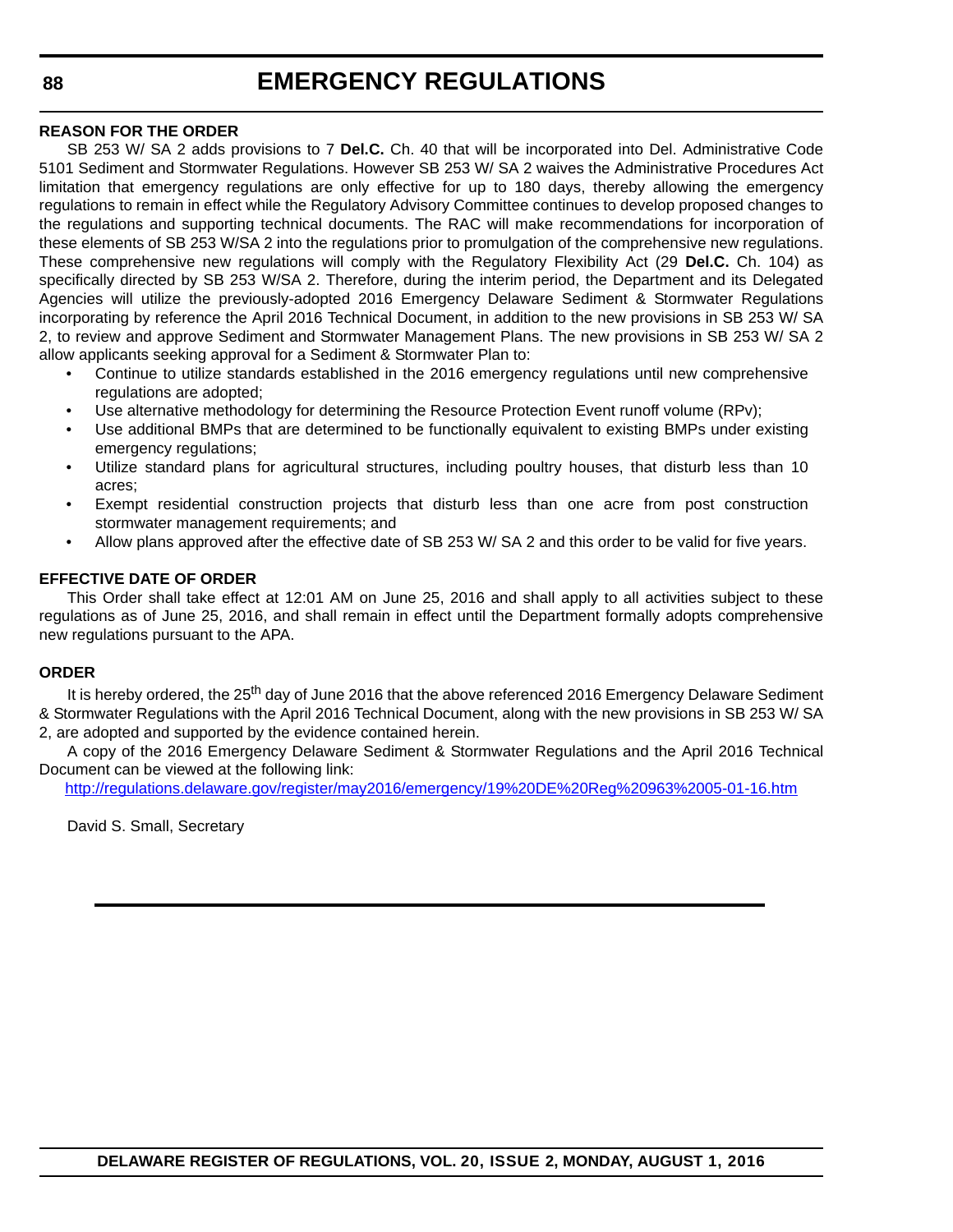### REASON FOR THE ORDER

SB 253 W/ SA 2 adds provisions to 7 **Del.C.** Ch. 40 that will be incorporated into Del. Administrative Code 5101 Sediment and Stormwater Regulations. However SB 253 W/ SA 2 waives the Administrative Procedures Act limitation that emergency regulations are only effective for up to 180 days, thereby allowing the emergency regulations to remain in effect while the Regulatory Advisory Committee continues to develop proposed changes to the regulations and supporting technical documents. The RAC will make recommendations for incorporation of these elements of SB 253 W/SA 2 into the regulations prior to promulgation of the comprehensive new regulations. These comprehensive new regulations will comply with the Regulatory Flexibility Act (29 **Del.C.** Ch. 104) as specifically directed by SB 253 W/SA 2. Therefore, during the interim period, the Department and its Delegated Agencies will utilize the previously-adopted 2016 Emergency Delaware Sediment & Stormwater Regulations incorporating by reference the April 2016 Technical Document, in addition to the new provisions in SB 253 W/ SA 2, to review and approve Sediment and Stormwater Management Plans. The new provisions in SB 253 W/ SA 2 allow applicants seeking approval for a Sediment & Stormwater Plan to:

- Continue to utilize standards established in the 2016 emergency regulations until new comprehensive regulations are adopted;
- Use alternative methodology for determining the Resource Protection Event runoff volume (RPv);
- Use additional BMPs that are determined to be functionally equivalent to existing BMPs under existing emergency regulations;
- Utilize standard plans for agricultural structures, including poultry houses, that disturb less than 10 acres;
- Exempt residential construction projects that disturb less than one acre from post construction stormwater management requirements; and
- Allow plans approved after the effective date of SB 253 W/ SA 2 and this order to be valid for five years.

### EFFECTIVE DATE OF ORDER

This Order shall take effect at 12:01 AM on June 25, 2016 and shall apply to all activities subject to these regulations as of June 25, 2016, and shall remain in effect until the Department formally adopts comprehensive new regulations pursuant to the APA.

### ORDER

It is hereby ordered, the 25th day of June 2016 that the above referenced 2016 Emergency Delaware Sediment & Stormwater Regulations with the April 2016 Technical Document, along with the new provisions in SB 253 W/ SA 2, are adopted and supported by the evidence contained herein.

A copy of the 2016 Emergency Delaware Sediment & Stormwater Regulations and the April 2016 Technical Document can be viewed at the following link:

http://regulations.delaware.gov/register/may2016/emergency/19%20DE%20Reg%20963%2005-01-16.htm

David S. Small, Secretary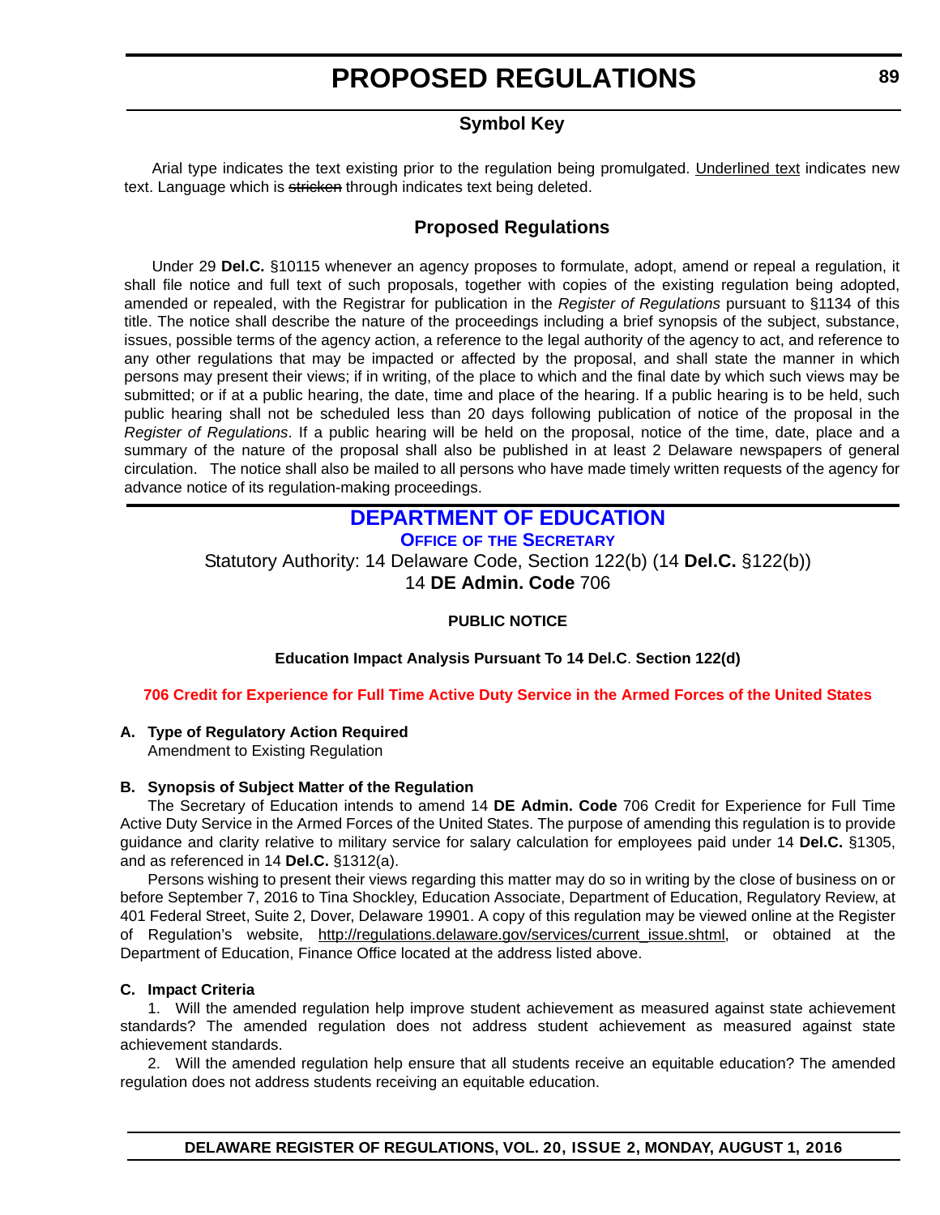# PROPOSED REGULATIONS

## Symbol Key

Arial type indicates the text existing prior to the regulation being promulgated. Underlined text indicates new text. Language which is ~~stricken~~ through indicates text being deleted.

## Proposed Regulations

Under 29 **Del.C.** §10115 whenever an agency proposes to formulate, adopt, amend or repeal a regulation, it shall file notice and full text of such proposals, together with copies of the existing regulation being adopted, amended or repealed, with the Registrar for publication in the *Register of Regulations* pursuant to §1134 of this title. The notice shall describe the nature of the proceedings including a brief synopsis of the subject, substance, issues, possible terms of the agency action, a reference to the legal authority of the agency to act, and reference to any other regulations that may be impacted or affected by the proposal, and shall state the manner in which persons may present their views; if in writing, of the place to which and the final date by which such views may be submitted; or if at a public hearing, the date, time and place of the hearing. If a public hearing is to be held, such public hearing shall not be scheduled less than 20 days following publication of notice of the proposal in the *Register of Regulations*. If a public hearing will be held on the proposal, notice of the time, date, place and a summary of the nature of the proposal shall also be published in at least 2 Delaware newspapers of general circulation. The notice shall also be mailed to all persons who have made timely written requests of the agency for advance notice of its regulation-making proceedings.

## DEPARTMENT OF EDUCATION

### Office of the Secretary

Statutory Authority: 14 Delaware Code, Section 122(b) (14 **Del.C.** §122(b))
14 **DE Admin. Code** 706

**PUBLIC NOTICE**

**Education Impact Analysis Pursuant To 14 Del.C. Section 122(d)**

**706 Credit for Experience for Full Time Active Duty Service in the Armed Forces of the United States**

**A. Type of Regulatory Action Required**
Amendment to Existing Regulation

**B. Synopsis of Subject Matter of the Regulation**

The Secretary of Education intends to amend 14 **DE Admin. Code** 706 Credit for Experience for Full Time Active Duty Service in the Armed Forces of the United States. The purpose of amending this regulation is to provide guidance and clarity relative to military service for salary calculation for employees paid under 14 **Del.C.** §1305, and as referenced in 14 **Del.C.** §1312(a).

Persons wishing to present their views regarding this matter may do so in writing by the close of business on or before September 7, 2016 to Tina Shockley, Education Associate, Department of Education, Regulatory Review, at 401 Federal Street, Suite 2, Dover, Delaware 19901. A copy of this regulation may be viewed online at the Register of Regulation's website, http://regulations.delaware.gov/services/current_issue.shtml, or obtained at the Department of Education, Finance Office located at the address listed above.

**C. Impact Criteria**

1. Will the amended regulation help improve student achievement as measured against state achievement standards? The amended regulation does not address student achievement as measured against state achievement standards.

2. Will the amended regulation help ensure that all students receive an equitable education? The amended regulation does not address students receiving an equitable education.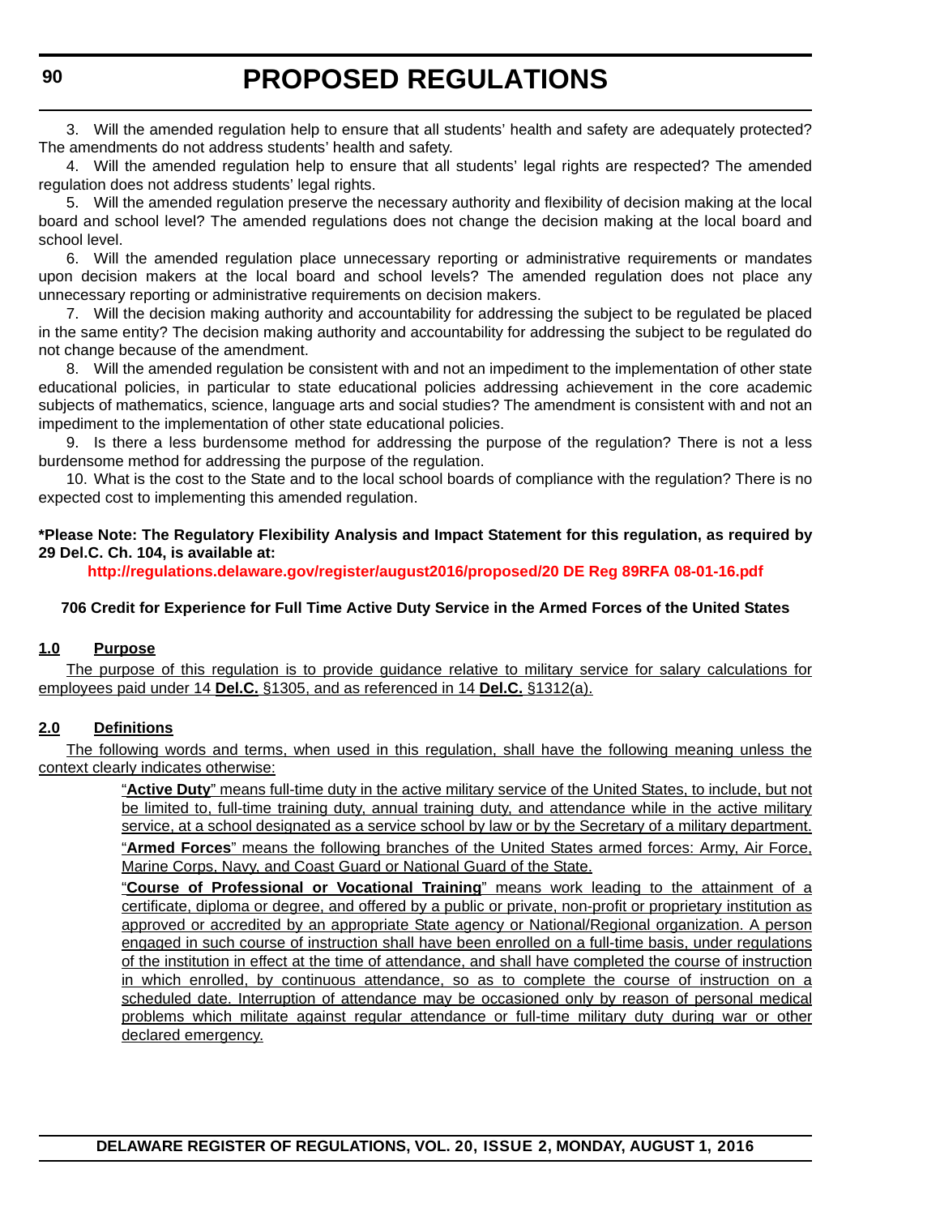3. Will the amended regulation help to ensure that all students' health and safety are adequately protected? The amendments do not address students' health and safety.

4. Will the amended regulation help to ensure that all students' legal rights are respected? The amended regulation does not address students' legal rights.

5. Will the amended regulation preserve the necessary authority and flexibility of decision making at the local board and school level? The amended regulations does not change the decision making at the local board and school level.

6. Will the amended regulation place unnecessary reporting or administrative requirements or mandates upon decision makers at the local board and school levels? The amended regulation does not place any unnecessary reporting or administrative requirements on decision makers.

7. Will the decision making authority and accountability for addressing the subject to be regulated be placed in the same entity? The decision making authority and accountability for addressing the subject to be regulated do not change because of the amendment.

8. Will the amended regulation be consistent with and not an impediment to the implementation of other state educational policies, in particular to state educational policies addressing achievement in the core academic subjects of mathematics, science, language arts and social studies? The amendment is consistent with and not an impediment to the implementation of other state educational policies.

9. Is there a less burdensome method for addressing the purpose of the regulation? There is not a less burdensome method for addressing the purpose of the regulation.

10. What is the cost to the State and to the local school boards of compliance with the regulation? There is no expected cost to implementing this amended regulation.

**\*Please Note: The Regulatory Flexibility Analysis and Impact Statement for this regulation, as required by 29 Del.C. Ch. 104, is available at:**

**http://regulations.delaware.gov/register/august2016/proposed/20 DE Reg 89RFA 08-01-16.pdf**

**706 Credit for Experience for Full Time Active Duty Service in the Armed Forces of the United States**

**1.0 Purpose**

The purpose of this regulation is to provide guidance relative to military service for salary calculations for employees paid under 14 **Del.C.** §1305, and as referenced in 14 **Del.C.** §1312(a).

**2.0 Definitions**

The following words and terms, when used in this regulation, shall have the following meaning unless the context clearly indicates otherwise:

"**Active Duty**" means full-time duty in the active military service of the United States, to include, but not be limited to, full-time training duty, annual training duty, and attendance while in the active military service, at a school designated as a service school by law or by the Secretary of a military department.

"**Armed Forces**" means the following branches of the United States armed forces: Army, Air Force, Marine Corps, Navy, and Coast Guard or National Guard of the State.

"**Course of Professional or Vocational Training**" means work leading to the attainment of a certificate, diploma or degree, and offered by a public or private, non-profit or proprietary institution as approved or accredited by an appropriate State agency or National/Regional organization. A person engaged in such course of instruction shall have been enrolled on a full-time basis, under regulations of the institution in effect at the time of attendance, and shall have completed the course of instruction in which enrolled, by continuous attendance, so as to complete the course of instruction on a scheduled date. Interruption of attendance may be occasioned only by reason of personal medical problems which militate against regular attendance or full-time military duty during war or other declared emergency.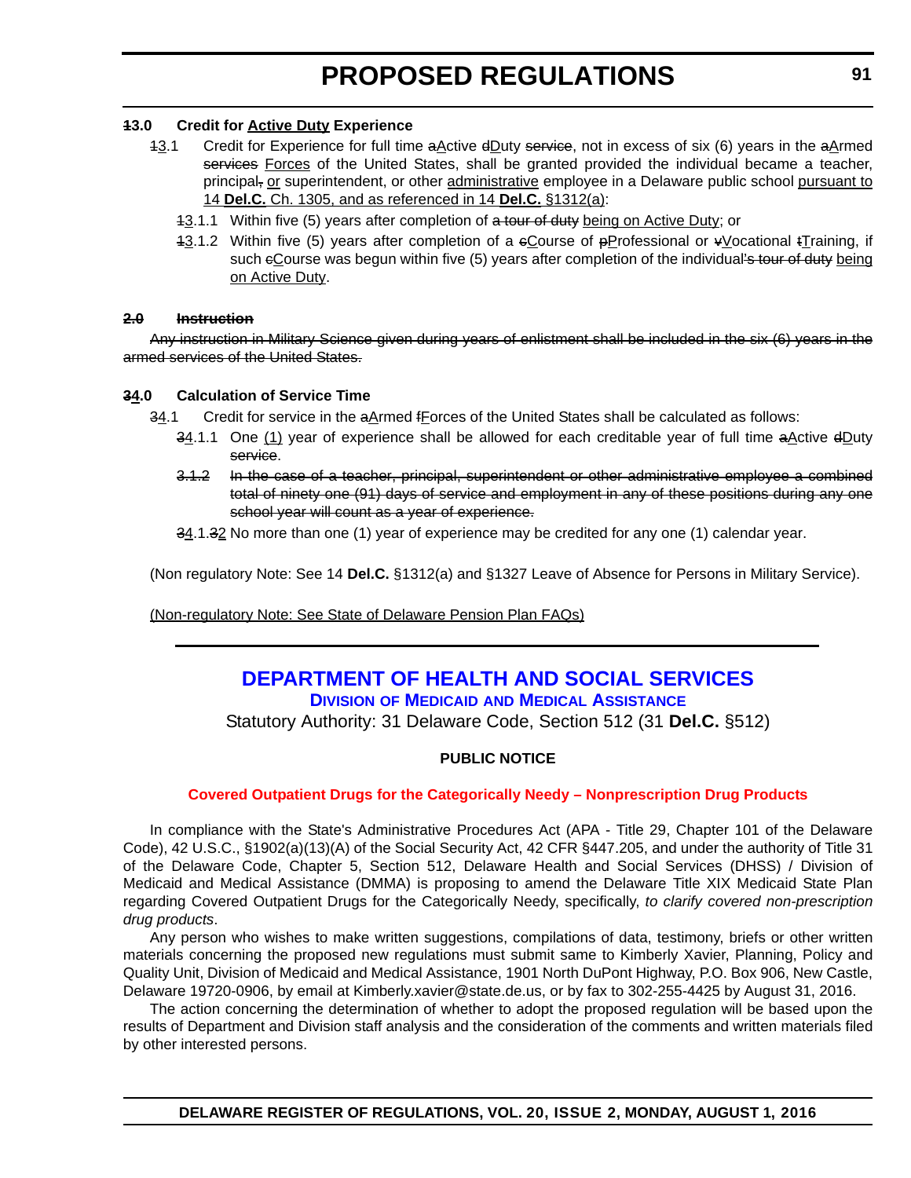**~~1~~3.0 Credit for <u>Active Duty</u> Experience**

~~1~~<u>3</u>.1 Credit for Experience for full time ~~a~~<u>A</u>ctive ~~d~~<u>D</u>uty ~~service~~, not in excess of six (6) years in the ~~a~~<u>A</u>rmed ~~services~~ <u>Forces</u> of the United States, shall be granted provided the individual became a teacher, principal~~,~~ <u>or</u> superintendent, or other <u>administrative</u> employee in a Delaware public school <u>pursuant to 14 **Del.C.** Ch. 1305, and as referenced in 14 **Del.C.** §1312(a)</u>:

~~1~~<u>3</u>.1.1 Within five (5) years after completion of ~~a tour of duty~~ <u>being on Active Duty</u>; or

~~1~~<u>3</u>.1.2 Within five (5) years after completion of a ~~c~~<u>C</u>ourse of ~~p~~<u>P</u>rofessional or ~~v~~<u>V</u>ocational ~~t~~<u>T</u>raining, if such ~~c~~<u>C</u>ourse was begun within five (5) years after completion of the individual~~'s tour of duty~~ <u>being on Active Duty</u>.

~~**2.0 Instruction**~~

~~Any instruction in Military Science given during years of enlistment shall be included in the six (6) years in the armed services of the United States.~~

**~~3~~<u>4</u>.0 Calculation of Service Time**

~~3~~<u>4</u>.1 Credit for service in the ~~a~~<u>A</u>rmed ~~f~~<u>F</u>orces of the United States shall be calculated as follows:

~~3~~<u>4</u>.1.1 One <u>(1)</u> year of experience shall be allowed for each creditable year of full time ~~a~~<u>A</u>ctive ~~d~~<u>D</u>uty ~~service~~.

~~3.1.2 In the case of a teacher, principal, superintendent or other administrative employee a combined total of ninety one (91) days of service and employment in any of these positions during any one school year will count as a year of experience.~~

~~3~~<u>4</u>.1.~~3~~<u>2</u> No more than one (1) year of experience may be credited for any one (1) calendar year.

(Non regulatory Note: See 14 **Del.C.** §1312(a) and §1327 Leave of Absence for Persons in Military Service).

<u>(Non-regulatory Note: See State of Delaware Pension Plan FAQs)</u>

---

# DEPARTMENT OF HEALTH AND SOCIAL SERVICES

## Division of Medicaid and Medical Assistance

Statutory Authority: 31 Delaware Code, Section 512 (31 **Del.C.** §512)

**PUBLIC NOTICE**

**Covered Outpatient Drugs for the Categorically Needy – Nonprescription Drug Products**

In compliance with the State's Administrative Procedures Act (APA - Title 29, Chapter 101 of the Delaware Code), 42 U.S.C., §1902(a)(13)(A) of the Social Security Act, 42 CFR §447.205, and under the authority of Title 31 of the Delaware Code, Chapter 5, Section 512, Delaware Health and Social Services (DHSS) / Division of Medicaid and Medical Assistance (DMMA) is proposing to amend the Delaware Title XIX Medicaid State Plan regarding Covered Outpatient Drugs for the Categorically Needy, specifically, *to clarify covered non-prescription drug products*.

Any person who wishes to make written suggestions, compilations of data, testimony, briefs or other written materials concerning the proposed new regulations must submit same to Kimberly Xavier, Planning, Policy and Quality Unit, Division of Medicaid and Medical Assistance, 1901 North DuPont Highway, P.O. Box 906, New Castle, Delaware 19720-0906, by email at Kimberly.xavier@state.de.us, or by fax to 302-255-4425 by August 31, 2016.

The action concerning the determination of whether to adopt the proposed regulation will be based upon the results of Department and Division staff analysis and the consideration of the comments and written materials filed by other interested persons.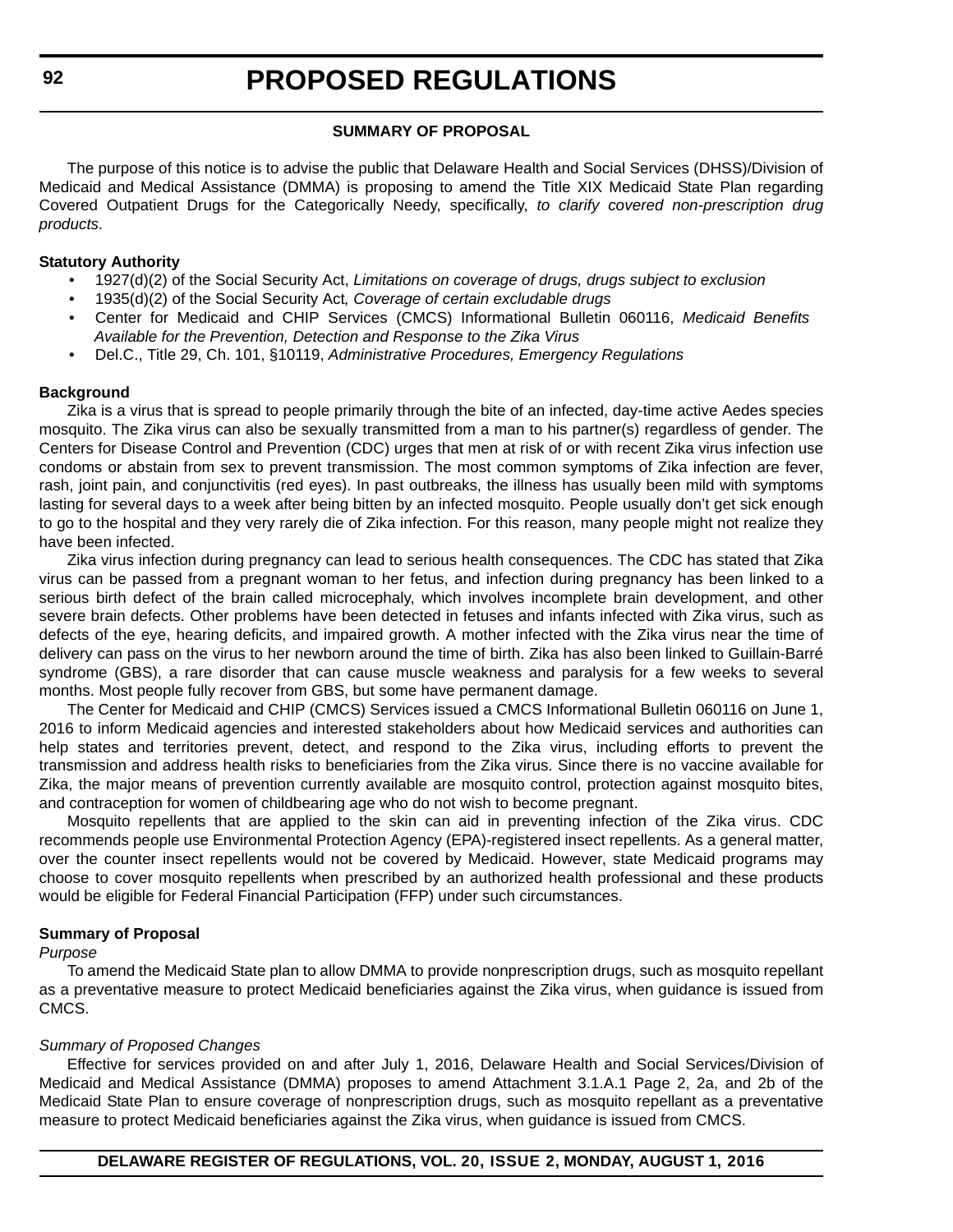### SUMMARY OF PROPOSAL

The purpose of this notice is to advise the public that Delaware Health and Social Services (DHSS)/Division of Medicaid and Medical Assistance (DMMA) is proposing to amend the Title XIX Medicaid State Plan regarding Covered Outpatient Drugs for the Categorically Needy, specifically, *to clarify covered non-prescription drug products*.

**Statutory Authority**

- 1927(d)(2) of the Social Security Act, *Limitations on coverage of drugs, drugs subject to exclusion*
- 1935(d)(2) of the Social Security Act*, Coverage of certain excludable drugs*
- Center for Medicaid and CHIP Services (CMCS) Informational Bulletin 060116, *Medicaid Benefits Available for the Prevention, Detection and Response to the Zika Virus*
- Del.C., Title 29, Ch. 101, §10119, *Administrative Procedures, Emergency Regulations*

**Background**

Zika is a virus that is spread to people primarily through the bite of an infected, day-time active Aedes species mosquito. The Zika virus can also be sexually transmitted from a man to his partner(s) regardless of gender. The Centers for Disease Control and Prevention (CDC) urges that men at risk of or with recent Zika virus infection use condoms or abstain from sex to prevent transmission. The most common symptoms of Zika infection are fever, rash, joint pain, and conjunctivitis (red eyes). In past outbreaks, the illness has usually been mild with symptoms lasting for several days to a week after being bitten by an infected mosquito. People usually don't get sick enough to go to the hospital and they very rarely die of Zika infection. For this reason, many people might not realize they have been infected.

Zika virus infection during pregnancy can lead to serious health consequences. The CDC has stated that Zika virus can be passed from a pregnant woman to her fetus, and infection during pregnancy has been linked to a serious birth defect of the brain called microcephaly, which involves incomplete brain development, and other severe brain defects. Other problems have been detected in fetuses and infants infected with Zika virus, such as defects of the eye, hearing deficits, and impaired growth. A mother infected with the Zika virus near the time of delivery can pass on the virus to her newborn around the time of birth. Zika has also been linked to Guillain-Barré syndrome (GBS), a rare disorder that can cause muscle weakness and paralysis for a few weeks to several months. Most people fully recover from GBS, but some have permanent damage.

The Center for Medicaid and CHIP (CMCS) Services issued a CMCS Informational Bulletin 060116 on June 1, 2016 to inform Medicaid agencies and interested stakeholders about how Medicaid services and authorities can help states and territories prevent, detect, and respond to the Zika virus, including efforts to prevent the transmission and address health risks to beneficiaries from the Zika virus. Since there is no vaccine available for Zika, the major means of prevention currently available are mosquito control, protection against mosquito bites, and contraception for women of childbearing age who do not wish to become pregnant.

Mosquito repellents that are applied to the skin can aid in preventing infection of the Zika virus. CDC recommends people use Environmental Protection Agency (EPA)-registered insect repellents. As a general matter, over the counter insect repellents would not be covered by Medicaid. However, state Medicaid programs may choose to cover mosquito repellents when prescribed by an authorized health professional and these products would be eligible for Federal Financial Participation (FFP) under such circumstances.

**Summary of Proposal**

*Purpose*

To amend the Medicaid State plan to allow DMMA to provide nonprescription drugs, such as mosquito repellant as a preventative measure to protect Medicaid beneficiaries against the Zika virus, when guidance is issued from CMCS.

*Summary of Proposed Changes*

Effective for services provided on and after July 1, 2016, Delaware Health and Social Services/Division of Medicaid and Medical Assistance (DMMA) proposes to amend Attachment 3.1.A.1 Page 2, 2a, and 2b of the Medicaid State Plan to ensure coverage of nonprescription drugs, such as mosquito repellant as a preventative measure to protect Medicaid beneficiaries against the Zika virus, when guidance is issued from CMCS.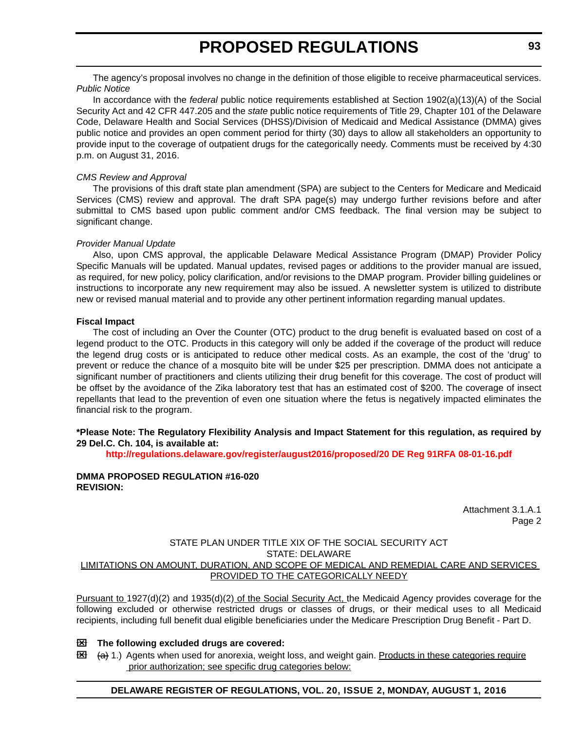The agency's proposal involves no change in the definition of those eligible to receive pharmaceutical services.

*Public Notice*

In accordance with the *federal* public notice requirements established at Section 1902(a)(13)(A) of the Social Security Act and 42 CFR 447.205 and the *state* public notice requirements of Title 29, Chapter 101 of the Delaware Code, Delaware Health and Social Services (DHSS)/Division of Medicaid and Medical Assistance (DMMA) gives public notice and provides an open comment period for thirty (30) days to allow all stakeholders an opportunity to provide input to the coverage of outpatient drugs for the categorically needy. Comments must be received by 4:30 p.m. on August 31, 2016.

*CMS Review and Approval*

The provisions of this draft state plan amendment (SPA) are subject to the Centers for Medicare and Medicaid Services (CMS) review and approval. The draft SPA page(s) may undergo further revisions before and after submittal to CMS based upon public comment and/or CMS feedback. The final version may be subject to significant change.

*Provider Manual Update*

Also, upon CMS approval, the applicable Delaware Medical Assistance Program (DMAP) Provider Policy Specific Manuals will be updated. Manual updates, revised pages or additions to the provider manual are issued, as required, for new policy, policy clarification, and/or revisions to the DMAP program. Provider billing guidelines or instructions to incorporate any new requirement may also be issued. A newsletter system is utilized to distribute new or revised manual material and to provide any other pertinent information regarding manual updates.

**Fiscal Impact**

The cost of including an Over the Counter (OTC) product to the drug benefit is evaluated based on cost of a legend product to the OTC. Products in this category will only be added if the coverage of the product will reduce the legend drug costs or is anticipated to reduce other medical costs. As an example, the cost of the 'drug' to prevent or reduce the chance of a mosquito bite will be under $25 per prescription. DMMA does not anticipate a significant number of practitioners and clients utilizing their drug benefit for this coverage. The cost of product will be offset by the avoidance of the Zika laboratory test that has an estimated cost of $200. The coverage of insect repellants that lead to the prevention of even one situation where the fetus is negatively impacted eliminates the financial risk to the program.

**\*Please Note: The Regulatory Flexibility Analysis and Impact Statement for this regulation, as required by 29 Del.C. Ch. 104, is available at:**

**http://regulations.delaware.gov/register/august2016/proposed/20 DE Reg 91RFA 08-01-16.pdf**

**DMMA PROPOSED REGULATION #16-020**
**REVISION:**

Attachment 3.1.A.1
Page 2

STATE PLAN UNDER TITLE XIX OF THE SOCIAL SECURITY ACT
STATE: DELAWARE
<u>LIMITATIONS ON AMOUNT, DURATION, AND SCOPE OF MEDICAL AND REMEDIAL CARE AND SERVICES PROVIDED TO THE CATEGORICALLY NEEDY</u>

<u>Pursuant to</u> 1927(d)(2) and 1935(d)(2)<u> of the Social Security Act,</u> the Medicaid Agency provides coverage for the following excluded or otherwise restricted drugs or classes of drugs, or their medical uses to all Medicaid recipients, including full benefit dual eligible beneficiaries under the Medicare Prescription Drug Benefit - Part D.

☒ **The following excluded drugs are covered:**

☒ ~~(a)~~ 1.) Agents when used for anorexia, weight loss, and weight gain. <u>Products in these categories require prior authorization; see specific drug categories below:</u>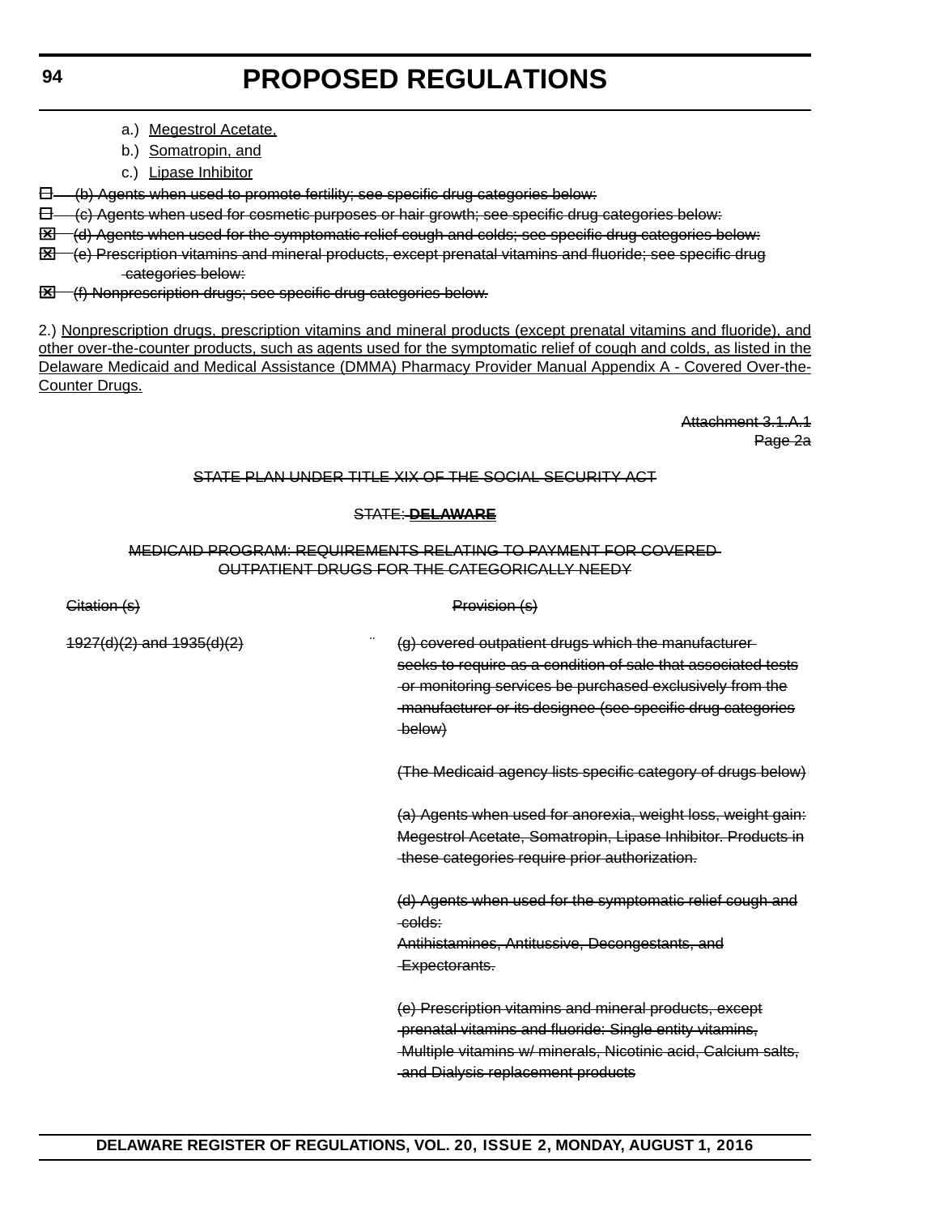a.) Megestrol Acetate,

b.) Somatropin, and

c.) Lipase Inhibitor

~~☐ (b) Agents when used to promote fertility; see specific drug categories below:~~

~~☐ (c) Agents when used for cosmetic purposes or hair growth; see specific drug categories below:~~

~~☒ (d) Agents when used for the symptomatic relief cough and colds; see specific drug categories below:~~

~~☒ (e) Prescription vitamins and mineral products, except prenatal vitamins and fluoride; see specific drug categories below:~~

~~☒ (f) Nonprescription drugs; see specific drug categories below.~~

2.) Nonprescription drugs, prescription vitamins and mineral products (except prenatal vitamins and fluoride), and other over-the-counter products, such as agents used for the symptomatic relief of cough and colds, as listed in the Delaware Medicaid and Medical Assistance (DMMA) Pharmacy Provider Manual Appendix A - Covered Over-the-Counter Drugs.

~~Attachment 3.1.A.1~~
~~Page 2a~~

~~STATE PLAN UNDER TITLE XIX OF THE SOCIAL SECURITY ACT~~

~~STATE: **DELAWARE**~~

~~MEDICAID PROGRAM: REQUIREMENTS RELATING TO PAYMENT FOR COVERED OUTPATIENT DRUGS FOR THE CATEGORICALLY NEEDY~~

| ~~Citation (s)~~ | ~~Provision (s)~~ |
|---|---|
| ~~1927(d)(2) and 1935(d)(2)~~ | ~~(g) covered outpatient drugs which the manufacturer seeks to require as a condition of sale that associated tests or monitoring services be purchased exclusively from the manufacturer or its designee (see specific drug categories below)~~<br><br>~~(The Medicaid agency lists specific category of drugs below)~~<br><br>~~(a) Agents when used for anorexia, weight loss, weight gain: Megestrol Acetate, Somatropin, Lipase Inhibitor. Products in these categories require prior authorization.~~<br><br>~~(d) Agents when used for the symptomatic relief cough and colds: Antihistamines, Antitussive, Decongestants, and Expectorants.~~<br><br>~~(e) Prescription vitamins and mineral products, except prenatal vitamins and fluoride: Single entity vitamins, Multiple vitamins w/ minerals, Nicotinic acid, Calcium salts, and Dialysis replacement products~~ |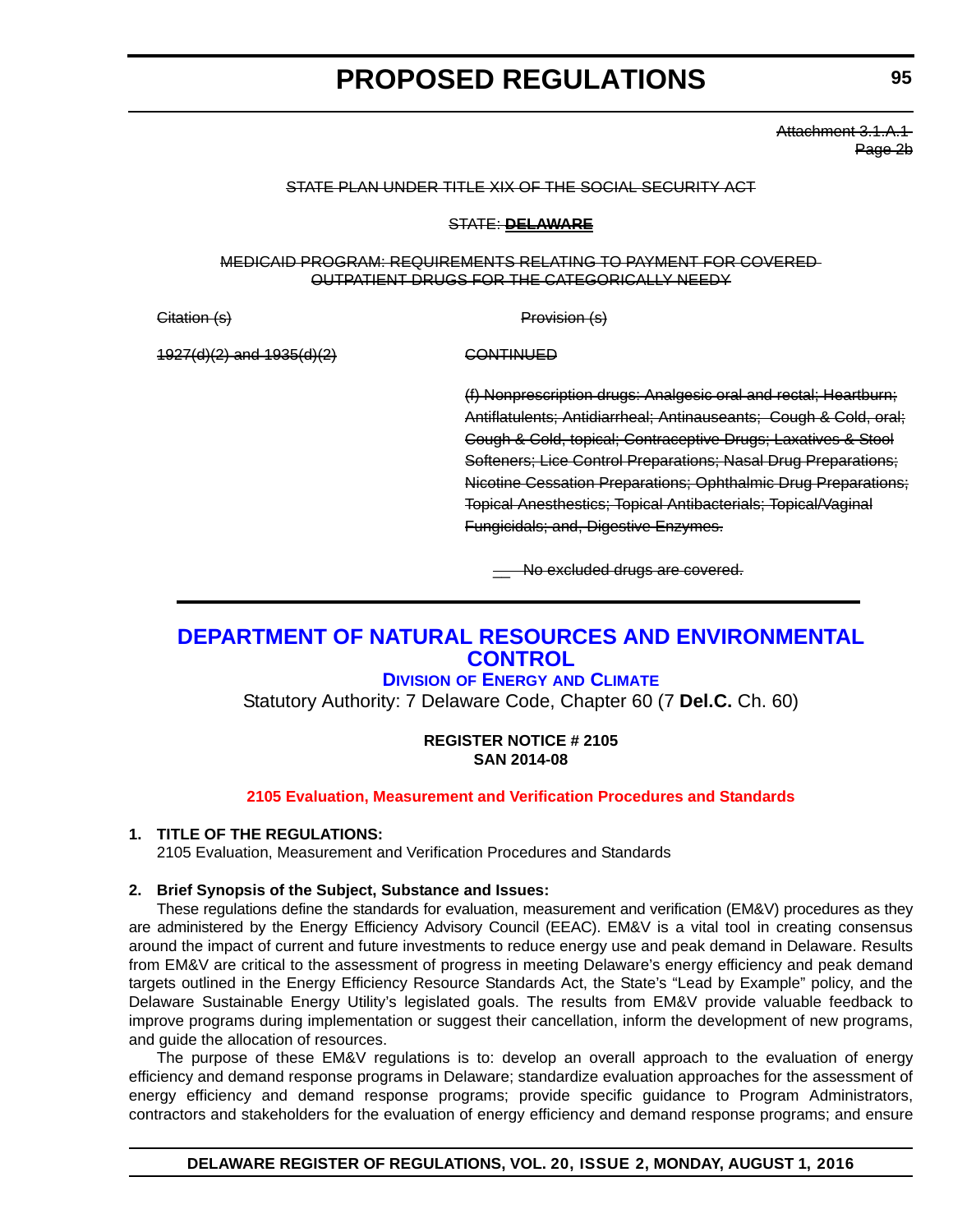Attachment 3.1.A.1
Page 2b

STATE PLAN UNDER TITLE XIX OF THE SOCIAL SECURITY ACT

STATE: **DELAWARE**

MEDICAID PROGRAM: REQUIREMENTS RELATING TO PAYMENT FOR COVERED OUTPATIENT DRUGS FOR THE CATEGORICALLY NEEDY

| Citation (s) | Provision (s) |
|---|---|
| 1927(d)(2) and 1935(d)(2) | CONTINUED |
| | (f) Nonprescription drugs: Analgesic oral and rectal; Heartburn; Antiflatulents; Antidiarrheal; Antinauseants; Cough & Cold, oral; Cough & Cold, topical; Contraceptive Drugs; Laxatives & Stool Softeners; Lice Control Preparations; Nasal Drug Preparations; Nicotine Cessation Preparations; Ophthalmic Drug Preparations; Topical Anesthetics; Topical Antibacterials; Topical/Vaginal Fungicidals; and, Digestive Enzymes. |
| | __ No excluded drugs are covered. |

## DEPARTMENT OF NATURAL RESOURCES AND ENVIRONMENTAL CONTROL

### DIVISION OF ENERGY AND CLIMATE

Statutory Authority: 7 Delaware Code, Chapter 60 (7 **Del.C.** Ch. 60)

**REGISTER NOTICE # 2105**
**SAN 2014-08**

**2105 Evaluation, Measurement and Verification Procedures and Standards**

**1. TITLE OF THE REGULATIONS:**

2105 Evaluation, Measurement and Verification Procedures and Standards

**2. Brief Synopsis of the Subject, Substance and Issues:**

These regulations define the standards for evaluation, measurement and verification (EM&V) procedures as they are administered by the Energy Efficiency Advisory Council (EEAC). EM&V is a vital tool in creating consensus around the impact of current and future investments to reduce energy use and peak demand in Delaware. Results from EM&V are critical to the assessment of progress in meeting Delaware's energy efficiency and peak demand targets outlined in the Energy Efficiency Resource Standards Act, the State's "Lead by Example" policy, and the Delaware Sustainable Energy Utility's legislated goals. The results from EM&V provide valuable feedback to improve programs during implementation or suggest their cancellation, inform the development of new programs, and guide the allocation of resources.

The purpose of these EM&V regulations is to: develop an overall approach to the evaluation of energy efficiency and demand response programs in Delaware; standardize evaluation approaches for the assessment of energy efficiency and demand response programs; provide specific guidance to Program Administrators, contractors and stakeholders for the evaluation of energy efficiency and demand response programs; and ensure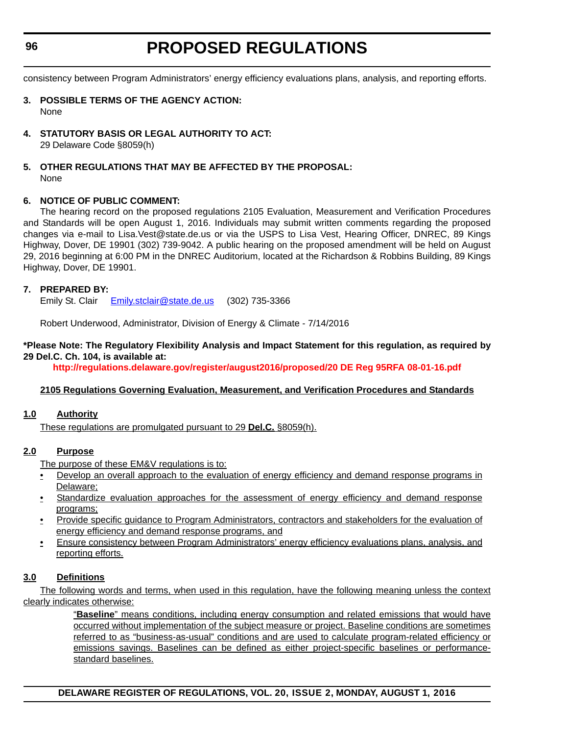consistency between Program Administrators' energy efficiency evaluations plans, analysis, and reporting efforts.

**3. POSSIBLE TERMS OF THE AGENCY ACTION:**

None

**4. STATUTORY BASIS OR LEGAL AUTHORITY TO ACT:**

29 Delaware Code §8059(h)

**5. OTHER REGULATIONS THAT MAY BE AFFECTED BY THE PROPOSAL:**

None

**6. NOTICE OF PUBLIC COMMENT:**

The hearing record on the proposed regulations 2105 Evaluation, Measurement and Verification Procedures and Standards will be open August 1, 2016. Individuals may submit written comments regarding the proposed changes via e-mail to Lisa.Vest@state.de.us or via the USPS to Lisa Vest, Hearing Officer, DNREC, 89 Kings Highway, Dover, DE 19901 (302) 739-9042. A public hearing on the proposed amendment will be held on August 29, 2016 beginning at 6:00 PM in the DNREC Auditorium, located at the Richardson & Robbins Building, 89 Kings Highway, Dover, DE 19901.

**7. PREPARED BY:**

Emily St. Clair    Emily.stclair@state.de.us    (302) 735-3366

Robert Underwood, Administrator, Division of Energy & Climate - 7/14/2016

**\*Please Note: The Regulatory Flexibility Analysis and Impact Statement for this regulation, as required by 29 Del.C. Ch. 104, is available at:**

**http://regulations.delaware.gov/register/august2016/proposed/20 DE Reg 95RFA 08-01-16.pdf**

**2105 Regulations Governing Evaluation, Measurement, and Verification Procedures and Standards**

**1.0 Authority**

These regulations are promulgated pursuant to 29 **Del.C.** §8059(h).

**2.0 Purpose**

The purpose of these EM&V regulations is to:

- Develop an overall approach to the evaluation of energy efficiency and demand response programs in Delaware;
- Standardize evaluation approaches for the assessment of energy efficiency and demand response programs;
- Provide specific guidance to Program Administrators, contractors and stakeholders for the evaluation of energy efficiency and demand response programs, and
- Ensure consistency between Program Administrators' energy efficiency evaluations plans, analysis, and reporting efforts.

**3.0 Definitions**

The following words and terms, when used in this regulation, have the following meaning unless the context clearly indicates otherwise:

"**Baseline**" means conditions, including energy consumption and related emissions that would have occurred without implementation of the subject measure or project. Baseline conditions are sometimes referred to as "business-as-usual" conditions and are used to calculate program-related efficiency or emissions savings. Baselines can be defined as either project-specific baselines or performance-standard baselines.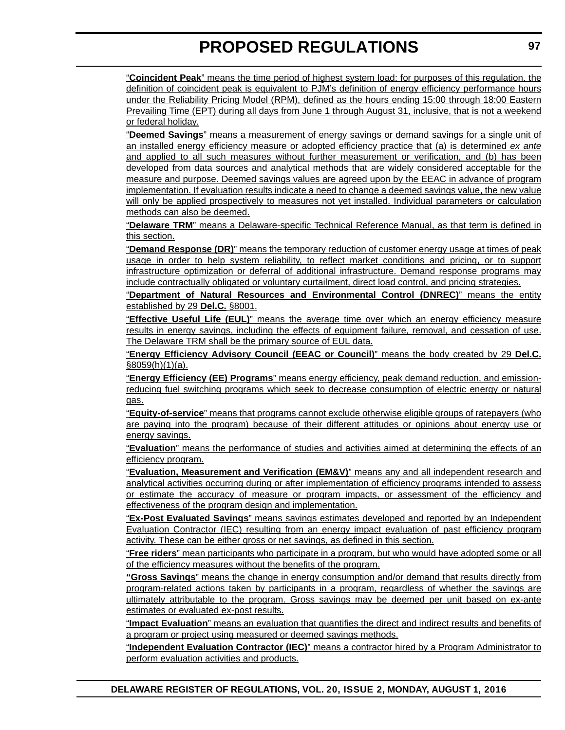"**Coincident Peak**" means the time period of highest system load; for purposes of this regulation, the definition of coincident peak is equivalent to PJM's definition of energy efficiency performance hours under the Reliability Pricing Model (RPM), defined as the hours ending 15:00 through 18:00 Eastern Prevailing Time (EPT) during all days from June 1 through August 31, inclusive, that is not a weekend or federal holiday.

"**Deemed Savings**" means a measurement of energy savings or demand savings for a single unit of an installed energy efficiency measure or adopted efficiency practice that (a) is determined *ex ante* and applied to all such measures without further measurement or verification, and (b) has been developed from data sources and analytical methods that are widely considered acceptable for the measure and purpose. Deemed savings values are agreed upon by the EEAC in advance of program implementation. If evaluation results indicate a need to change a deemed savings value, the new value will only be applied prospectively to measures not yet installed. Individual parameters or calculation methods can also be deemed.

"**Delaware TRM**" means a Delaware-specific Technical Reference Manual, as that term is defined in this section.

"**Demand Response (DR)**" means the temporary reduction of customer energy usage at times of peak usage in order to help system reliability, to reflect market conditions and pricing, or to support infrastructure optimization or deferral of additional infrastructure. Demand response programs may include contractually obligated or voluntary curtailment, direct load control, and pricing strategies.

"**Department of Natural Resources and Environmental Control (DNREC)**" means the entity established by 29 **Del.C.** §8001.

"**Effective Useful Life (EUL)**" means the average time over which an energy efficiency measure results in energy savings, including the effects of equipment failure, removal, and cessation of use. The Delaware TRM shall be the primary source of EUL data.

"**Energy Efficiency Advisory Council (EEAC or Council)**" means the body created by 29 **Del.C.** §8059(h)(1)(a).

"**Energy Efficiency (EE) Programs**" means energy efficiency, peak demand reduction, and emission-reducing fuel switching programs which seek to decrease consumption of electric energy or natural gas.

"**Equity-of-service**" means that programs cannot exclude otherwise eligible groups of ratepayers (who are paying into the program) because of their different attitudes or opinions about energy use or energy savings.

"**Evaluation**" means the performance of studies and activities aimed at determining the effects of an efficiency program.

"**Evaluation, Measurement and Verification (EM&V)**" means any and all independent research and analytical activities occurring during or after implementation of efficiency programs intended to assess or estimate the accuracy of measure or program impacts, or assessment of the efficiency and effectiveness of the program design and implementation.

"**Ex-Post Evaluated Savings**" means savings estimates developed and reported by an Independent Evaluation Contractor (IEC) resulting from an energy impact evaluation of past efficiency program activity. These can be either gross or net savings, as defined in this section.

"**Free riders**" mean participants who participate in a program, but who would have adopted some or all of the efficiency measures without the benefits of the program.

"**Gross Savings**" means the change in energy consumption and/or demand that results directly from program-related actions taken by participants in a program, regardless of whether the savings are ultimately attributable to the program. Gross savings may be deemed per unit based on ex-ante estimates or evaluated ex-post results.

"**Impact Evaluation**" means an evaluation that quantifies the direct and indirect results and benefits of a program or project using measured or deemed savings methods.

"**Independent Evaluation Contractor (IEC)**" means a contractor hired by a Program Administrator to perform evaluation activities and products.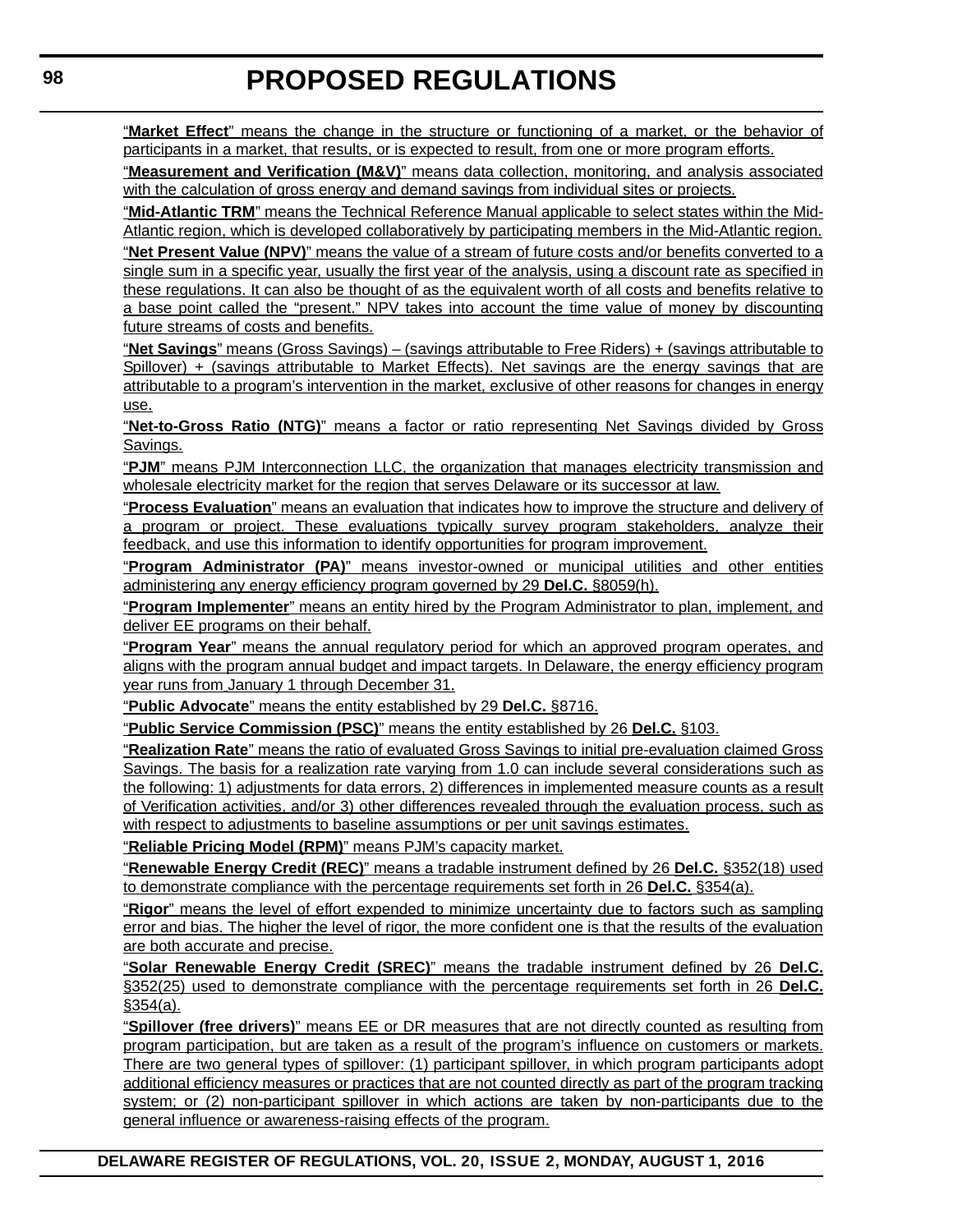"**Market Effect**" means the change in the structure or functioning of a market, or the behavior of participants in a market, that results, or is expected to result, from one or more program efforts.

"**Measurement and Verification (M&V)**" means data collection, monitoring, and analysis associated with the calculation of gross energy and demand savings from individual sites or projects.

"**Mid-Atlantic TRM**" means the Technical Reference Manual applicable to select states within the Mid-Atlantic region, which is developed collaboratively by participating members in the Mid-Atlantic region.

"**Net Present Value (NPV)**" means the value of a stream of future costs and/or benefits converted to a single sum in a specific year, usually the first year of the analysis, using a discount rate as specified in these regulations. It can also be thought of as the equivalent worth of all costs and benefits relative to a base point called the "present." NPV takes into account the time value of money by discounting future streams of costs and benefits.

"**Net Savings**" means (Gross Savings) – (savings attributable to Free Riders) + (savings attributable to Spillover) + (savings attributable to Market Effects). Net savings are the energy savings that are attributable to a program's intervention in the market, exclusive of other reasons for changes in energy use.

"**Net-to-Gross Ratio (NTG)**" means a factor or ratio representing Net Savings divided by Gross Savings.

"**PJM**" means PJM Interconnection LLC, the organization that manages electricity transmission and wholesale electricity market for the region that serves Delaware or its successor at law.

"**Process Evaluation**" means an evaluation that indicates how to improve the structure and delivery of a program or project. These evaluations typically survey program stakeholders, analyze their feedback, and use this information to identify opportunities for program improvement.

"**Program Administrator (PA)**" means investor-owned or municipal utilities and other entities administering any energy efficiency program governed by 29 **Del.C.** §8059(h).

"**Program Implementer**" means an entity hired by the Program Administrator to plan, implement, and deliver EE programs on their behalf.

"**Program Year**" means the annual regulatory period for which an approved program operates, and aligns with the program annual budget and impact targets. In Delaware, the energy efficiency program year runs from January 1 through December 31.

"**Public Advocate**" means the entity established by 29 **Del.C.** §8716.

"**Public Service Commission (PSC)**" means the entity established by 26 **Del.C.** §103.

"**Realization Rate**" means the ratio of evaluated Gross Savings to initial pre-evaluation claimed Gross Savings. The basis for a realization rate varying from 1.0 can include several considerations such as the following: 1) adjustments for data errors, 2) differences in implemented measure counts as a result of Verification activities, and/or 3) other differences revealed through the evaluation process, such as with respect to adjustments to baseline assumptions or per unit savings estimates.

"**Reliable Pricing Model (RPM)**" means PJM's capacity market.

"**Renewable Energy Credit (REC)**" means a tradable instrument defined by 26 **Del.C.** §352(18) used to demonstrate compliance with the percentage requirements set forth in 26 **Del.C.** §354(a).

"**Rigor**" means the level of effort expended to minimize uncertainty due to factors such as sampling error and bias. The higher the level of rigor, the more confident one is that the results of the evaluation are both accurate and precise.

"**Solar Renewable Energy Credit (SREC)**" means the tradable instrument defined by 26 **Del.C.** §352(25) used to demonstrate compliance with the percentage requirements set forth in 26 **Del.C.** §354(a).

"**Spillover (free drivers)**" means EE or DR measures that are not directly counted as resulting from program participation, but are taken as a result of the program's influence on customers or markets. There are two general types of spillover: (1) participant spillover, in which program participants adopt additional efficiency measures or practices that are not counted directly as part of the program tracking system; or (2) non-participant spillover in which actions are taken by non-participants due to the general influence or awareness-raising effects of the program.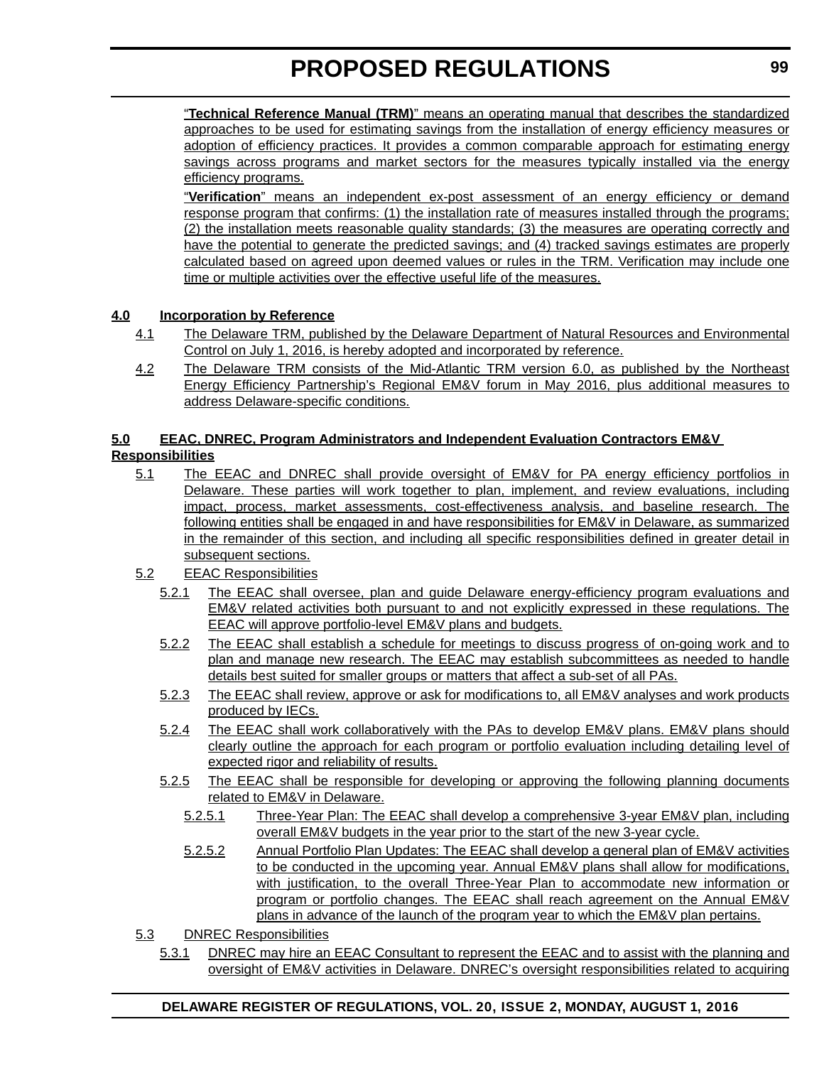"**Technical Reference Manual (TRM)**" means an operating manual that describes the standardized approaches to be used for estimating savings from the installation of energy efficiency measures or adoption of efficiency practices. It provides a common comparable approach for estimating energy savings across programs and market sectors for the measures typically installed via the energy efficiency programs.

"**Verification**" means an independent ex-post assessment of an energy efficiency or demand response program that confirms: (1) the installation rate of measures installed through the programs; (2) the installation meets reasonable quality standards; (3) the measures are operating correctly and have the potential to generate the predicted savings; and (4) tracked savings estimates are properly calculated based on agreed upon deemed values or rules in the TRM. Verification may include one time or multiple activities over the effective useful life of the measures.

**4.0 Incorporation by Reference**

4.1 The Delaware TRM, published by the Delaware Department of Natural Resources and Environmental Control on July 1, 2016, is hereby adopted and incorporated by reference.

4.2 The Delaware TRM consists of the Mid-Atlantic TRM version 6.0, as published by the Northeast Energy Efficiency Partnership's Regional EM&V forum in May 2016, plus additional measures to address Delaware-specific conditions.

**5.0 EEAC, DNREC, Program Administrators and Independent Evaluation Contractors EM&V Responsibilities**

5.1 The EEAC and DNREC shall provide oversight of EM&V for PA energy efficiency portfolios in Delaware. These parties will work together to plan, implement, and review evaluations, including impact, process, market assessments, cost-effectiveness analysis, and baseline research. The following entities shall be engaged in and have responsibilities for EM&V in Delaware, as summarized in the remainder of this section, and including all specific responsibilities defined in greater detail in subsequent sections.

5.2 EEAC Responsibilities

5.2.1 The EEAC shall oversee, plan and guide Delaware energy-efficiency program evaluations and EM&V related activities both pursuant to and not explicitly expressed in these regulations. The EEAC will approve portfolio-level EM&V plans and budgets.

5.2.2 The EEAC shall establish a schedule for meetings to discuss progress of on-going work and to plan and manage new research. The EEAC may establish subcommittees as needed to handle details best suited for smaller groups or matters that affect a sub-set of all PAs.

5.2.3 The EEAC shall review, approve or ask for modifications to, all EM&V analyses and work products produced by IECs.

5.2.4 The EEAC shall work collaboratively with the PAs to develop EM&V plans. EM&V plans should clearly outline the approach for each program or portfolio evaluation including detailing level of expected rigor and reliability of results.

5.2.5 The EEAC shall be responsible for developing or approving the following planning documents related to EM&V in Delaware.

5.2.5.1 Three-Year Plan: The EEAC shall develop a comprehensive 3-year EM&V plan, including overall EM&V budgets in the year prior to the start of the new 3-year cycle.

5.2.5.2 Annual Portfolio Plan Updates: The EEAC shall develop a general plan of EM&V activities to be conducted in the upcoming year. Annual EM&V plans shall allow for modifications, with justification, to the overall Three-Year Plan to accommodate new information or program or portfolio changes. The EEAC shall reach agreement on the Annual EM&V plans in advance of the launch of the program year to which the EM&V plan pertains.

5.3 DNREC Responsibilities

5.3.1 DNREC may hire an EEAC Consultant to represent the EEAC and to assist with the planning and oversight of EM&V activities in Delaware. DNREC's oversight responsibilities related to acquiring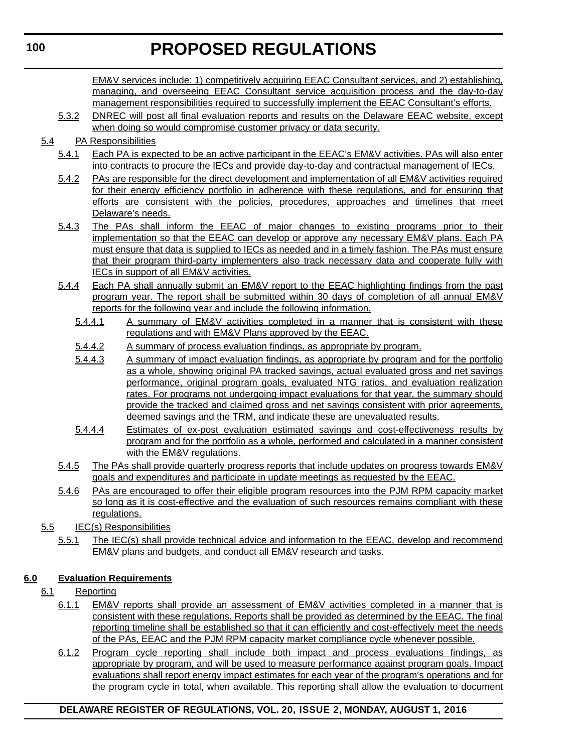EM&V services include: 1) competitively acquiring EEAC Consultant services, and 2) establishing, managing, and overseeing EEAC Consultant service acquisition process and the day-to-day management responsibilities required to successfully implement the EEAC Consultant's efforts.

5.3.2 DNREC will post all final evaluation reports and results on the Delaware EEAC website, except when doing so would compromise customer privacy or data security.

5.4 PA Responsibilities

5.4.1 Each PA is expected to be an active participant in the EEAC's EM&V activities. PAs will also enter into contracts to procure the IECs and provide day-to-day and contractual management of IECs.

5.4.2 PAs are responsible for the direct development and implementation of all EM&V activities required for their energy efficiency portfolio in adherence with these regulations, and for ensuring that efforts are consistent with the policies, procedures, approaches and timelines that meet Delaware's needs.

5.4.3 The PAs shall inform the EEAC of major changes to existing programs prior to their implementation so that the EEAC can develop or approve any necessary EM&V plans. Each PA must ensure that data is supplied to IECs as needed and in a timely fashion. The PAs must ensure that their program third-party implementers also track necessary data and cooperate fully with IECs in support of all EM&V activities.

5.4.4 Each PA shall annually submit an EM&V report to the EEAC highlighting findings from the past program year. The report shall be submitted within 30 days of completion of all annual EM&V reports for the following year and include the following information.

5.4.4.1 A summary of EM&V activities completed in a manner that is consistent with these regulations and with EM&V Plans approved by the EEAC.

5.4.4.2 A summary of process evaluation findings, as appropriate by program.

5.4.4.3 A summary of impact evaluation findings, as appropriate by program and for the portfolio as a whole, showing original PA tracked savings, actual evaluated gross and net savings performance, original program goals, evaluated NTG ratios, and evaluation realization rates. For programs not undergoing impact evaluations for that year, the summary should provide the tracked and claimed gross and net savings consistent with prior agreements, deemed savings and the TRM, and indicate these are unevaluated results.

5.4.4.4 Estimates of ex-post evaluation estimated savings and cost-effectiveness results by program and for the portfolio as a whole, performed and calculated in a manner consistent with the EM&V regulations.

5.4.5 The PAs shall provide quarterly progress reports that include updates on progress towards EM&V goals and expenditures and participate in update meetings as requested by the EEAC.

5.4.6 PAs are encouraged to offer their eligible program resources into the PJM RPM capacity market so long as it is cost-effective and the evaluation of such resources remains compliant with these regulations.

5.5 IEC(s) Responsibilities

5.5.1 The IEC(s) shall provide technical advice and information to the EEAC, develop and recommend EM&V plans and budgets, and conduct all EM&V research and tasks.

**6.0 Evaluation Requirements**

6.1 Reporting

6.1.1 EM&V reports shall provide an assessment of EM&V activities completed in a manner that is consistent with these regulations. Reports shall be provided as determined by the EEAC. The final reporting timeline shall be established so that it can efficiently and cost-effectively meet the needs of the PAs, EEAC and the PJM RPM capacity market compliance cycle whenever possible.

6.1.2 Program cycle reporting shall include both impact and process evaluations findings, as appropriate by program, and will be used to measure performance against program goals. Impact evaluations shall report energy impact estimates for each year of the program's operations and for the program cycle in total, when available. This reporting shall allow the evaluation to document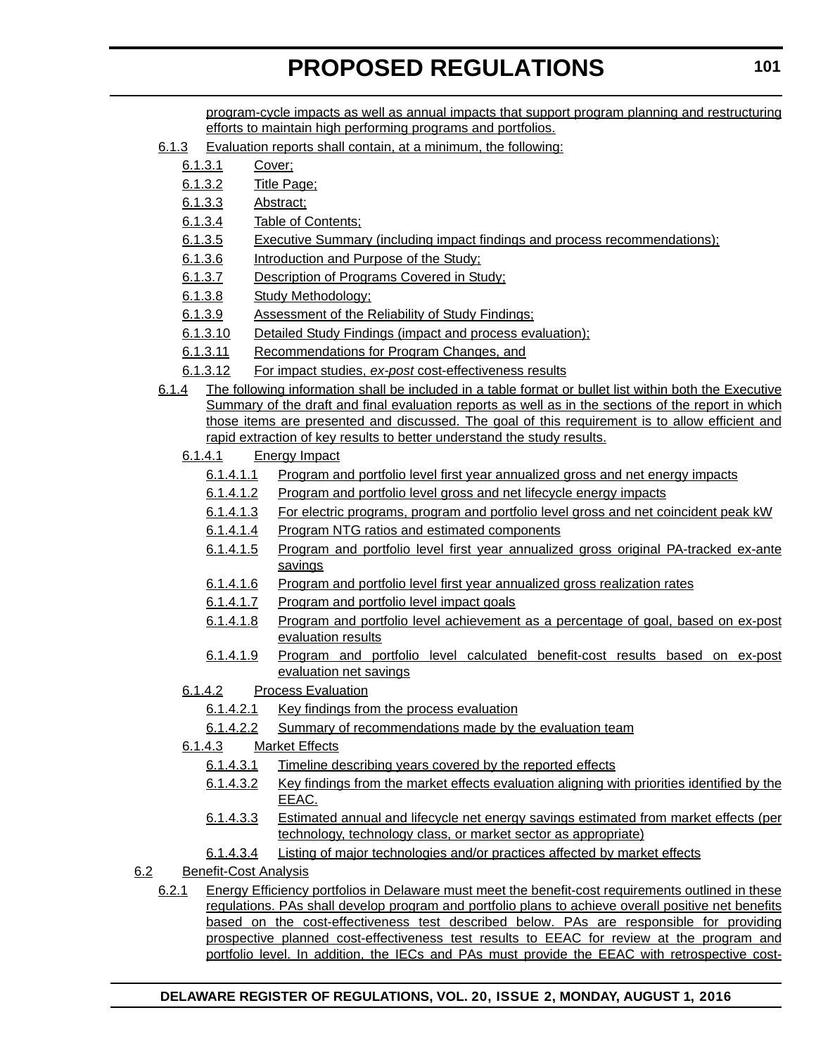program-cycle impacts as well as annual impacts that support program planning and restructuring efforts to maintain high performing programs and portfolios.

6.1.3 Evaluation reports shall contain, at a minimum, the following:

6.1.3.1 Cover;

6.1.3.2 Title Page;

6.1.3.3 Abstract;

6.1.3.4 Table of Contents;

6.1.3.5 Executive Summary (including impact findings and process recommendations);

6.1.3.6 Introduction and Purpose of the Study;

6.1.3.7 Description of Programs Covered in Study;

6.1.3.8 Study Methodology;

6.1.3.9 Assessment of the Reliability of Study Findings;

6.1.3.10 Detailed Study Findings (impact and process evaluation);

6.1.3.11 Recommendations for Program Changes, and

6.1.3.12 For impact studies, *ex-post* cost-effectiveness results

6.1.4 The following information shall be included in a table format or bullet list within both the Executive Summary of the draft and final evaluation reports as well as in the sections of the report in which those items are presented and discussed. The goal of this requirement is to allow efficient and rapid extraction of key results to better understand the study results.

6.1.4.1 Energy Impact

6.1.4.1.1 Program and portfolio level first year annualized gross and net energy impacts

6.1.4.1.2 Program and portfolio level gross and net lifecycle energy impacts

6.1.4.1.3 For electric programs, program and portfolio level gross and net coincident peak kW

6.1.4.1.4 Program NTG ratios and estimated components

6.1.4.1.5 Program and portfolio level first year annualized gross original PA-tracked ex-ante savings

6.1.4.1.6 Program and portfolio level first year annualized gross realization rates

6.1.4.1.7 Program and portfolio level impact goals

6.1.4.1.8 Program and portfolio level achievement as a percentage of goal, based on ex-post evaluation results

6.1.4.1.9 Program and portfolio level calculated benefit-cost results based on ex-post evaluation net savings

6.1.4.2 Process Evaluation

6.1.4.2.1 Key findings from the process evaluation

6.1.4.2.2 Summary of recommendations made by the evaluation team

6.1.4.3 Market Effects

6.1.4.3.1 Timeline describing years covered by the reported effects

6.1.4.3.2 Key findings from the market effects evaluation aligning with priorities identified by the EEAC.

6.1.4.3.3 Estimated annual and lifecycle net energy savings estimated from market effects (per technology, technology class, or market sector as appropriate)

6.1.4.3.4 Listing of major technologies and/or practices affected by market effects

6.2 Benefit-Cost Analysis

6.2.1 Energy Efficiency portfolios in Delaware must meet the benefit-cost requirements outlined in these regulations. PAs shall develop program and portfolio plans to achieve overall positive net benefits based on the cost-effectiveness test described below. PAs are responsible for providing prospective planned cost-effectiveness test results to EEAC for review at the program and portfolio level. In addition, the IECs and PAs must provide the EEAC with retrospective cost-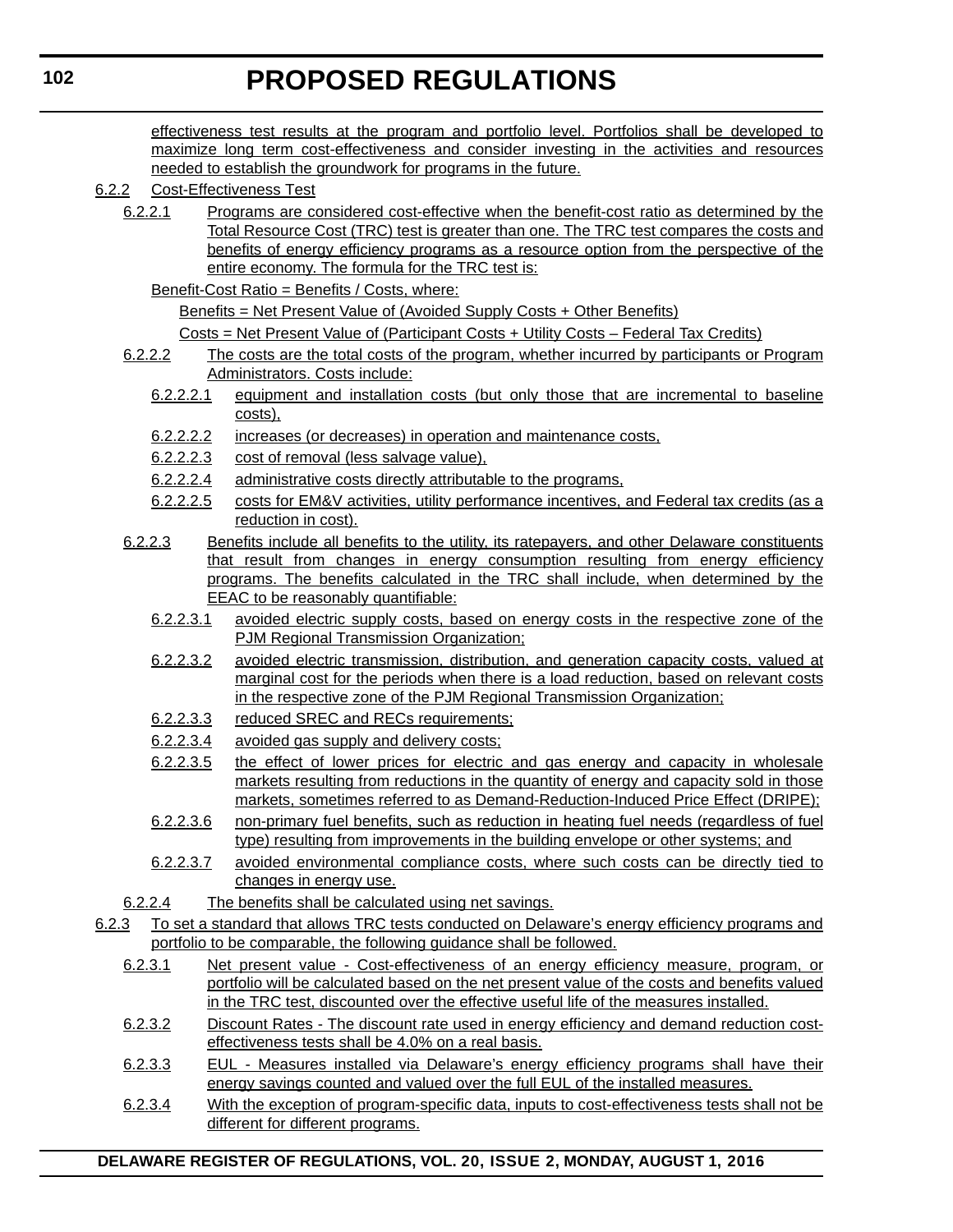effectiveness test results at the program and portfolio level. Portfolios shall be developed to maximize long term cost-effectiveness and consider investing in the activities and resources needed to establish the groundwork for programs in the future.

6.2.2 Cost-Effectiveness Test

6.2.2.1 Programs are considered cost-effective when the benefit-cost ratio as determined by the Total Resource Cost (TRC) test is greater than one. The TRC test compares the costs and benefits of energy efficiency programs as a resource option from the perspective of the entire economy. The formula for the TRC test is:

Benefit-Cost Ratio = Benefits / Costs, where:

Benefits = Net Present Value of (Avoided Supply Costs + Other Benefits)

Costs = Net Present Value of (Participant Costs + Utility Costs – Federal Tax Credits)

6.2.2.2 The costs are the total costs of the program, whether incurred by participants or Program Administrators. Costs include:

6.2.2.2.1 equipment and installation costs (but only those that are incremental to baseline costs),

6.2.2.2.2 increases (or decreases) in operation and maintenance costs,

6.2.2.2.3 cost of removal (less salvage value),

6.2.2.2.4 administrative costs directly attributable to the programs,

6.2.2.2.5 costs for EM&V activities, utility performance incentives, and Federal tax credits (as a reduction in cost).

6.2.2.3 Benefits include all benefits to the utility, its ratepayers, and other Delaware constituents that result from changes in energy consumption resulting from energy efficiency programs. The benefits calculated in the TRC shall include, when determined by the EEAC to be reasonably quantifiable:

6.2.2.3.1 avoided electric supply costs, based on energy costs in the respective zone of the PJM Regional Transmission Organization;

6.2.2.3.2 avoided electric transmission, distribution, and generation capacity costs, valued at marginal cost for the periods when there is a load reduction, based on relevant costs in the respective zone of the PJM Regional Transmission Organization;

6.2.2.3.3 reduced SREC and RECs requirements;

6.2.2.3.4 avoided gas supply and delivery costs;

6.2.2.3.5 the effect of lower prices for electric and gas energy and capacity in wholesale markets resulting from reductions in the quantity of energy and capacity sold in those markets, sometimes referred to as Demand-Reduction-Induced Price Effect (DRIPE);

6.2.2.3.6 non-primary fuel benefits, such as reduction in heating fuel needs (regardless of fuel type) resulting from improvements in the building envelope or other systems; and

6.2.2.3.7 avoided environmental compliance costs, where such costs can be directly tied to changes in energy use.

6.2.2.4 The benefits shall be calculated using net savings.

6.2.3 To set a standard that allows TRC tests conducted on Delaware's energy efficiency programs and portfolio to be comparable, the following guidance shall be followed.

6.2.3.1 Net present value - Cost-effectiveness of an energy efficiency measure, program, or portfolio will be calculated based on the net present value of the costs and benefits valued in the TRC test, discounted over the effective useful life of the measures installed.

6.2.3.2 Discount Rates - The discount rate used in energy efficiency and demand reduction cost-effectiveness tests shall be 4.0% on a real basis.

6.2.3.3 EUL - Measures installed via Delaware's energy efficiency programs shall have their energy savings counted and valued over the full EUL of the installed measures.

6.2.3.4 With the exception of program-specific data, inputs to cost-effectiveness tests shall not be different for different programs.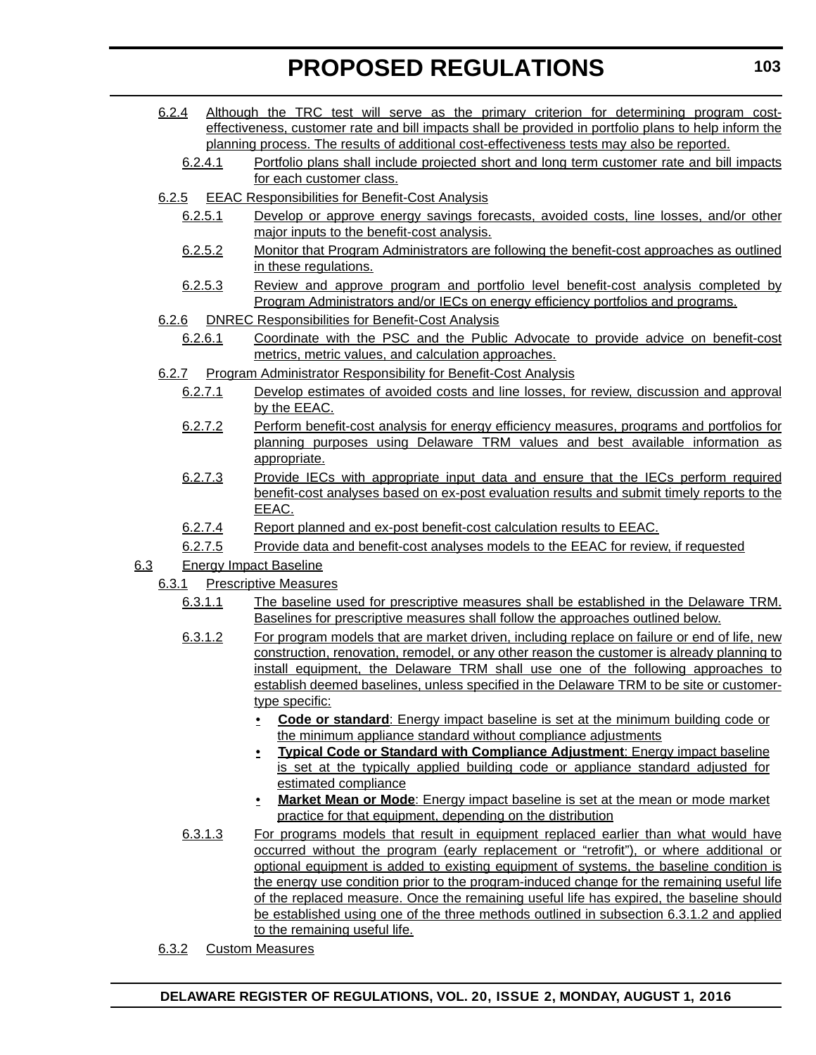6.2.4 Although the TRC test will serve as the primary criterion for determining program cost-effectiveness, customer rate and bill impacts shall be provided in portfolio plans to help inform the planning process. The results of additional cost-effectiveness tests may also be reported.

6.2.4.1 Portfolio plans shall include projected short and long term customer rate and bill impacts for each customer class.

6.2.5 EEAC Responsibilities for Benefit-Cost Analysis

6.2.5.1 Develop or approve energy savings forecasts, avoided costs, line losses, and/or other major inputs to the benefit-cost analysis.

6.2.5.2 Monitor that Program Administrators are following the benefit-cost approaches as outlined in these regulations.

6.2.5.3 Review and approve program and portfolio level benefit-cost analysis completed by Program Administrators and/or IECs on energy efficiency portfolios and programs.

6.2.6 DNREC Responsibilities for Benefit-Cost Analysis

6.2.6.1 Coordinate with the PSC and the Public Advocate to provide advice on benefit-cost metrics, metric values, and calculation approaches.

6.2.7 Program Administrator Responsibility for Benefit-Cost Analysis

6.2.7.1 Develop estimates of avoided costs and line losses, for review, discussion and approval by the EEAC.

6.2.7.2 Perform benefit-cost analysis for energy efficiency measures, programs and portfolios for planning purposes using Delaware TRM values and best available information as appropriate.

6.2.7.3 Provide IECs with appropriate input data and ensure that the IECs perform required benefit-cost analyses based on ex-post evaluation results and submit timely reports to the EEAC.

6.2.7.4 Report planned and ex-post benefit-cost calculation results to EEAC.

6.2.7.5 Provide data and benefit-cost analyses models to the EEAC for review, if requested

6.3 Energy Impact Baseline

6.3.1 Prescriptive Measures

6.3.1.1 The baseline used for prescriptive measures shall be established in the Delaware TRM. Baselines for prescriptive measures shall follow the approaches outlined below.

6.3.1.2 For program models that are market driven, including replace on failure or end of life, new construction, renovation, remodel, or any other reason the customer is already planning to install equipment, the Delaware TRM shall use one of the following approaches to establish deemed baselines, unless specified in the Delaware TRM to be site or customer-type specific:

- **Code or standard**: Energy impact baseline is set at the minimum building code or the minimum appliance standard without compliance adjustments
- **Typical Code or Standard with Compliance Adjustment**: Energy impact baseline is set at the typically applied building code or appliance standard adjusted for estimated compliance
- **Market Mean or Mode**: Energy impact baseline is set at the mean or mode market practice for that equipment, depending on the distribution

6.3.1.3 For programs models that result in equipment replaced earlier than what would have occurred without the program (early replacement or "retrofit"), or where additional or optional equipment is added to existing equipment of systems, the baseline condition is the energy use condition prior to the program-induced change for the remaining useful life of the replaced measure. Once the remaining useful life has expired, the baseline should be established using one of the three methods outlined in subsection 6.3.1.2 and applied to the remaining useful life.

6.3.2 Custom Measures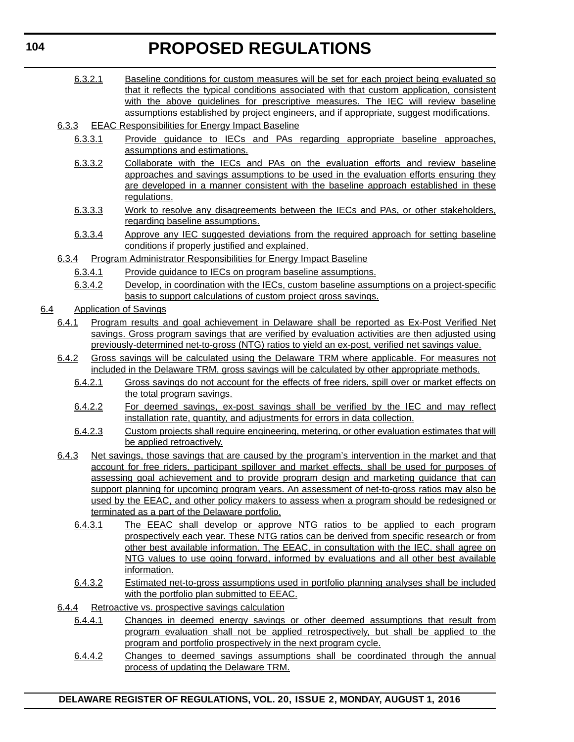6.3.2.1 Baseline conditions for custom measures will be set for each project being evaluated so that it reflects the typical conditions associated with that custom application, consistent with the above guidelines for prescriptive measures. The IEC will review baseline assumptions established by project engineers, and if appropriate, suggest modifications.

6.3.3 EEAC Responsibilities for Energy Impact Baseline

6.3.3.1 Provide guidance to IECs and PAs regarding appropriate baseline approaches, assumptions and estimations.

6.3.3.2 Collaborate with the IECs and PAs on the evaluation efforts and review baseline approaches and savings assumptions to be used in the evaluation efforts ensuring they are developed in a manner consistent with the baseline approach established in these regulations.

6.3.3.3 Work to resolve any disagreements between the IECs and PAs, or other stakeholders, regarding baseline assumptions.

6.3.3.4 Approve any IEC suggested deviations from the required approach for setting baseline conditions if properly justified and explained.

6.3.4 Program Administrator Responsibilities for Energy Impact Baseline

6.3.4.1 Provide guidance to IECs on program baseline assumptions.

6.3.4.2 Develop, in coordination with the IECs, custom baseline assumptions on a project-specific basis to support calculations of custom project gross savings.

6.4 Application of Savings

6.4.1 Program results and goal achievement in Delaware shall be reported as Ex-Post Verified Net savings. Gross program savings that are verified by evaluation activities are then adjusted using previously-determined net-to-gross (NTG) ratios to yield an ex-post, verified net savings value.

6.4.2 Gross savings will be calculated using the Delaware TRM where applicable. For measures not included in the Delaware TRM, gross savings will be calculated by other appropriate methods.

6.4.2.1 Gross savings do not account for the effects of free riders, spill over or market effects on the total program savings.

6.4.2.2 For deemed savings, ex-post savings shall be verified by the IEC and may reflect installation rate, quantity, and adjustments for errors in data collection.

6.4.2.3 Custom projects shall require engineering, metering, or other evaluation estimates that will be applied retroactively.

6.4.3 Net savings, those savings that are caused by the program's intervention in the market and that account for free riders, participant spillover and market effects, shall be used for purposes of assessing goal achievement and to provide program design and marketing guidance that can support planning for upcoming program years. An assessment of net-to-gross ratios may also be used by the EEAC, and other policy makers to assess when a program should be redesigned or terminated as a part of the Delaware portfolio.

6.4.3.1 The EEAC shall develop or approve NTG ratios to be applied to each program prospectively each year. These NTG ratios can be derived from specific research or from other best available information. The EEAC, in consultation with the IEC, shall agree on NTG values to use going forward, informed by evaluations and all other best available information.

6.4.3.2 Estimated net-to-gross assumptions used in portfolio planning analyses shall be included with the portfolio plan submitted to EEAC.

6.4.4 Retroactive vs. prospective savings calculation

6.4.4.1 Changes in deemed energy savings or other deemed assumptions that result from program evaluation shall not be applied retrospectively, but shall be applied to the program and portfolio prospectively in the next program cycle.

6.4.4.2 Changes to deemed savings assumptions shall be coordinated through the annual process of updating the Delaware TRM.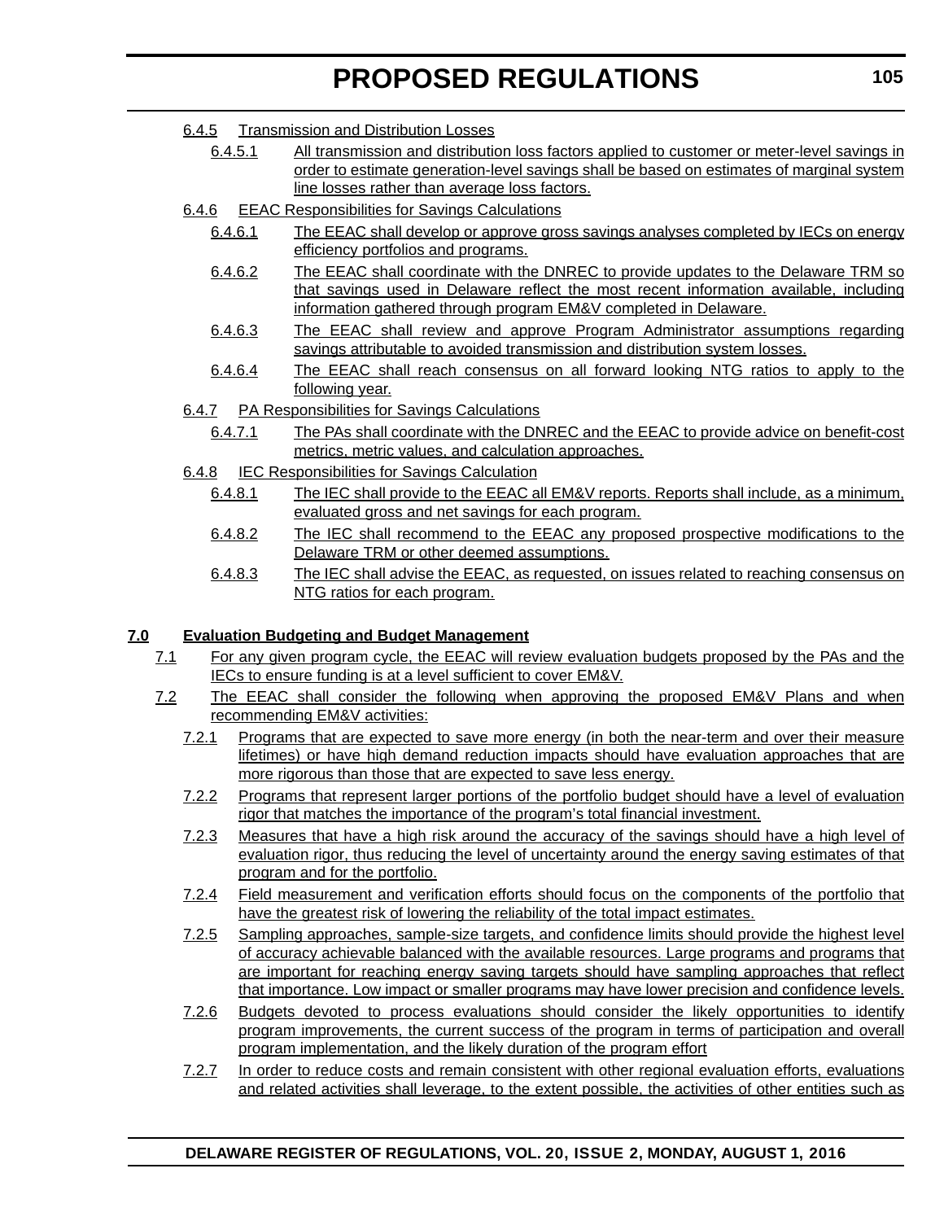6.4.5 Transmission and Distribution Losses

6.4.5.1 All transmission and distribution loss factors applied to customer or meter-level savings in order to estimate generation-level savings shall be based on estimates of marginal system line losses rather than average loss factors.

6.4.6 EEAC Responsibilities for Savings Calculations

6.4.6.1 The EEAC shall develop or approve gross savings analyses completed by IECs on energy efficiency portfolios and programs.

6.4.6.2 The EEAC shall coordinate with the DNREC to provide updates to the Delaware TRM so that savings used in Delaware reflect the most recent information available, including information gathered through program EM&V completed in Delaware.

6.4.6.3 The EEAC shall review and approve Program Administrator assumptions regarding savings attributable to avoided transmission and distribution system losses.

6.4.6.4 The EEAC shall reach consensus on all forward looking NTG ratios to apply to the following year.

6.4.7 PA Responsibilities for Savings Calculations

6.4.7.1 The PAs shall coordinate with the DNREC and the EEAC to provide advice on benefit-cost metrics, metric values, and calculation approaches.

6.4.8 IEC Responsibilities for Savings Calculation

6.4.8.1 The IEC shall provide to the EEAC all EM&V reports. Reports shall include, as a minimum, evaluated gross and net savings for each program.

6.4.8.2 The IEC shall recommend to the EEAC any proposed prospective modifications to the Delaware TRM or other deemed assumptions.

6.4.8.3 The IEC shall advise the EEAC, as requested, on issues related to reaching consensus on NTG ratios for each program.

**7.0 Evaluation Budgeting and Budget Management**

7.1 For any given program cycle, the EEAC will review evaluation budgets proposed by the PAs and the IECs to ensure funding is at a level sufficient to cover EM&V.

7.2 The EEAC shall consider the following when approving the proposed EM&V Plans and when recommending EM&V activities:

7.2.1 Programs that are expected to save more energy (in both the near-term and over their measure lifetimes) or have high demand reduction impacts should have evaluation approaches that are more rigorous than those that are expected to save less energy.

7.2.2 Programs that represent larger portions of the portfolio budget should have a level of evaluation rigor that matches the importance of the program's total financial investment.

7.2.3 Measures that have a high risk around the accuracy of the savings should have a high level of evaluation rigor, thus reducing the level of uncertainty around the energy saving estimates of that program and for the portfolio.

7.2.4 Field measurement and verification efforts should focus on the components of the portfolio that have the greatest risk of lowering the reliability of the total impact estimates.

7.2.5 Sampling approaches, sample-size targets, and confidence limits should provide the highest level of accuracy achievable balanced with the available resources. Large programs and programs that are important for reaching energy saving targets should have sampling approaches that reflect that importance. Low impact or smaller programs may have lower precision and confidence levels.

7.2.6 Budgets devoted to process evaluations should consider the likely opportunities to identify program improvements, the current success of the program in terms of participation and overall program implementation, and the likely duration of the program effort

7.2.7 In order to reduce costs and remain consistent with other regional evaluation efforts, evaluations and related activities shall leverage, to the extent possible, the activities of other entities such as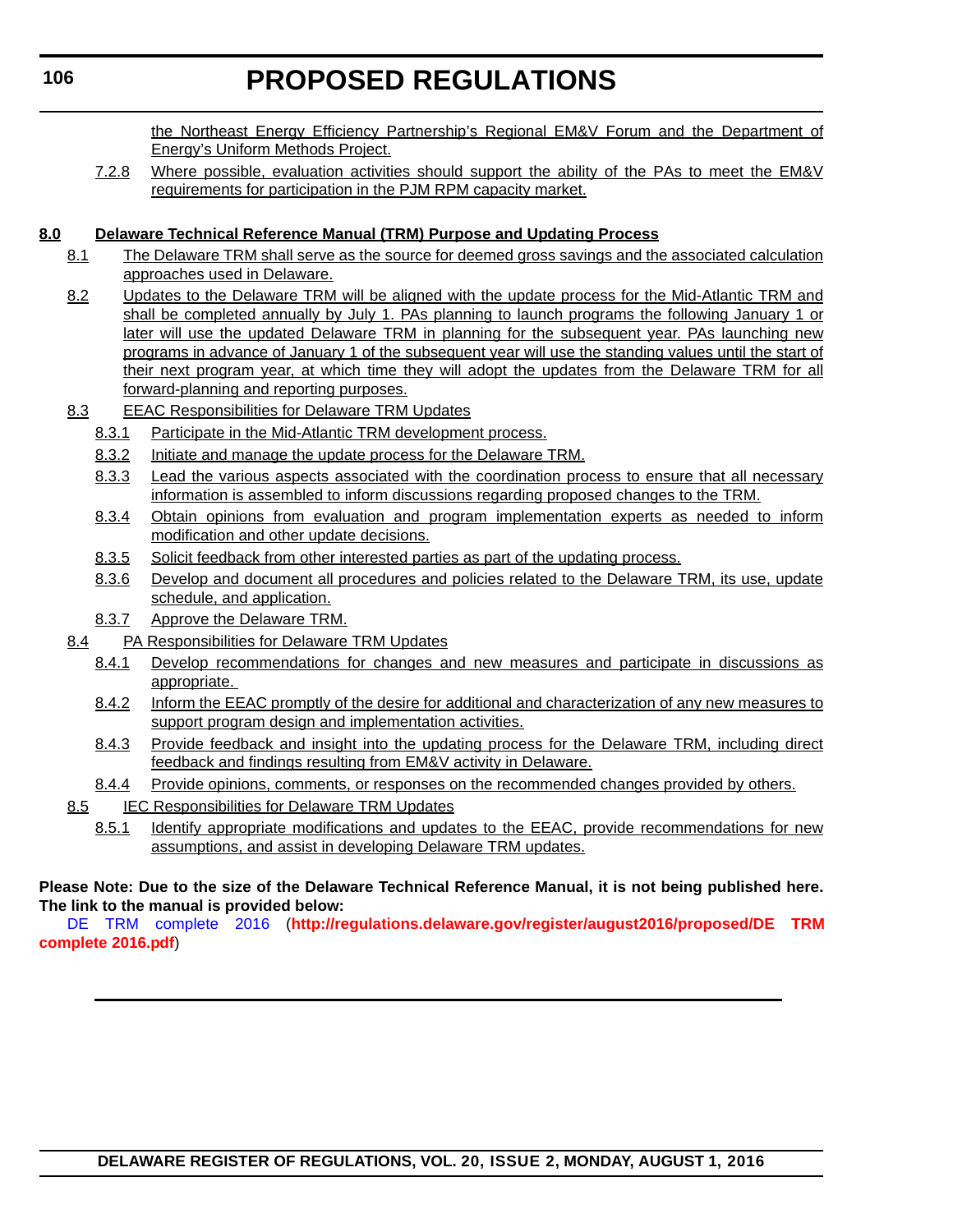the Northeast Energy Efficiency Partnership's Regional EM&V Forum and the Department of Energy's Uniform Methods Project.

7.2.8 Where possible, evaluation activities should support the ability of the PAs to meet the EM&V requirements for participation in the PJM RPM capacity market.

**8.0 Delaware Technical Reference Manual (TRM) Purpose and Updating Process**

8.1 The Delaware TRM shall serve as the source for deemed gross savings and the associated calculation approaches used in Delaware.

8.2 Updates to the Delaware TRM will be aligned with the update process for the Mid-Atlantic TRM and shall be completed annually by July 1. PAs planning to launch programs the following January 1 or later will use the updated Delaware TRM in planning for the subsequent year. PAs launching new programs in advance of January 1 of the subsequent year will use the standing values until the start of their next program year, at which time they will adopt the updates from the Delaware TRM for all forward-planning and reporting purposes.

8.3 EEAC Responsibilities for Delaware TRM Updates

8.3.1 Participate in the Mid-Atlantic TRM development process.

8.3.2 Initiate and manage the update process for the Delaware TRM.

8.3.3 Lead the various aspects associated with the coordination process to ensure that all necessary information is assembled to inform discussions regarding proposed changes to the TRM.

8.3.4 Obtain opinions from evaluation and program implementation experts as needed to inform modification and other update decisions.

8.3.5 Solicit feedback from other interested parties as part of the updating process.

8.3.6 Develop and document all procedures and policies related to the Delaware TRM, its use, update schedule, and application.

8.3.7 Approve the Delaware TRM.

8.4 PA Responsibilities for Delaware TRM Updates

8.4.1 Develop recommendations for changes and new measures and participate in discussions as appropriate.

8.4.2 Inform the EEAC promptly of the desire for additional and characterization of any new measures to support program design and implementation activities.

8.4.3 Provide feedback and insight into the updating process for the Delaware TRM, including direct feedback and findings resulting from EM&V activity in Delaware.

8.4.4 Provide opinions, comments, or responses on the recommended changes provided by others.

8.5 IEC Responsibilities for Delaware TRM Updates

8.5.1 Identify appropriate modifications and updates to the EEAC, provide recommendations for new assumptions, and assist in developing Delaware TRM updates.

**Please Note: Due to the size of the Delaware Technical Reference Manual, it is not being published here. The link to the manual is provided below:**

DE TRM complete 2016 (**http://regulations.delaware.gov/register/august2016/proposed/DE TRM complete 2016.pdf**)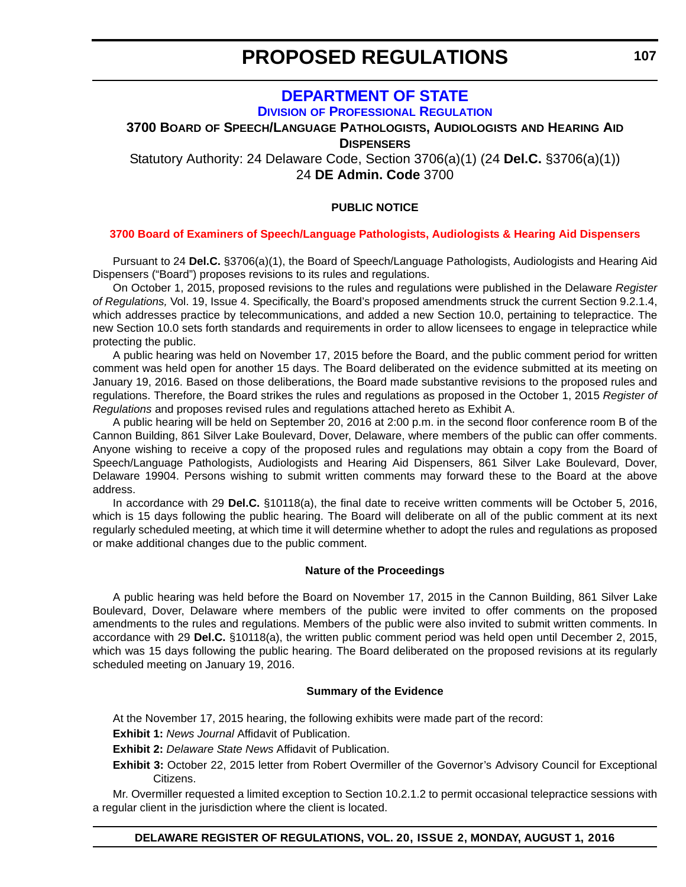# DEPARTMENT OF STATE

## DIVISION OF PROFESSIONAL REGULATION

### 3700 BOARD OF SPEECH/LANGUAGE PATHOLOGISTS, AUDIOLOGISTS AND HEARING AID DISPENSERS

Statutory Authority: 24 Delaware Code, Section 3706(a)(1) (24 **Del.C.** §3706(a)(1))
24 **DE Admin. Code** 3700

**PUBLIC NOTICE**

**3700 Board of Examiners of Speech/Language Pathologists, Audiologists & Hearing Aid Dispensers**

Pursuant to 24 **Del.C.** §3706(a)(1), the Board of Speech/Language Pathologists, Audiologists and Hearing Aid Dispensers ("Board") proposes revisions to its rules and regulations.

On October 1, 2015, proposed revisions to the rules and regulations were published in the Delaware *Register of Regulations,* Vol. 19, Issue 4. Specifically, the Board's proposed amendments struck the current Section 9.2.1.4, which addresses practice by telecommunications, and added a new Section 10.0, pertaining to telepractice. The new Section 10.0 sets forth standards and requirements in order to allow licensees to engage in telepractice while protecting the public.

A public hearing was held on November 17, 2015 before the Board, and the public comment period for written comment was held open for another 15 days. The Board deliberated on the evidence submitted at its meeting on January 19, 2016. Based on those deliberations, the Board made substantive revisions to the proposed rules and regulations. Therefore, the Board strikes the rules and regulations as proposed in the October 1, 2015 *Register of Regulations* and proposes revised rules and regulations attached hereto as Exhibit A.

A public hearing will be held on September 20, 2016 at 2:00 p.m. in the second floor conference room B of the Cannon Building, 861 Silver Lake Boulevard, Dover, Delaware, where members of the public can offer comments. Anyone wishing to receive a copy of the proposed rules and regulations may obtain a copy from the Board of Speech/Language Pathologists, Audiologists and Hearing Aid Dispensers, 861 Silver Lake Boulevard, Dover, Delaware 19904. Persons wishing to submit written comments may forward these to the Board at the above address.

In accordance with 29 **Del.C.** §10118(a), the final date to receive written comments will be October 5, 2016, which is 15 days following the public hearing. The Board will deliberate on all of the public comment at its next regularly scheduled meeting, at which time it will determine whether to adopt the rules and regulations as proposed or make additional changes due to the public comment.

**Nature of the Proceedings**

A public hearing was held before the Board on November 17, 2015 in the Cannon Building, 861 Silver Lake Boulevard, Dover, Delaware where members of the public were invited to offer comments on the proposed amendments to the rules and regulations. Members of the public were also invited to submit written comments. In accordance with 29 **Del.C.** §10118(a), the written public comment period was held open until December 2, 2015, which was 15 days following the public hearing. The Board deliberated on the proposed revisions at its regularly scheduled meeting on January 19, 2016.

**Summary of the Evidence**

At the November 17, 2015 hearing, the following exhibits were made part of the record:

**Exhibit 1:** *News Journal* Affidavit of Publication.

**Exhibit 2:** *Delaware State News* Affidavit of Publication.

**Exhibit 3:** October 22, 2015 letter from Robert Overmiller of the Governor's Advisory Council for Exceptional Citizens.

Mr. Overmiller requested a limited exception to Section 10.2.1.2 to permit occasional telepractice sessions with a regular client in the jurisdiction where the client is located.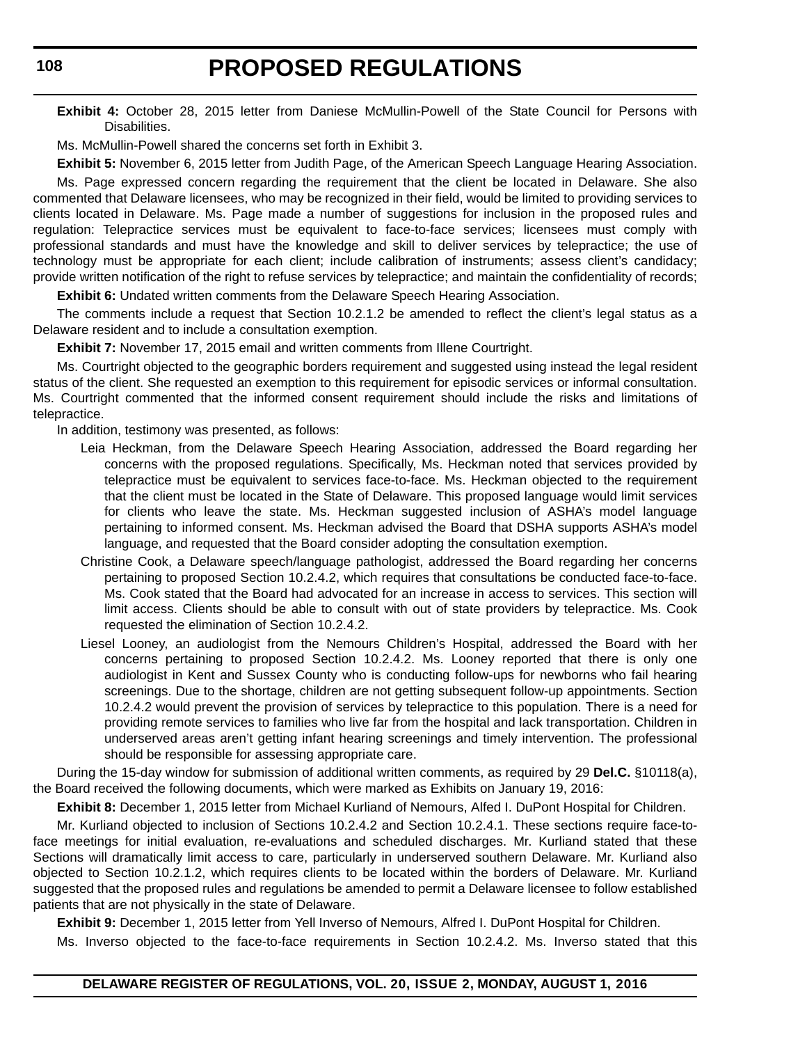**Exhibit 4:** October 28, 2015 letter from Daniese McMullin-Powell of the State Council for Persons with Disabilities.

Ms. McMullin-Powell shared the concerns set forth in Exhibit 3.

**Exhibit 5:** November 6, 2015 letter from Judith Page, of the American Speech Language Hearing Association.

Ms. Page expressed concern regarding the requirement that the client be located in Delaware. She also commented that Delaware licensees, who may be recognized in their field, would be limited to providing services to clients located in Delaware. Ms. Page made a number of suggestions for inclusion in the proposed rules and regulation: Telepractice services must be equivalent to face-to-face services; licensees must comply with professional standards and must have the knowledge and skill to deliver services by telepractice; the use of technology must be appropriate for each client; include calibration of instruments; assess client's candidacy; provide written notification of the right to refuse services by telepractice; and maintain the confidentiality of records;

**Exhibit 6:** Undated written comments from the Delaware Speech Hearing Association.

The comments include a request that Section 10.2.1.2 be amended to reflect the client's legal status as a Delaware resident and to include a consultation exemption.

**Exhibit 7:** November 17, 2015 email and written comments from Illene Courtright.

Ms. Courtright objected to the geographic borders requirement and suggested using instead the legal resident status of the client. She requested an exemption to this requirement for episodic services or informal consultation. Ms. Courtright commented that the informed consent requirement should include the risks and limitations of telepractice.

In addition, testimony was presented, as follows:

Leia Heckman, from the Delaware Speech Hearing Association, addressed the Board regarding her concerns with the proposed regulations. Specifically, Ms. Heckman noted that services provided by telepractice must be equivalent to services face-to-face. Ms. Heckman objected to the requirement that the client must be located in the State of Delaware. This proposed language would limit services for clients who leave the state. Ms. Heckman suggested inclusion of ASHA's model language pertaining to informed consent. Ms. Heckman advised the Board that DSHA supports ASHA's model language, and requested that the Board consider adopting the consultation exemption.

Christine Cook, a Delaware speech/language pathologist, addressed the Board regarding her concerns pertaining to proposed Section 10.2.4.2, which requires that consultations be conducted face-to-face. Ms. Cook stated that the Board had advocated for an increase in access to services. This section will limit access. Clients should be able to consult with out of state providers by telepractice. Ms. Cook requested the elimination of Section 10.2.4.2.

Liesel Looney, an audiologist from the Nemours Children's Hospital, addressed the Board with her concerns pertaining to proposed Section 10.2.4.2. Ms. Looney reported that there is only one audiologist in Kent and Sussex County who is conducting follow-ups for newborns who fail hearing screenings. Due to the shortage, children are not getting subsequent follow-up appointments. Section 10.2.4.2 would prevent the provision of services by telepractice to this population. There is a need for providing remote services to families who live far from the hospital and lack transportation. Children in underserved areas aren't getting infant hearing screenings and timely intervention. The professional should be responsible for assessing appropriate care.

During the 15-day window for submission of additional written comments, as required by 29 **Del.C.** §10118(a), the Board received the following documents, which were marked as Exhibits on January 19, 2016:

**Exhibit 8:** December 1, 2015 letter from Michael Kurliand of Nemours, Alfed I. DuPont Hospital for Children.

Mr. Kurliand objected to inclusion of Sections 10.2.4.2 and Section 10.2.4.1. These sections require face-to-face meetings for initial evaluation, re-evaluations and scheduled discharges. Mr. Kurliand stated that these Sections will dramatically limit access to care, particularly in underserved southern Delaware. Mr. Kurliand also objected to Section 10.2.1.2, which requires clients to be located within the borders of Delaware. Mr. Kurliand suggested that the proposed rules and regulations be amended to permit a Delaware licensee to follow established patients that are not physically in the state of Delaware.

**Exhibit 9:** December 1, 2015 letter from Yell Inverso of Nemours, Alfred I. DuPont Hospital for Children.

Ms. Inverso objected to the face-to-face requirements in Section 10.2.4.2. Ms. Inverso stated that this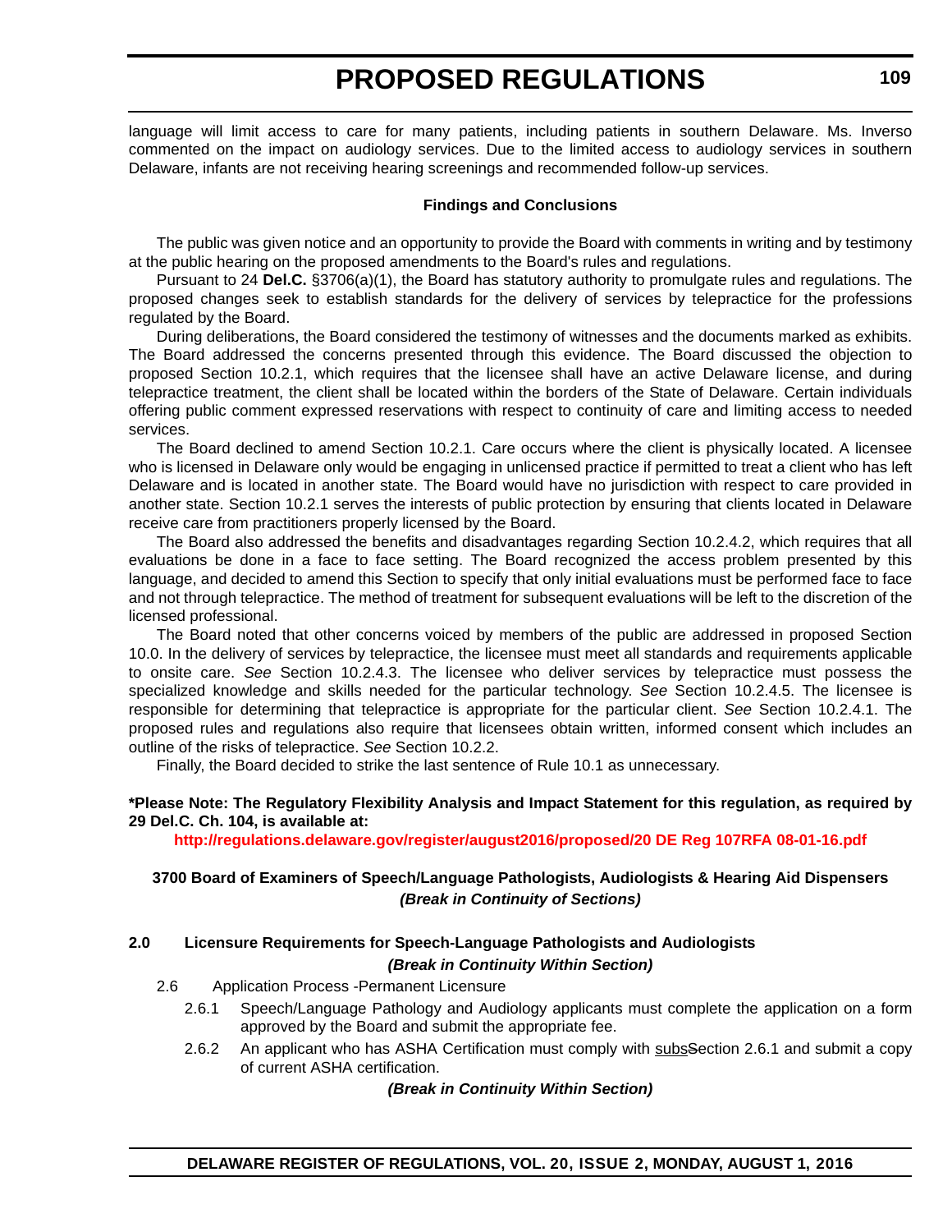language will limit access to care for many patients, including patients in southern Delaware. Ms. Inverso commented on the impact on audiology services. Due to the limited access to audiology services in southern Delaware, infants are not receiving hearing screenings and recommended follow-up services.

**Findings and Conclusions**

The public was given notice and an opportunity to provide the Board with comments in writing and by testimony at the public hearing on the proposed amendments to the Board's rules and regulations.

Pursuant to 24 **Del.C.** §3706(a)(1), the Board has statutory authority to promulgate rules and regulations. The proposed changes seek to establish standards for the delivery of services by telepractice for the professions regulated by the Board.

During deliberations, the Board considered the testimony of witnesses and the documents marked as exhibits. The Board addressed the concerns presented through this evidence. The Board discussed the objection to proposed Section 10.2.1, which requires that the licensee shall have an active Delaware license, and during telepractice treatment, the client shall be located within the borders of the State of Delaware. Certain individuals offering public comment expressed reservations with respect to continuity of care and limiting access to needed services.

The Board declined to amend Section 10.2.1. Care occurs where the client is physically located. A licensee who is licensed in Delaware only would be engaging in unlicensed practice if permitted to treat a client who has left Delaware and is located in another state. The Board would have no jurisdiction with respect to care provided in another state. Section 10.2.1 serves the interests of public protection by ensuring that clients located in Delaware receive care from practitioners properly licensed by the Board.

The Board also addressed the benefits and disadvantages regarding Section 10.2.4.2, which requires that all evaluations be done in a face to face setting. The Board recognized the access problem presented by this language, and decided to amend this Section to specify that only initial evaluations must be performed face to face and not through telepractice. The method of treatment for subsequent evaluations will be left to the discretion of the licensed professional.

The Board noted that other concerns voiced by members of the public are addressed in proposed Section 10.0. In the delivery of services by telepractice, the licensee must meet all standards and requirements applicable to onsite care. *See* Section 10.2.4.3. The licensee who deliver services by telepractice must possess the specialized knowledge and skills needed for the particular technology. *See* Section 10.2.4.5. The licensee is responsible for determining that telepractice is appropriate for the particular client. *See* Section 10.2.4.1. The proposed rules and regulations also require that licensees obtain written, informed consent which includes an outline of the risks of telepractice. *See* Section 10.2.2.

Finally, the Board decided to strike the last sentence of Rule 10.1 as unnecessary.

**\*Please Note: The Regulatory Flexibility Analysis and Impact Statement for this regulation, as required by 29 Del.C. Ch. 104, is available at:**

**http://regulations.delaware.gov/register/august2016/proposed/20 DE Reg 107RFA 08-01-16.pdf**

**3700 Board of Examiners of Speech/Language Pathologists, Audiologists & Hearing Aid Dispensers**
***(Break in Continuity of Sections)***

**2.0 Licensure Requirements for Speech-Language Pathologists and Audiologists**

***(Break in Continuity Within Section)***

2.6 Application Process -Permanent Licensure

2.6.1 Speech/Language Pathology and Audiology applicants must complete the application on a form approved by the Board and submit the appropriate fee.

2.6.2 An applicant who has ASHA Certification must comply with <u>subs</u>~~S~~ection 2.6.1 and submit a copy of current ASHA certification.

***(Break in Continuity Within Section)***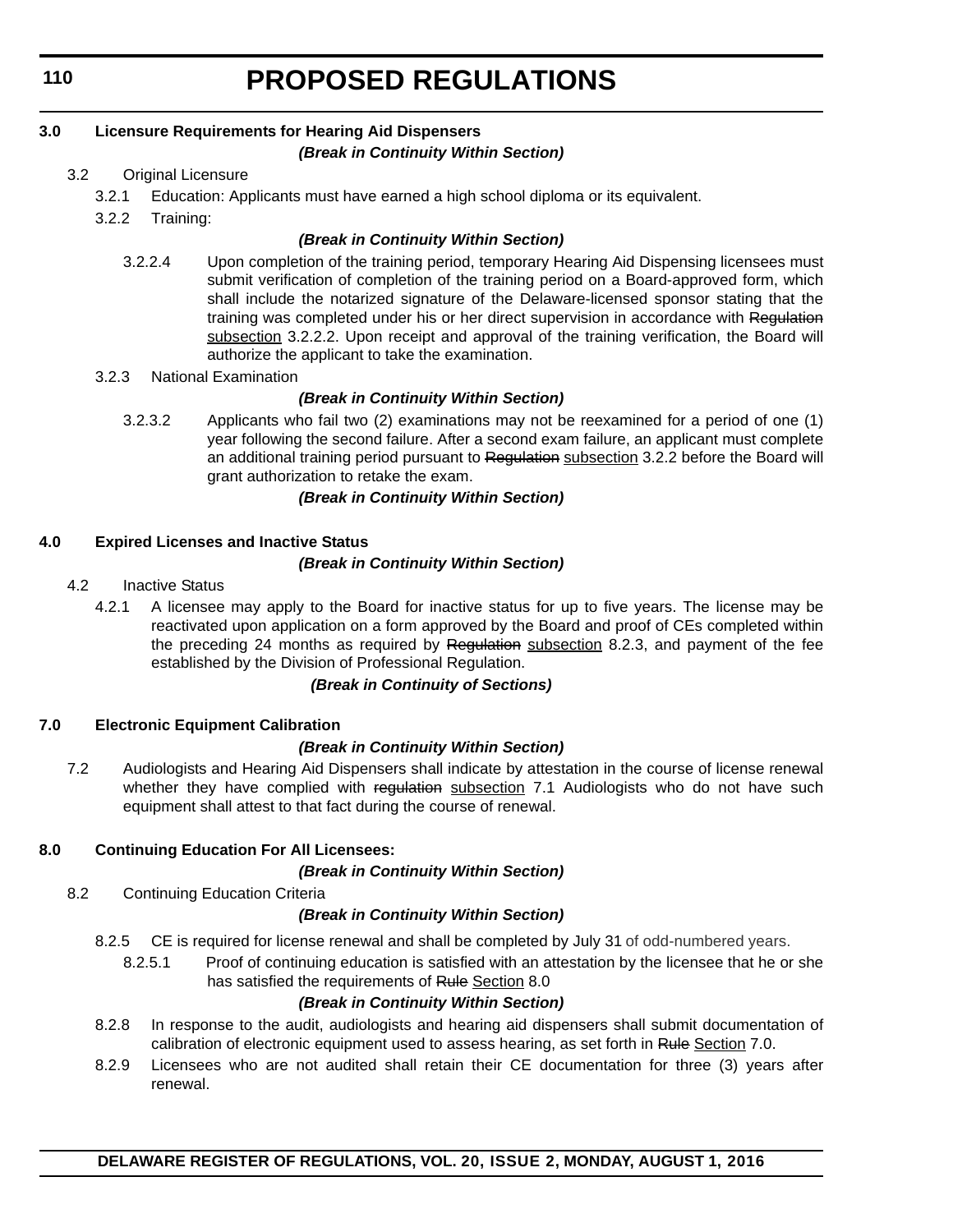**3.0 Licensure Requirements for Hearing Aid Dispensers**

***(Break in Continuity Within Section)***

3.2 Original Licensure

3.2.1 Education: Applicants must have earned a high school diploma or its equivalent.

3.2.2 Training:

***(Break in Continuity Within Section)***

3.2.2.4 Upon completion of the training period, temporary Hearing Aid Dispensing licensees must submit verification of completion of the training period on a Board-approved form, which shall include the notarized signature of the Delaware-licensed sponsor stating that the training was completed under his or her direct supervision in accordance with ~~Regulation~~ <u>subsection</u> 3.2.2.2. Upon receipt and approval of the training verification, the Board will authorize the applicant to take the examination.

3.2.3 National Examination

***(Break in Continuity Within Section)***

3.2.3.2 Applicants who fail two (2) examinations may not be reexamined for a period of one (1) year following the second failure. After a second exam failure, an applicant must complete an additional training period pursuant to ~~Regulation~~ <u>subsection</u> 3.2.2 before the Board will grant authorization to retake the exam.

***(Break in Continuity Within Section)***

**4.0 Expired Licenses and Inactive Status**

***(Break in Continuity Within Section)***

4.2 Inactive Status

4.2.1 A licensee may apply to the Board for inactive status for up to five years. The license may be reactivated upon application on a form approved by the Board and proof of CEs completed within the preceding 24 months as required by ~~Regulation~~ <u>subsection</u> 8.2.3, and payment of the fee established by the Division of Professional Regulation.

***(Break in Continuity of Sections)***

**7.0 Electronic Equipment Calibration**

***(Break in Continuity Within Section)***

7.2 Audiologists and Hearing Aid Dispensers shall indicate by attestation in the course of license renewal whether they have complied with ~~regulation~~ <u>subsection</u> 7.1 Audiologists who do not have such equipment shall attest to that fact during the course of renewal.

**8.0 Continuing Education For All Licensees:**

***(Break in Continuity Within Section)***

8.2 Continuing Education Criteria

***(Break in Continuity Within Section)***

8.2.5 CE is required for license renewal and shall be completed by July 31 of odd-numbered years.

8.2.5.1 Proof of continuing education is satisfied with an attestation by the licensee that he or she has satisfied the requirements of ~~Rule~~ <u>Section</u> 8.0

***(Break in Continuity Within Section)***

8.2.8 In response to the audit, audiologists and hearing aid dispensers shall submit documentation of calibration of electronic equipment used to assess hearing, as set forth in ~~Rule~~ <u>Section</u> 7.0.

8.2.9 Licensees who are not audited shall retain their CE documentation for three (3) years after renewal.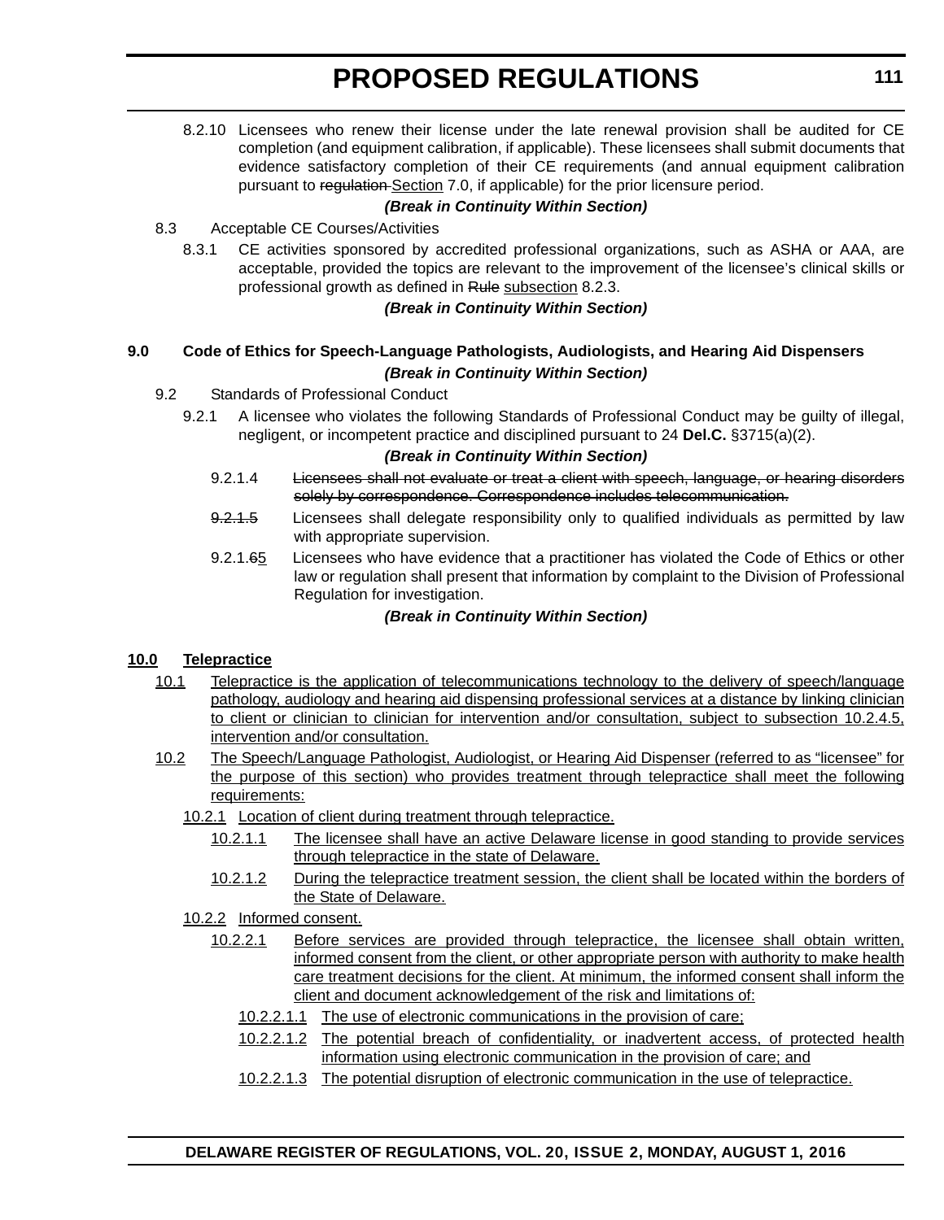8.2.10 Licensees who renew their license under the late renewal provision shall be audited for CE completion (and equipment calibration, if applicable). These licensees shall submit documents that evidence satisfactory completion of their CE requirements (and annual equipment calibration pursuant to ~~regulation~~ <u>Section</u> 7.0, if applicable) for the prior licensure period.

***(Break in Continuity Within Section)***

8.3 Acceptable CE Courses/Activities

8.3.1 CE activities sponsored by accredited professional organizations, such as ASHA or AAA, are acceptable, provided the topics are relevant to the improvement of the licensee's clinical skills or professional growth as defined in ~~Rule~~ <u>subsection</u> 8.2.3.

***(Break in Continuity Within Section)***

**9.0 Code of Ethics for Speech-Language Pathologists, Audiologists, and Hearing Aid Dispensers**

***(Break in Continuity Within Section)***

9.2 Standards of Professional Conduct

9.2.1 A licensee who violates the following Standards of Professional Conduct may be guilty of illegal, negligent, or incompetent practice and disciplined pursuant to 24 **Del.C.** §3715(a)(2).

***(Break in Continuity Within Section)***

9.2.1.4 ~~Licensees shall not evaluate or treat a client with speech, language, or hearing disorders solely by correspondence. Correspondence includes telecommunication.~~

~~9.2.1.5~~ Licensees shall delegate responsibility only to qualified individuals as permitted by law with appropriate supervision.

9.2.1.~~6~~<u>5</u> Licensees who have evidence that a practitioner has violated the Code of Ethics or other law or regulation shall present that information by complaint to the Division of Professional Regulation for investigation.

***(Break in Continuity Within Section)***

<u>**10.0 Telepractice**</u>

<u>10.1 Telepractice is the application of telecommunications technology to the delivery of speech/language pathology, audiology and hearing aid dispensing professional services at a distance by linking clinician to client or clinician to clinician for intervention and/or consultation, subject to subsection 10.2.4.5, intervention and/or consultation.</u>

<u>10.2 The Speech/Language Pathologist, Audiologist, or Hearing Aid Dispenser (referred to as "licensee" for the purpose of this section) who provides treatment through telepractice shall meet the following requirements:</u>

<u>10.2.1 Location of client during treatment through telepractice.</u>

<u>10.2.1.1 The licensee shall have an active Delaware license in good standing to provide services through telepractice in the state of Delaware.</u>

<u>10.2.1.2 During the telepractice treatment session, the client shall be located within the borders of the State of Delaware.</u>

<u>10.2.2 Informed consent.</u>

<u>10.2.2.1 Before services are provided through telepractice, the licensee shall obtain written, informed consent from the client, or other appropriate person with authority to make health care treatment decisions for the client. At minimum, the informed consent shall inform the client and document acknowledgement of the risk and limitations of:</u>

<u>10.2.2.1.1 The use of electronic communications in the provision of care;</u>

<u>10.2.2.1.2 The potential breach of confidentiality, or inadvertent access, of protected health information using electronic communication in the provision of care; and</u>

<u>10.2.2.1.3 The potential disruption of electronic communication in the use of telepractice.</u>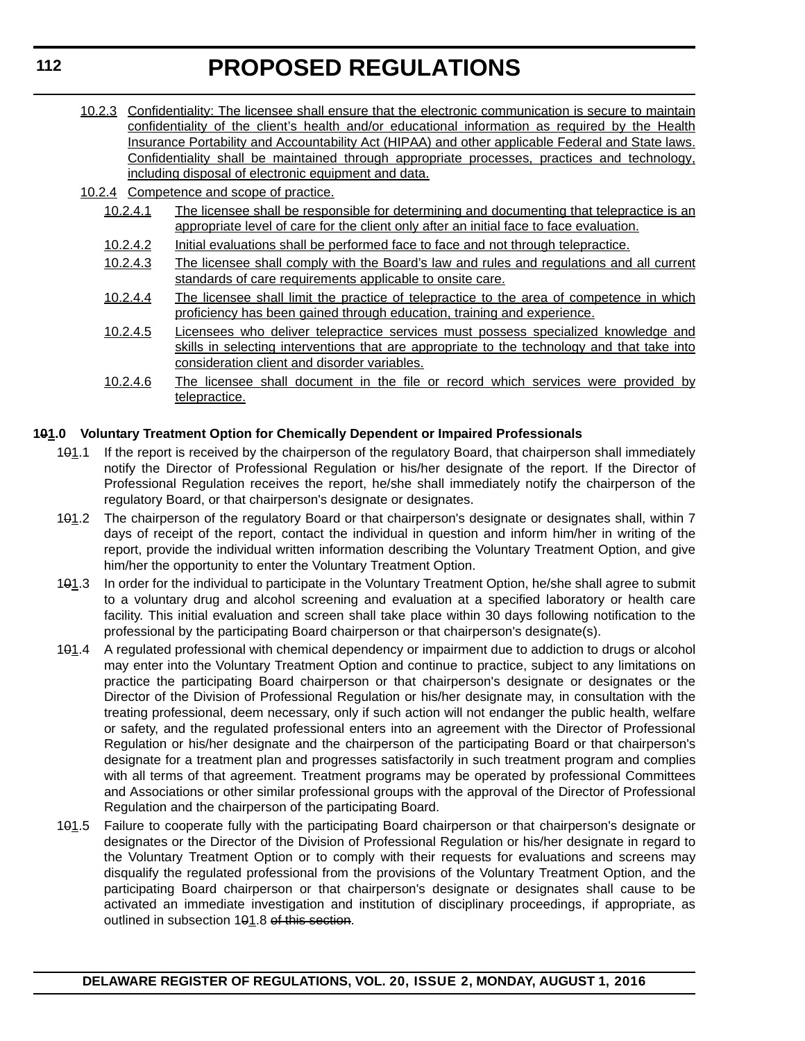10.2.3 Confidentiality: The licensee shall ensure that the electronic communication is secure to maintain confidentiality of the client's health and/or educational information as required by the Health Insurance Portability and Accountability Act (HIPAA) and other applicable Federal and State laws. Confidentiality shall be maintained through appropriate processes, practices and technology, including disposal of electronic equipment and data.

10.2.4 Competence and scope of practice.

10.2.4.1 The licensee shall be responsible for determining and documenting that telepractice is an appropriate level of care for the client only after an initial face to face evaluation.

10.2.4.2 Initial evaluations shall be performed face to face and not through telepractice.

10.2.4.3 The licensee shall comply with the Board's law and rules and regulations and all current standards of care requirements applicable to onsite care.

10.2.4.4 The licensee shall limit the practice of telepractice to the area of competence in which proficiency has been gained through education, training and experience.

10.2.4.5 Licensees who deliver telepractice services must possess specialized knowledge and skills in selecting interventions that are appropriate to the technology and that take into consideration client and disorder variables.

10.2.4.6 The licensee shall document in the file or record which services were provided by telepractice.

**101.0 Voluntary Treatment Option for Chemically Dependent or Impaired Professionals**

101.1 If the report is received by the chairperson of the regulatory Board, that chairperson shall immediately notify the Director of Professional Regulation or his/her designate of the report. If the Director of Professional Regulation receives the report, he/she shall immediately notify the chairperson of the regulatory Board, or that chairperson's designate or designates.

101.2 The chairperson of the regulatory Board or that chairperson's designate or designates shall, within 7 days of receipt of the report, contact the individual in question and inform him/her in writing of the report, provide the individual written information describing the Voluntary Treatment Option, and give him/her the opportunity to enter the Voluntary Treatment Option.

101.3 In order for the individual to participate in the Voluntary Treatment Option, he/she shall agree to submit to a voluntary drug and alcohol screening and evaluation at a specified laboratory or health care facility. This initial evaluation and screen shall take place within 30 days following notification to the professional by the participating Board chairperson or that chairperson's designate(s).

101.4 A regulated professional with chemical dependency or impairment due to addiction to drugs or alcohol may enter into the Voluntary Treatment Option and continue to practice, subject to any limitations on practice the participating Board chairperson or that chairperson's designate or designates or the Director of the Division of Professional Regulation or his/her designate may, in consultation with the treating professional, deem necessary, only if such action will not endanger the public health, welfare or safety, and the regulated professional enters into an agreement with the Director of Professional Regulation or his/her designate and the chairperson of the participating Board or that chairperson's designate for a treatment plan and progresses satisfactorily in such treatment program and complies with all terms of that agreement. Treatment programs may be operated by professional Committees and Associations or other similar professional groups with the approval of the Director of Professional Regulation and the chairperson of the participating Board.

101.5 Failure to cooperate fully with the participating Board chairperson or that chairperson's designate or designates or the Director of the Division of Professional Regulation or his/her designate in regard to the Voluntary Treatment Option or to comply with their requests for evaluations and screens may disqualify the regulated professional from the provisions of the Voluntary Treatment Option, and the participating Board chairperson or that chairperson's designate or designates shall cause to be activated an immediate investigation and institution of disciplinary proceedings, if appropriate, as outlined in subsection 101.8 ~~of this section~~.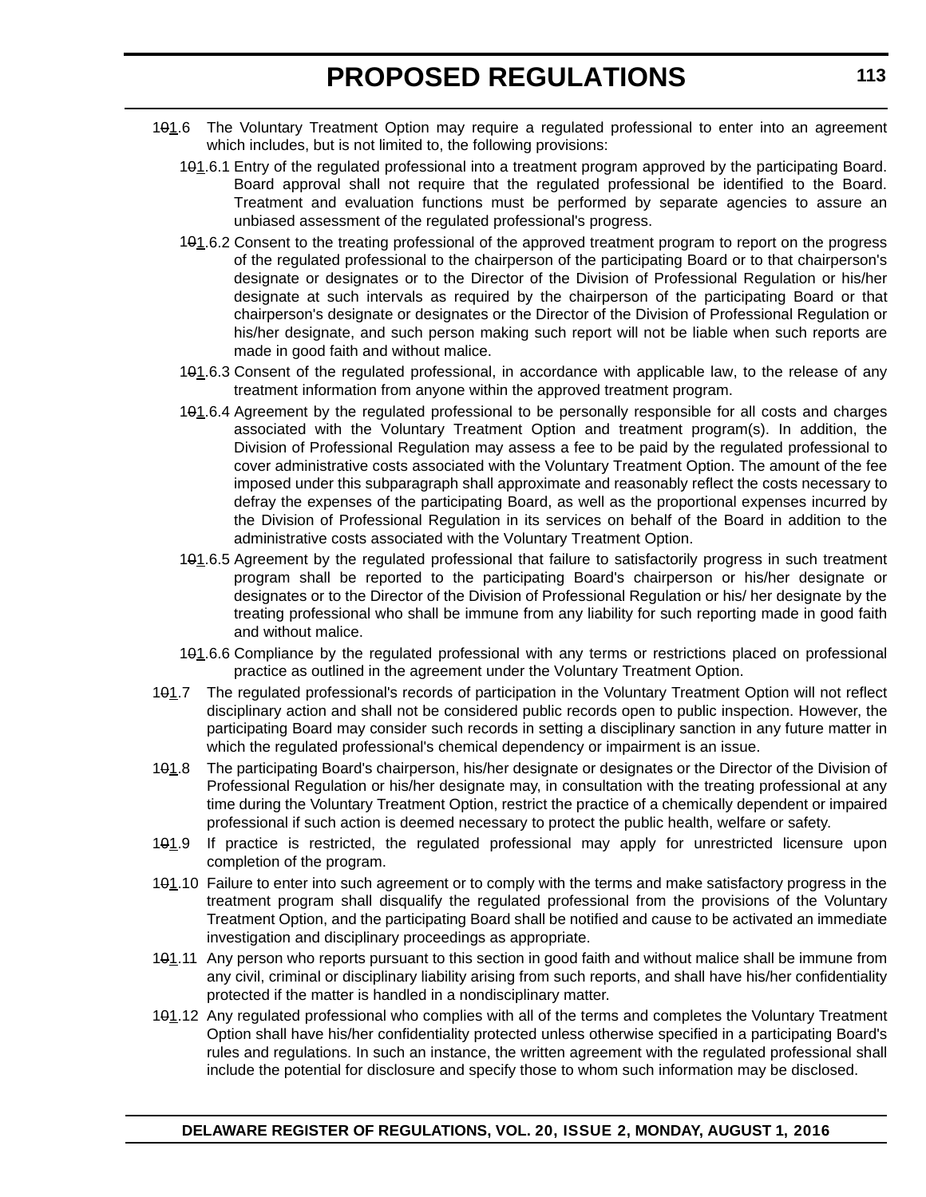1~~0~~<u>1</u>.6 The Voluntary Treatment Option may require a regulated professional to enter into an agreement which includes, but is not limited to, the following provisions:

1~~0~~<u>1</u>.6.1 Entry of the regulated professional into a treatment program approved by the participating Board. Board approval shall not require that the regulated professional be identified to the Board. Treatment and evaluation functions must be performed by separate agencies to assure an unbiased assessment of the regulated professional's progress.

1~~0~~<u>1</u>.6.2 Consent to the treating professional of the approved treatment program to report on the progress of the regulated professional to the chairperson of the participating Board or to that chairperson's designate or designates or to the Director of the Division of Professional Regulation or his/her designate at such intervals as required by the chairperson of the participating Board or that chairperson's designate or designates or the Director of the Division of Professional Regulation or his/her designate, and such person making such report will not be liable when such reports are made in good faith and without malice.

1~~0~~<u>1</u>.6.3 Consent of the regulated professional, in accordance with applicable law, to the release of any treatment information from anyone within the approved treatment program.

1~~0~~<u>1</u>.6.4 Agreement by the regulated professional to be personally responsible for all costs and charges associated with the Voluntary Treatment Option and treatment program(s). In addition, the Division of Professional Regulation may assess a fee to be paid by the regulated professional to cover administrative costs associated with the Voluntary Treatment Option. The amount of the fee imposed under this subparagraph shall approximate and reasonably reflect the costs necessary to defray the expenses of the participating Board, as well as the proportional expenses incurred by the Division of Professional Regulation in its services on behalf of the Board in addition to the administrative costs associated with the Voluntary Treatment Option.

1~~0~~<u>1</u>.6.5 Agreement by the regulated professional that failure to satisfactorily progress in such treatment program shall be reported to the participating Board's chairperson or his/her designate or designates or to the Director of the Division of Professional Regulation or his/ her designate by the treating professional who shall be immune from any liability for such reporting made in good faith and without malice.

1~~0~~<u>1</u>.6.6 Compliance by the regulated professional with any terms or restrictions placed on professional practice as outlined in the agreement under the Voluntary Treatment Option.

1~~0~~<u>1</u>.7 The regulated professional's records of participation in the Voluntary Treatment Option will not reflect disciplinary action and shall not be considered public records open to public inspection. However, the participating Board may consider such records in setting a disciplinary sanction in any future matter in which the regulated professional's chemical dependency or impairment is an issue.

1~~0~~<u>1</u>.8 The participating Board's chairperson, his/her designate or designates or the Director of the Division of Professional Regulation or his/her designate may, in consultation with the treating professional at any time during the Voluntary Treatment Option, restrict the practice of a chemically dependent or impaired professional if such action is deemed necessary to protect the public health, welfare or safety.

1~~0~~<u>1</u>.9 If practice is restricted, the regulated professional may apply for unrestricted licensure upon completion of the program.

1~~0~~<u>1</u>.10 Failure to enter into such agreement or to comply with the terms and make satisfactory progress in the treatment program shall disqualify the regulated professional from the provisions of the Voluntary Treatment Option, and the participating Board shall be notified and cause to be activated an immediate investigation and disciplinary proceedings as appropriate.

1~~0~~<u>1</u>.11 Any person who reports pursuant to this section in good faith and without malice shall be immune from any civil, criminal or disciplinary liability arising from such reports, and shall have his/her confidentiality protected if the matter is handled in a nondisciplinary matter.

1~~0~~<u>1</u>.12 Any regulated professional who complies with all of the terms and completes the Voluntary Treatment Option shall have his/her confidentiality protected unless otherwise specified in a participating Board's rules and regulations. In such an instance, the written agreement with the regulated professional shall include the potential for disclosure and specify those to whom such information may be disclosed.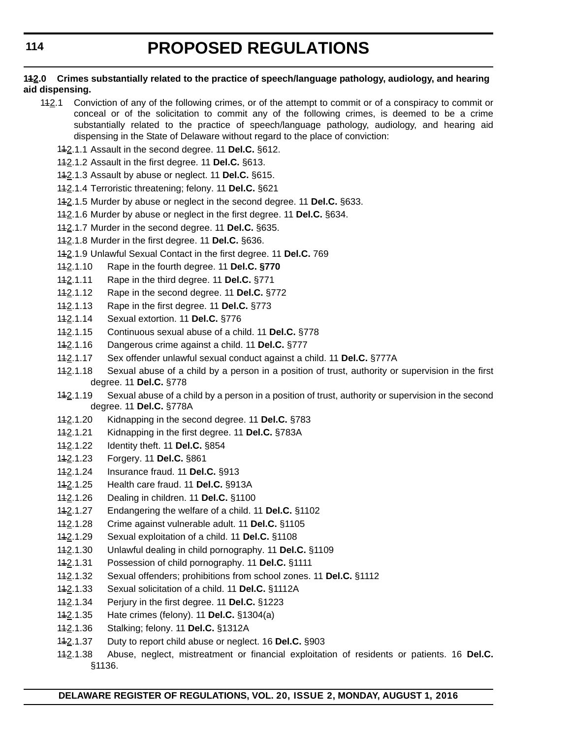**1~~1~~<u>2</u>.0 Crimes substantially related to the practice of speech/language pathology, audiology, and hearing aid dispensing.**

1~~1~~<u>2</u>.1 Conviction of any of the following crimes, or of the attempt to commit or of a conspiracy to commit or conceal or of the solicitation to commit any of the following crimes, is deemed to be a crime substantially related to the practice of speech/language pathology, audiology, and hearing aid dispensing in the State of Delaware without regard to the place of conviction:

1~~1~~<u>2</u>.1.1 Assault in the second degree. 11 **Del.C.** §612.

1~~1~~<u>2</u>.1.2 Assault in the first degree. 11 **Del.C.** §613.

1~~1~~<u>2</u>.1.3 Assault by abuse or neglect. 11 **Del.C.** §615.

1~~1~~<u>2</u>.1.4 Terroristic threatening; felony. 11 **Del.C.** §621

1~~1~~<u>2</u>.1.5 Murder by abuse or neglect in the second degree. 11 **Del.C.** §633.

1~~1~~<u>2</u>.1.6 Murder by abuse or neglect in the first degree. 11 **Del.C.** §634.

1~~1~~<u>2</u>.1.7 Murder in the second degree. 11 **Del.C.** §635.

1~~1~~<u>2</u>.1.8 Murder in the first degree. 11 **Del.C.** §636.

1~~1~~<u>2</u>.1.9 Unlawful Sexual Contact in the first degree. 11 **Del.C.** 769

1~~1~~<u>2</u>.1.10 Rape in the fourth degree. 11 **Del.C. §770**

1~~1~~<u>2</u>.1.11 Rape in the third degree. 11 **Del.C.** §771

1~~1~~<u>2</u>.1.12 Rape in the second degree. 11 **Del.C.** §772

1~~1~~<u>2</u>.1.13 Rape in the first degree. 11 **Del.C.** §773

1~~1~~<u>2</u>.1.14 Sexual extortion. 11 **Del.C.** §776

1~~1~~<u>2</u>.1.15 Continuous sexual abuse of a child. 11 **Del.C.** §778

1~~1~~<u>2</u>.1.16 Dangerous crime against a child. 11 **Del.C.** §777

1~~1~~<u>2</u>.1.17 Sex offender unlawful sexual conduct against a child. 11 **Del.C.** §777A

1~~1~~<u>2</u>.1.18 Sexual abuse of a child by a person in a position of trust, authority or supervision in the first degree. 11 **Del.C.** §778

1~~1~~<u>2</u>.1.19 Sexual abuse of a child by a person in a position of trust, authority or supervision in the second degree. 11 **Del.C.** §778A

1~~1~~<u>2</u>.1.20 Kidnapping in the second degree. 11 **Del.C.** §783

1~~1~~<u>2</u>.1.21 Kidnapping in the first degree. 11 **Del.C.** §783A

1~~1~~<u>2</u>.1.22 Identity theft. 11 **Del.C.** §854

1~~1~~<u>2</u>.1.23 Forgery. 11 **Del.C.** §861

1~~1~~<u>2</u>.1.24 Insurance fraud. 11 **Del.C.** §913

1~~1~~<u>2</u>.1.25 Health care fraud. 11 **Del.C.** §913A

1~~1~~<u>2</u>.1.26 Dealing in children. 11 **Del.C.** §1100

1~~1~~<u>2</u>.1.27 Endangering the welfare of a child. 11 **Del.C.** §1102

1~~1~~<u>2</u>.1.28 Crime against vulnerable adult. 11 **Del.C.** §1105

1~~1~~<u>2</u>.1.29 Sexual exploitation of a child. 11 **Del.C.** §1108

1~~1~~<u>2</u>.1.30 Unlawful dealing in child pornography. 11 **Del.C.** §1109

1~~1~~<u>2</u>.1.31 Possession of child pornography. 11 **Del.C.** §1111

1~~1~~<u>2</u>.1.32 Sexual offenders; prohibitions from school zones. 11 **Del.C.** §1112

1~~1~~<u>2</u>.1.33 Sexual solicitation of a child. 11 **Del.C.** §1112A

1~~1~~<u>2</u>.1.34 Perjury in the first degree. 11 **Del.C.** §1223

1~~1~~<u>2</u>.1.35 Hate crimes (felony). 11 **Del.C.** §1304(a)

1~~1~~<u>2</u>.1.36 Stalking; felony. 11 **Del.C.** §1312A

1~~1~~<u>2</u>.1.37 Duty to report child abuse or neglect. 16 **Del.C.** §903

1~~1~~<u>2</u>.1.38 Abuse, neglect, mistreatment or financial exploitation of residents or patients. 16 **Del.C.** §1136.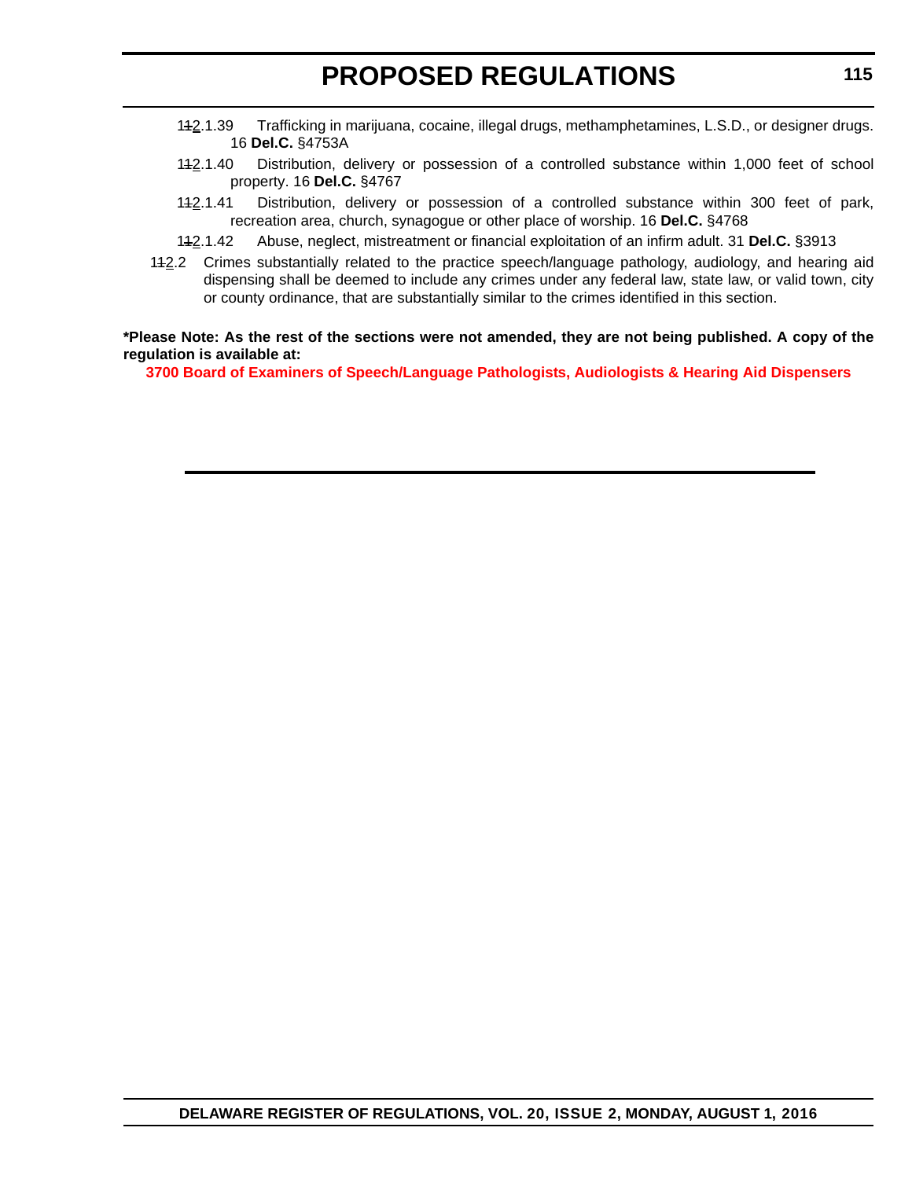~~11~~2.1.39 Trafficking in marijuana, cocaine, illegal drugs, methamphetamines, L.S.D., or designer drugs. 16 **Del.C.** §4753A

~~11~~2.1.40 Distribution, delivery or possession of a controlled substance within 1,000 feet of school property. 16 **Del.C.** §4767

~~11~~2.1.41 Distribution, delivery or possession of a controlled substance within 300 feet of park, recreation area, church, synagogue or other place of worship. 16 **Del.C.** §4768

~~11~~2.1.42 Abuse, neglect, mistreatment or financial exploitation of an infirm adult. 31 **Del.C.** §3913

~~11~~2.2 Crimes substantially related to the practice speech/language pathology, audiology, and hearing aid dispensing shall be deemed to include any crimes under any federal law, state law, or valid town, city or county ordinance, that are substantially similar to the crimes identified in this section.

**\*Please Note: As the rest of the sections were not amended, they are not being published. A copy of the regulation is available at:**

**3700 Board of Examiners of Speech/Language Pathologists, Audiologists & Hearing Aid Dispensers**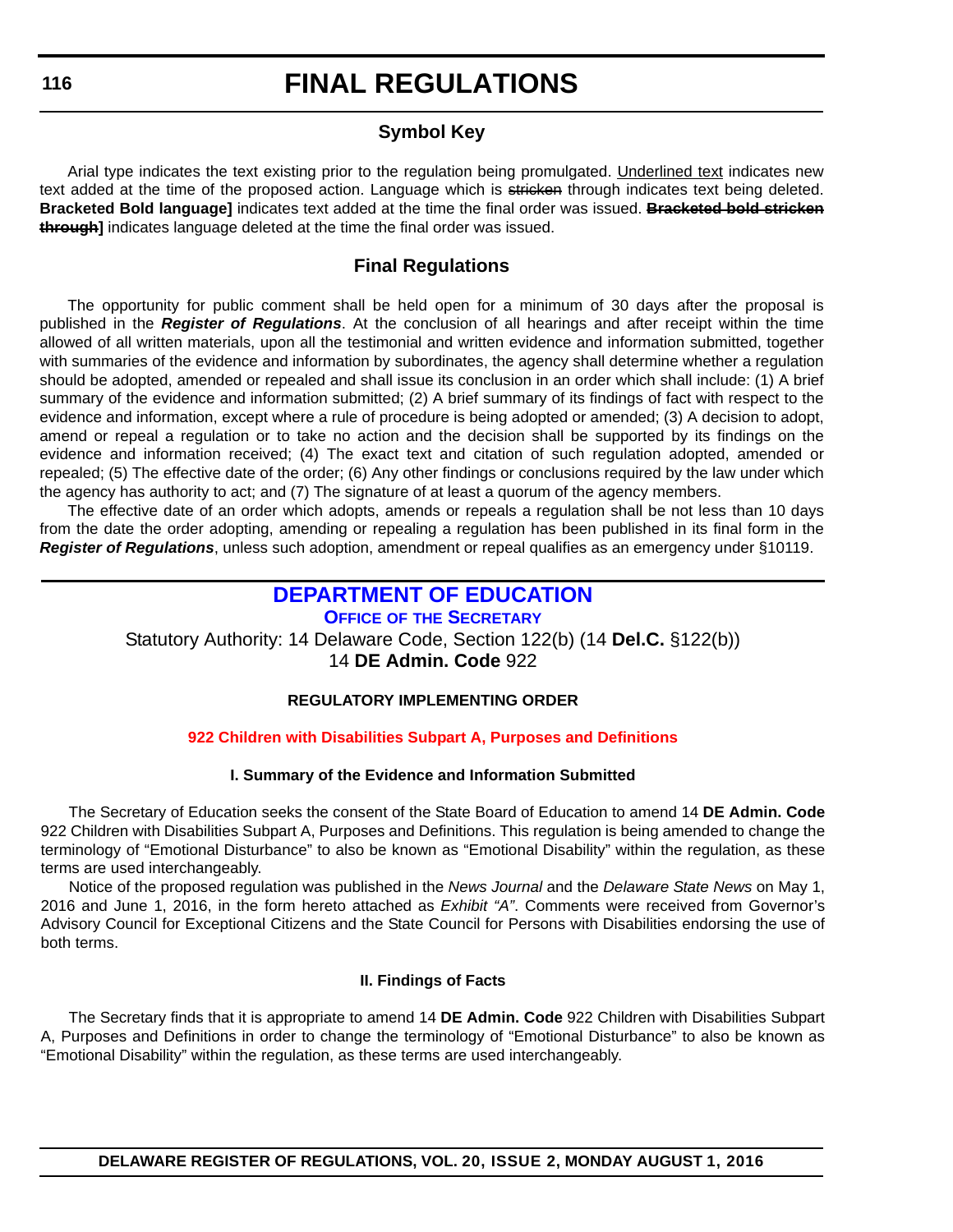# FINAL REGULATIONS

## Symbol Key

Arial type indicates the text existing prior to the regulation being promulgated. <u>Underlined text</u> indicates new text added at the time of the proposed action. Language which is ~~stricken~~ through indicates text being deleted. **Bracketed Bold language]** indicates text added at the time the final order was issued. **~~Bracketed bold stricken through~~]** indicates language deleted at the time the final order was issued.

## Final Regulations

The opportunity for public comment shall be held open for a minimum of 30 days after the proposal is published in the ***Register of Regulations***. At the conclusion of all hearings and after receipt within the time allowed of all written materials, upon all the testimonial and written evidence and information submitted, together with summaries of the evidence and information by subordinates, the agency shall determine whether a regulation should be adopted, amended or repealed and shall issue its conclusion in an order which shall include: (1) A brief summary of the evidence and information submitted; (2) A brief summary of its findings of fact with respect to the evidence and information, except where a rule of procedure is being adopted or amended; (3) A decision to adopt, amend or repeal a regulation or to take no action and the decision shall be supported by its findings on the evidence and information received; (4) The exact text and citation of such regulation adopted, amended or repealed; (5) The effective date of the order; (6) Any other findings or conclusions required by the law under which the agency has authority to act; and (7) The signature of at least a quorum of the agency members.

The effective date of an order which adopts, amends or repeals a regulation shall be not less than 10 days from the date the order adopting, amending or repealing a regulation has been published in its final form in the ***Register of Regulations***, unless such adoption, amendment or repeal qualifies as an emergency under §10119.

## DEPARTMENT OF EDUCATION

### OFFICE OF THE SECRETARY

Statutory Authority: 14 Delaware Code, Section 122(b) (14 **Del.C.** §122(b))
14 **DE Admin. Code** 922

**REGULATORY IMPLEMENTING ORDER**

**922 Children with Disabilities Subpart A, Purposes and Definitions**

**I. Summary of the Evidence and Information Submitted**

The Secretary of Education seeks the consent of the State Board of Education to amend 14 **DE Admin. Code** 922 Children with Disabilities Subpart A, Purposes and Definitions. This regulation is being amended to change the terminology of "Emotional Disturbance" to also be known as "Emotional Disability" within the regulation, as these terms are used interchangeably.

Notice of the proposed regulation was published in the *News Journal* and the *Delaware State News* on May 1, 2016 and June 1, 2016, in the form hereto attached as *Exhibit "A"*. Comments were received from Governor's Advisory Council for Exceptional Citizens and the State Council for Persons with Disabilities endorsing the use of both terms.

**II. Findings of Facts**

The Secretary finds that it is appropriate to amend 14 **DE Admin. Code** 922 Children with Disabilities Subpart A, Purposes and Definitions in order to change the terminology of "Emotional Disturbance" to also be known as "Emotional Disability" within the regulation, as these terms are used interchangeably.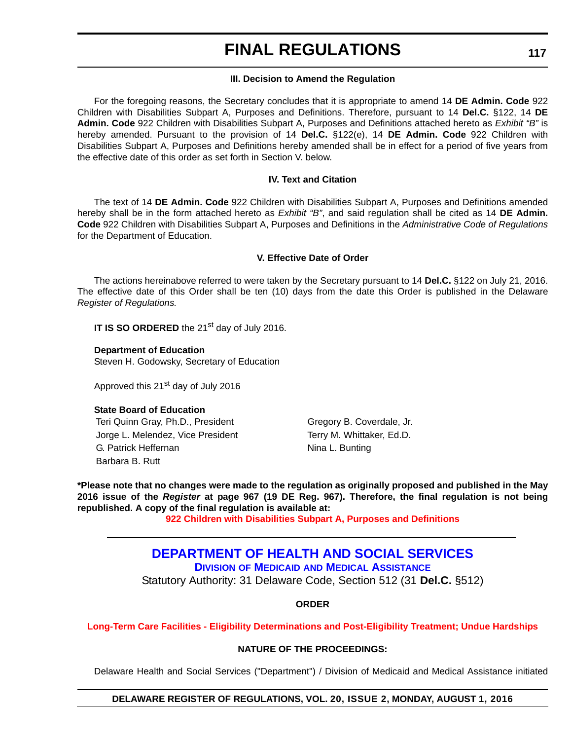### III. Decision to Amend the Regulation

For the foregoing reasons, the Secretary concludes that it is appropriate to amend 14 **DE Admin. Code** 922 Children with Disabilities Subpart A, Purposes and Definitions. Therefore, pursuant to 14 **Del.C.** §122, 14 **DE Admin. Code** 922 Children with Disabilities Subpart A, Purposes and Definitions attached hereto as *Exhibit "B"* is hereby amended. Pursuant to the provision of 14 **Del.C.** §122(e), 14 **DE Admin. Code** 922 Children with Disabilities Subpart A, Purposes and Definitions hereby amended shall be in effect for a period of five years from the effective date of this order as set forth in Section V. below.

### IV. Text and Citation

The text of 14 **DE Admin. Code** 922 Children with Disabilities Subpart A, Purposes and Definitions amended hereby shall be in the form attached hereto as *Exhibit "B"*, and said regulation shall be cited as 14 **DE Admin. Code** 922 Children with Disabilities Subpart A, Purposes and Definitions in the *Administrative Code of Regulations* for the Department of Education.

### V. Effective Date of Order

The actions hereinabove referred to were taken by the Secretary pursuant to 14 **Del.C.** §122 on July 21, 2016. The effective date of this Order shall be ten (10) days from the date this Order is published in the Delaware *Register of Regulations.*

**IT IS SO ORDERED** the 21st day of July 2016.

**Department of Education**
Steven H. Godowsky, Secretary of Education

Approved this 21st day of July 2016

**State Board of Education**

Teri Quinn Gray, Ph.D., President
Jorge L. Melendez, Vice President
G. Patrick Heffernan
Barbara B. Rutt
Gregory B. Coverdale, Jr.
Terry M. Whittaker, Ed.D.
Nina L. Bunting

**\*Please note that no changes were made to the regulation as originally proposed and published in the May 2016 issue of the *Register* at page 967 (19 DE Reg. 967). Therefore, the final regulation is not being republished. A copy of the final regulation is available at:**

**922 Children with Disabilities Subpart A, Purposes and Definitions**

## DEPARTMENT OF HEALTH AND SOCIAL SERVICES

### Division of Medicaid and Medical Assistance

Statutory Authority: 31 Delaware Code, Section 512 (31 **Del.C.** §512)

### ORDER

**Long-Term Care Facilities - Eligibility Determinations and Post-Eligibility Treatment; Undue Hardships**

### NATURE OF THE PROCEEDINGS:

Delaware Health and Social Services ("Department") / Division of Medicaid and Medical Assistance initiated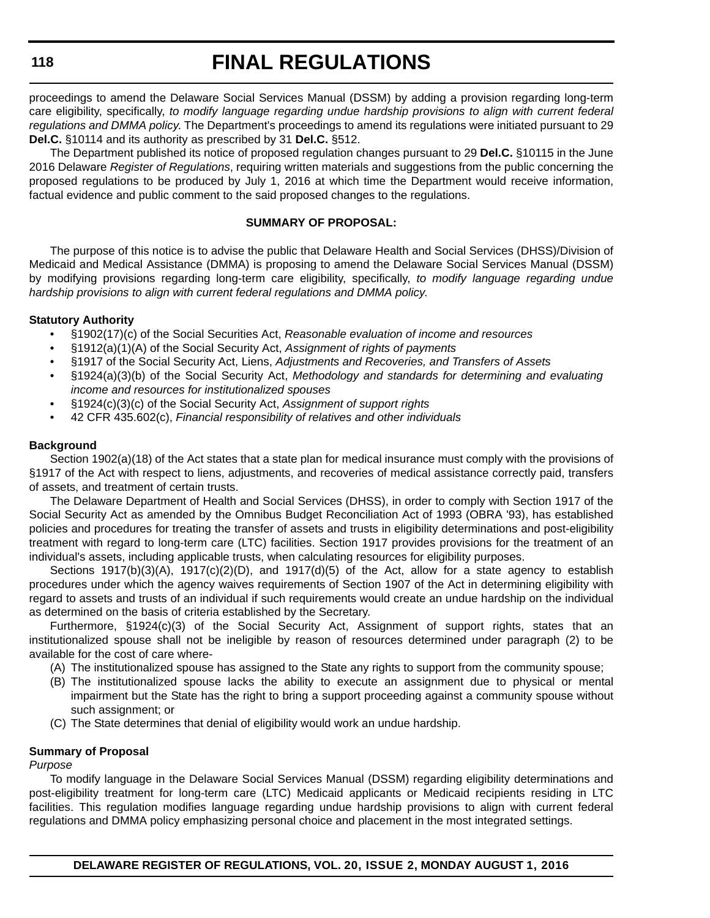proceedings to amend the Delaware Social Services Manual (DSSM) by adding a provision regarding long-term care eligibility, specifically, *to modify language regarding undue hardship provisions to align with current federal regulations and DMMA policy.* The Department's proceedings to amend its regulations were initiated pursuant to 29 **Del.C.** §10114 and its authority as prescribed by 31 **Del.C.** §512.

The Department published its notice of proposed regulation changes pursuant to 29 **Del.C.** §10115 in the June 2016 Delaware *Register of Regulations*, requiring written materials and suggestions from the public concerning the proposed regulations to be produced by July 1, 2016 at which time the Department would receive information, factual evidence and public comment to the said proposed changes to the regulations.

**SUMMARY OF PROPOSAL:**

The purpose of this notice is to advise the public that Delaware Health and Social Services (DHSS)/Division of Medicaid and Medical Assistance (DMMA) is proposing to amend the Delaware Social Services Manual (DSSM) by modifying provisions regarding long-term care eligibility, specifically, *to modify language regarding undue hardship provisions to align with current federal regulations and DMMA policy.*

**Statutory Authority**

- §1902(17)(c) of the Social Securities Act, *Reasonable evaluation of income and resources*
- §1912(a)(1)(A) of the Social Security Act, *Assignment of rights of payments*
- §1917 of the Social Security Act, Liens, *Adjustments and Recoveries, and Transfers of Assets*
- §1924(a)(3)(b) of the Social Security Act, *Methodology and standards for determining and evaluating income and resources for institutionalized spouses*
- §1924(c)(3)(c) of the Social Security Act, *Assignment of support rights*
- 42 CFR 435.602(c), *Financial responsibility of relatives and other individuals*

**Background**

Section 1902(a)(18) of the Act states that a state plan for medical insurance must comply with the provisions of §1917 of the Act with respect to liens, adjustments, and recoveries of medical assistance correctly paid, transfers of assets, and treatment of certain trusts.

The Delaware Department of Health and Social Services (DHSS), in order to comply with Section 1917 of the Social Security Act as amended by the Omnibus Budget Reconciliation Act of 1993 (OBRA '93), has established policies and procedures for treating the transfer of assets and trusts in eligibility determinations and post-eligibility treatment with regard to long-term care (LTC) facilities. Section 1917 provides provisions for the treatment of an individual's assets, including applicable trusts, when calculating resources for eligibility purposes.

Sections 1917(b)(3)(A), 1917(c)(2)(D), and 1917(d)(5) of the Act, allow for a state agency to establish procedures under which the agency waives requirements of Section 1907 of the Act in determining eligibility with regard to assets and trusts of an individual if such requirements would create an undue hardship on the individual as determined on the basis of criteria established by the Secretary.

Furthermore, §1924(c)(3) of the Social Security Act, Assignment of support rights, states that an institutionalized spouse shall not be ineligible by reason of resources determined under paragraph (2) to be available for the cost of care where-

(A) The institutionalized spouse has assigned to the State any rights to support from the community spouse;
(B) The institutionalized spouse lacks the ability to execute an assignment due to physical or mental impairment but the State has the right to bring a support proceeding against a community spouse without such assignment; or
(C) The State determines that denial of eligibility would work an undue hardship.

**Summary of Proposal**

*Purpose*

To modify language in the Delaware Social Services Manual (DSSM) regarding eligibility determinations and post-eligibility treatment for long-term care (LTC) Medicaid applicants or Medicaid recipients residing in LTC facilities. This regulation modifies language regarding undue hardship provisions to align with current federal regulations and DMMA policy emphasizing personal choice and placement in the most integrated settings.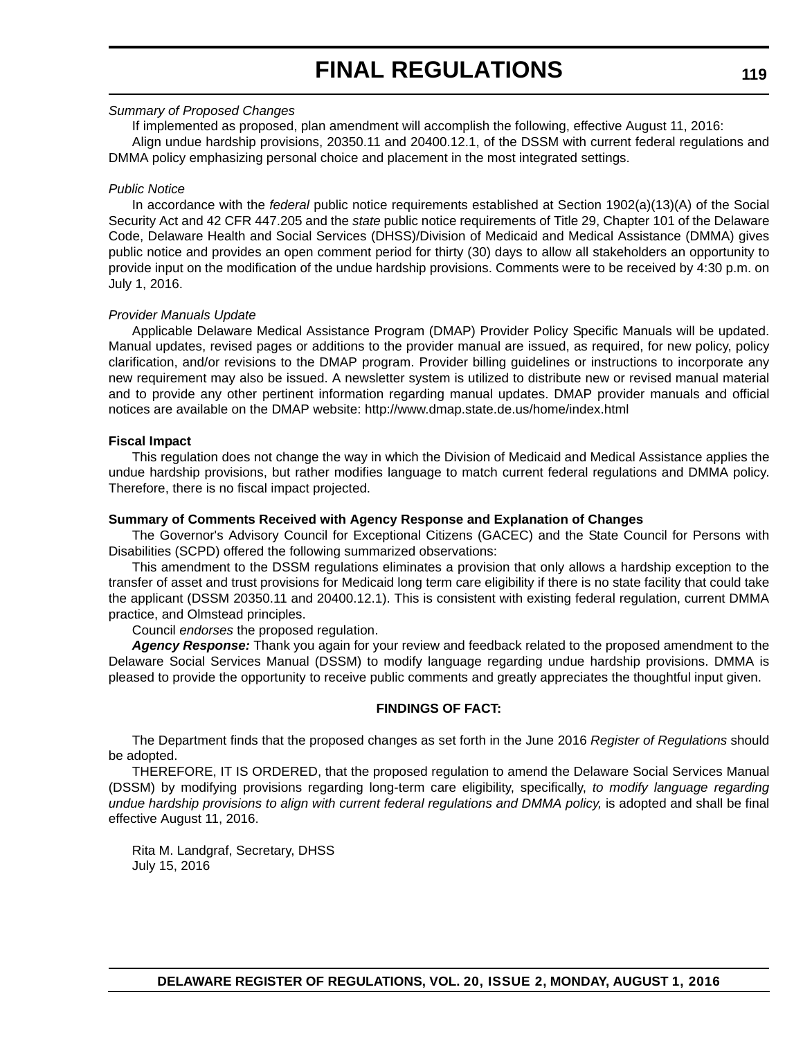*Summary of Proposed Changes*

If implemented as proposed, plan amendment will accomplish the following, effective August 11, 2016:

Align undue hardship provisions, 20350.11 and 20400.12.1, of the DSSM with current federal regulations and DMMA policy emphasizing personal choice and placement in the most integrated settings.

*Public Notice*

In accordance with the *federal* public notice requirements established at Section 1902(a)(13)(A) of the Social Security Act and 42 CFR 447.205 and the *state* public notice requirements of Title 29, Chapter 101 of the Delaware Code, Delaware Health and Social Services (DHSS)/Division of Medicaid and Medical Assistance (DMMA) gives public notice and provides an open comment period for thirty (30) days to allow all stakeholders an opportunity to provide input on the modification of the undue hardship provisions. Comments were to be received by 4:30 p.m. on July 1, 2016.

*Provider Manuals Update*

Applicable Delaware Medical Assistance Program (DMAP) Provider Policy Specific Manuals will be updated. Manual updates, revised pages or additions to the provider manual are issued, as required, for new policy, policy clarification, and/or revisions to the DMAP program. Provider billing guidelines or instructions to incorporate any new requirement may also be issued. A newsletter system is utilized to distribute new or revised manual material and to provide any other pertinent information regarding manual updates. DMAP provider manuals and official notices are available on the DMAP website: http://www.dmap.state.de.us/home/index.html

**Fiscal Impact**

This regulation does not change the way in which the Division of Medicaid and Medical Assistance applies the undue hardship provisions, but rather modifies language to match current federal regulations and DMMA policy. Therefore, there is no fiscal impact projected.

**Summary of Comments Received with Agency Response and Explanation of Changes**

The Governor's Advisory Council for Exceptional Citizens (GACEC) and the State Council for Persons with Disabilities (SCPD) offered the following summarized observations:

This amendment to the DSSM regulations eliminates a provision that only allows a hardship exception to the transfer of asset and trust provisions for Medicaid long term care eligibility if there is no state facility that could take the applicant (DSSM 20350.11 and 20400.12.1). This is consistent with existing federal regulation, current DMMA practice, and Olmstead principles.

Council *endorses* the proposed regulation.

***Agency Response:*** Thank you again for your review and feedback related to the proposed amendment to the Delaware Social Services Manual (DSSM) to modify language regarding undue hardship provisions. DMMA is pleased to provide the opportunity to receive public comments and greatly appreciates the thoughtful input given.

**FINDINGS OF FACT:**

The Department finds that the proposed changes as set forth in the June 2016 *Register of Regulations* should be adopted.

THEREFORE, IT IS ORDERED, that the proposed regulation to amend the Delaware Social Services Manual (DSSM) by modifying provisions regarding long-term care eligibility, specifically, *to modify language regarding undue hardship provisions to align with current federal regulations and DMMA policy,* is adopted and shall be final effective August 11, 2016.

Rita M. Landgraf, Secretary, DHSS
July 15, 2016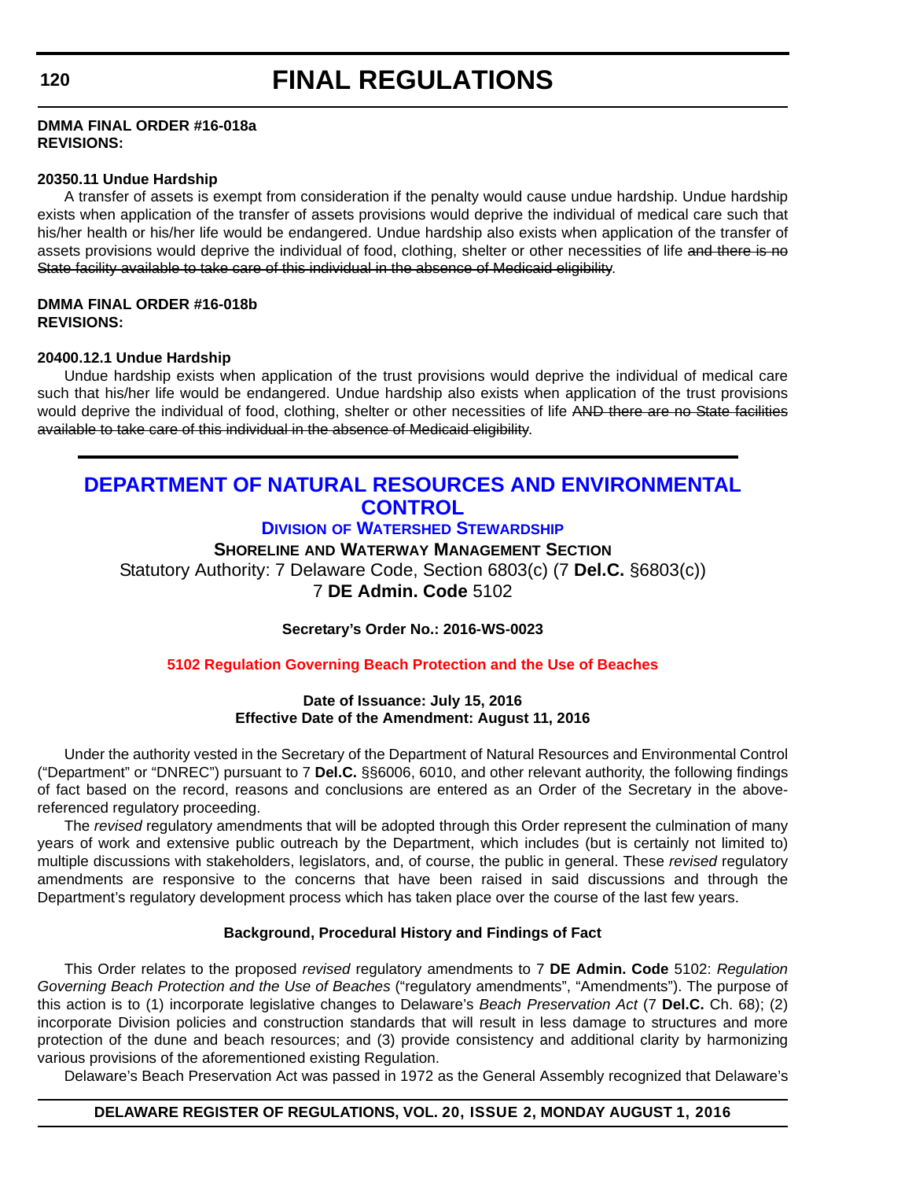**DMMA FINAL ORDER #16-018a**
**REVISIONS:**

**20350.11 Undue Hardship**

A transfer of assets is exempt from consideration if the penalty would cause undue hardship. Undue hardship exists when application of the transfer of assets provisions would deprive the individual of medical care such that his/her health or his/her life would be endangered. Undue hardship also exists when application of the transfer of assets provisions would deprive the individual of food, clothing, shelter or other necessities of life ~~and there is no State facility available to take care of this individual in the absence of Medicaid eligibility~~.

**DMMA FINAL ORDER #16-018b**
**REVISIONS:**

**20400.12.1 Undue Hardship**

Undue hardship exists when application of the trust provisions would deprive the individual of medical care such that his/her life would be endangered. Undue hardship also exists when application of the trust provisions would deprive the individual of food, clothing, shelter or other necessities of life ~~AND there are no State facilities available to take care of this individual in the absence of Medicaid eligibility~~.

---

# DEPARTMENT OF NATURAL RESOURCES AND ENVIRONMENTAL CONTROL

## DIVISION OF WATERSHED STEWARDSHIP

### SHORELINE AND WATERWAY MANAGEMENT SECTION

Statutory Authority: 7 Delaware Code, Section 6803(c) (7 **Del.C.** §6803(c))
7 **DE Admin. Code** 5102

**Secretary's Order No.: 2016-WS-0023**

**5102 Regulation Governing Beach Protection and the Use of Beaches**

**Date of Issuance: July 15, 2016**
**Effective Date of the Amendment: August 11, 2016**

Under the authority vested in the Secretary of the Department of Natural Resources and Environmental Control ("Department" or "DNREC") pursuant to 7 **Del.C.** §§6006, 6010, and other relevant authority, the following findings of fact based on the record, reasons and conclusions are entered as an Order of the Secretary in the above-referenced regulatory proceeding.

The *revised* regulatory amendments that will be adopted through this Order represent the culmination of many years of work and extensive public outreach by the Department, which includes (but is certainly not limited to) multiple discussions with stakeholders, legislators, and, of course, the public in general. These *revised* regulatory amendments are responsive to the concerns that have been raised in said discussions and through the Department's regulatory development process which has taken place over the course of the last few years.

**Background, Procedural History and Findings of Fact**

This Order relates to the proposed *revised* regulatory amendments to 7 **DE Admin. Code** 5102: *Regulation Governing Beach Protection and the Use of Beaches* ("regulatory amendments", "Amendments"). The purpose of this action is to (1) incorporate legislative changes to Delaware's *Beach Preservation Act* (7 **Del.C.** Ch. 68); (2) incorporate Division policies and construction standards that will result in less damage to structures and more protection of the dune and beach resources; and (3) provide consistency and additional clarity by harmonizing various provisions of the aforementioned existing Regulation.

Delaware's Beach Preservation Act was passed in 1972 as the General Assembly recognized that Delaware's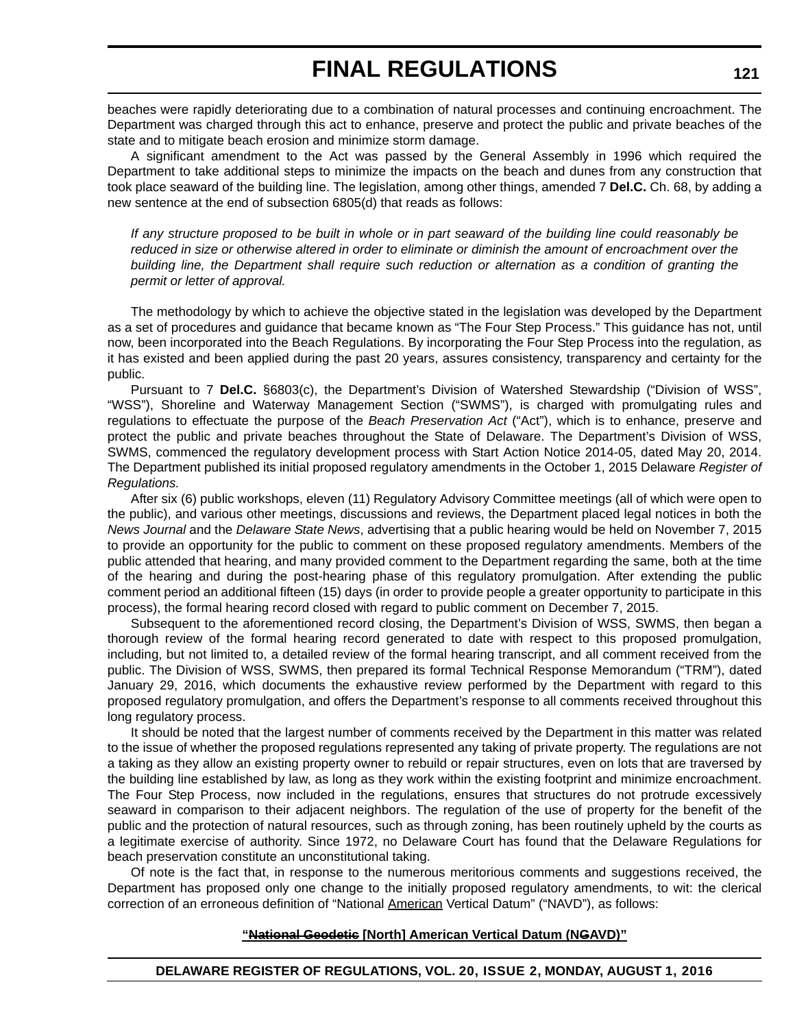beaches were rapidly deteriorating due to a combination of natural processes and continuing encroachment. The Department was charged through this act to enhance, preserve and protect the public and private beaches of the state and to mitigate beach erosion and minimize storm damage.

A significant amendment to the Act was passed by the General Assembly in 1996 which required the Department to take additional steps to minimize the impacts on the beach and dunes from any construction that took place seaward of the building line. The legislation, among other things, amended 7 **Del.C.** Ch. 68, by adding a new sentence at the end of subsection 6805(d) that reads as follows:

> *If any structure proposed to be built in whole or in part seaward of the building line could reasonably be reduced in size or otherwise altered in order to eliminate or diminish the amount of encroachment over the building line, the Department shall require such reduction or alternation as a condition of granting the permit or letter of approval.*

The methodology by which to achieve the objective stated in the legislation was developed by the Department as a set of procedures and guidance that became known as "The Four Step Process." This guidance has not, until now, been incorporated into the Beach Regulations. By incorporating the Four Step Process into the regulation, as it has existed and been applied during the past 20 years, assures consistency, transparency and certainty for the public.

Pursuant to 7 **Del.C.** §6803(c), the Department's Division of Watershed Stewardship ("Division of WSS", "WSS"), Shoreline and Waterway Management Section ("SWMS"), is charged with promulgating rules and regulations to effectuate the purpose of the *Beach Preservation Act* ("Act"), which is to enhance, preserve and protect the public and private beaches throughout the State of Delaware. The Department's Division of WSS, SWMS, commenced the regulatory development process with Start Action Notice 2014-05, dated May 20, 2014. The Department published its initial proposed regulatory amendments in the October 1, 2015 Delaware *Register of Regulations.*

After six (6) public workshops, eleven (11) Regulatory Advisory Committee meetings (all of which were open to the public), and various other meetings, discussions and reviews, the Department placed legal notices in both the *News Journal* and the *Delaware State News*, advertising that a public hearing would be held on November 7, 2015 to provide an opportunity for the public to comment on these proposed regulatory amendments. Members of the public attended that hearing, and many provided comment to the Department regarding the same, both at the time of the hearing and during the post-hearing phase of this regulatory promulgation. After extending the public comment period an additional fifteen (15) days (in order to provide people a greater opportunity to participate in this process), the formal hearing record closed with regard to public comment on December 7, 2015.

Subsequent to the aforementioned record closing, the Department's Division of WSS, SWMS, then began a thorough review of the formal hearing record generated to date with respect to this proposed promulgation, including, but not limited to, a detailed review of the formal hearing transcript, and all comment received from the public. The Division of WSS, SWMS, then prepared its formal Technical Response Memorandum ("TRM"), dated January 29, 2016, which documents the exhaustive review performed by the Department with regard to this proposed regulatory promulgation, and offers the Department's response to all comments received throughout this long regulatory process.

It should be noted that the largest number of comments received by the Department in this matter was related to the issue of whether the proposed regulations represented any taking of private property. The regulations are not a taking as they allow an existing property owner to rebuild or repair structures, even on lots that are traversed by the building line established by law, as long as they work within the existing footprint and minimize encroachment. The Four Step Process, now included in the regulations, ensures that structures do not protrude excessively seaward in comparison to their adjacent neighbors. The regulation of the use of property for the benefit of the public and the protection of natural resources, such as through zoning, has been routinely upheld by the courts as a legitimate exercise of authority. Since 1972, no Delaware Court has found that the Delaware Regulations for beach preservation constitute an unconstitutional taking.

Of note is the fact that, in response to the numerous meritorious comments and suggestions received, the Department has proposed only one change to the initially proposed regulatory amendments, to wit: the clerical correction of an erroneous definition of "National <u>American</u> Vertical Datum" ("NAVD"), as follows:

**"~~National Geodetic~~ [North] American Vertical Datum (N~~G~~AVD)"**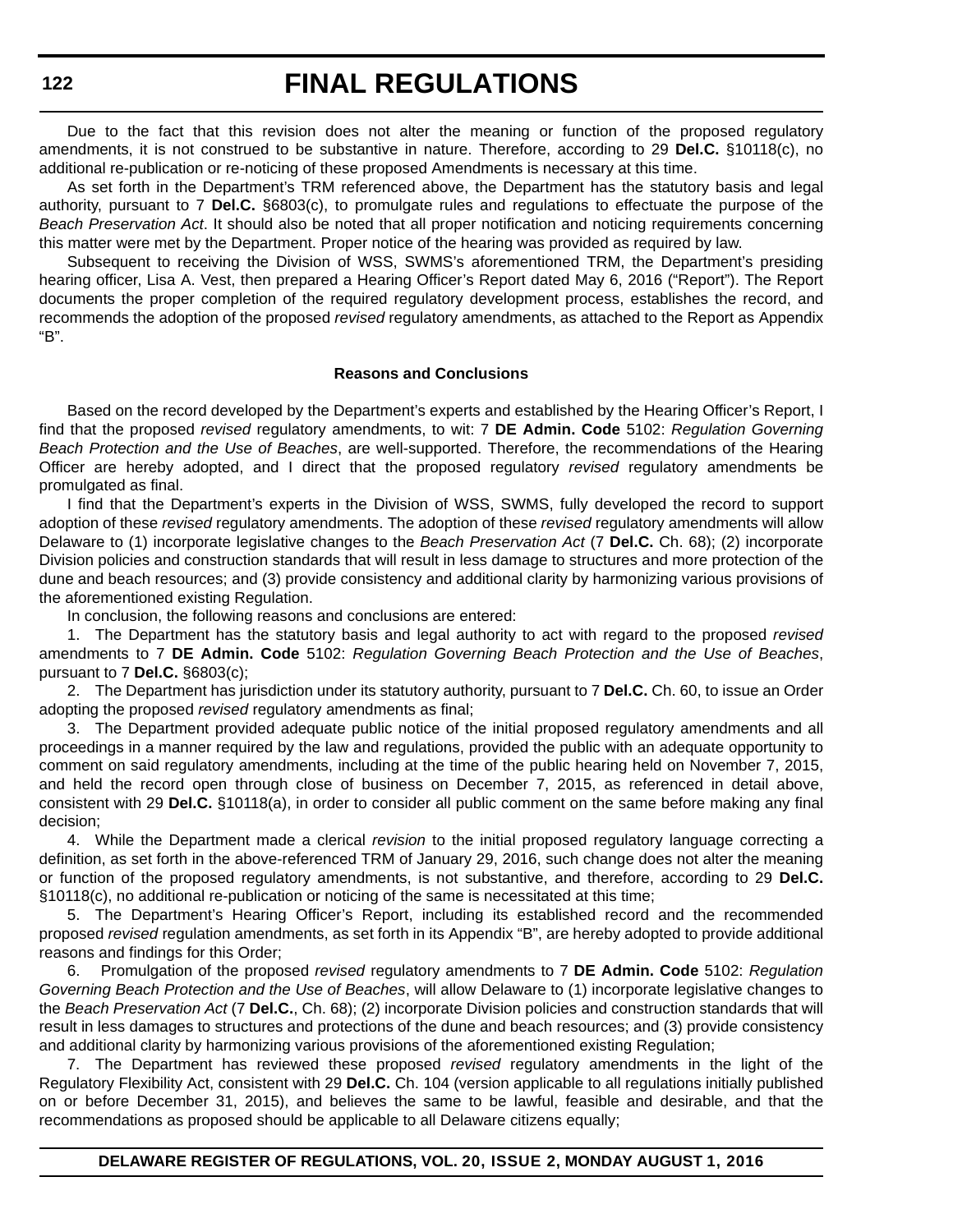Due to the fact that this revision does not alter the meaning or function of the proposed regulatory amendments, it is not construed to be substantive in nature. Therefore, according to 29 **Del.C.** §10118(c), no additional re-publication or re-noticing of these proposed Amendments is necessary at this time.

As set forth in the Department's TRM referenced above, the Department has the statutory basis and legal authority, pursuant to 7 **Del.C.** §6803(c), to promulgate rules and regulations to effectuate the purpose of the *Beach Preservation Act*. It should also be noted that all proper notification and noticing requirements concerning this matter were met by the Department. Proper notice of the hearing was provided as required by law.

Subsequent to receiving the Division of WSS, SWMS's aforementioned TRM, the Department's presiding hearing officer, Lisa A. Vest, then prepared a Hearing Officer's Report dated May 6, 2016 ("Report"). The Report documents the proper completion of the required regulatory development process, establishes the record, and recommends the adoption of the proposed *revised* regulatory amendments, as attached to the Report as Appendix "B".

**Reasons and Conclusions**

Based on the record developed by the Department's experts and established by the Hearing Officer's Report, I find that the proposed *revised* regulatory amendments, to wit: 7 **DE Admin. Code** 5102: *Regulation Governing Beach Protection and the Use of Beaches*, are well-supported. Therefore, the recommendations of the Hearing Officer are hereby adopted, and I direct that the proposed regulatory *revised* regulatory amendments be promulgated as final.

I find that the Department's experts in the Division of WSS, SWMS, fully developed the record to support adoption of these *revised* regulatory amendments. The adoption of these *revised* regulatory amendments will allow Delaware to (1) incorporate legislative changes to the *Beach Preservation Act* (7 **Del.C.** Ch. 68); (2) incorporate Division policies and construction standards that will result in less damage to structures and more protection of the dune and beach resources; and (3) provide consistency and additional clarity by harmonizing various provisions of the aforementioned existing Regulation.

In conclusion, the following reasons and conclusions are entered:

1. The Department has the statutory basis and legal authority to act with regard to the proposed *revised* amendments to 7 **DE Admin. Code** 5102: *Regulation Governing Beach Protection and the Use of Beaches*, pursuant to 7 **Del.C.** §6803(c);

2. The Department has jurisdiction under its statutory authority, pursuant to 7 **Del.C.** Ch. 60, to issue an Order adopting the proposed *revised* regulatory amendments as final;

3. The Department provided adequate public notice of the initial proposed regulatory amendments and all proceedings in a manner required by the law and regulations, provided the public with an adequate opportunity to comment on said regulatory amendments, including at the time of the public hearing held on November 7, 2015, and held the record open through close of business on December 7, 2015, as referenced in detail above, consistent with 29 **Del.C.** §10118(a), in order to consider all public comment on the same before making any final decision;

4. While the Department made a clerical *revision* to the initial proposed regulatory language correcting a definition, as set forth in the above-referenced TRM of January 29, 2016, such change does not alter the meaning or function of the proposed regulatory amendments, is not substantive, and therefore, according to 29 **Del.C.** §10118(c), no additional re-publication or noticing of the same is necessitated at this time;

5. The Department's Hearing Officer's Report, including its established record and the recommended proposed *revised* regulation amendments, as set forth in its Appendix "B", are hereby adopted to provide additional reasons and findings for this Order;

6. Promulgation of the proposed *revised* regulatory amendments to 7 **DE Admin. Code** 5102: *Regulation Governing Beach Protection and the Use of Beaches*, will allow Delaware to (1) incorporate legislative changes to the *Beach Preservation Act* (7 **Del.C.**, Ch. 68); (2) incorporate Division policies and construction standards that will result in less damages to structures and protections of the dune and beach resources; and (3) provide consistency and additional clarity by harmonizing various provisions of the aforementioned existing Regulation;

7. The Department has reviewed these proposed *revised* regulatory amendments in the light of the Regulatory Flexibility Act, consistent with 29 **Del.C.** Ch. 104 (version applicable to all regulations initially published on or before December 31, 2015), and believes the same to be lawful, feasible and desirable, and that the recommendations as proposed should be applicable to all Delaware citizens equally;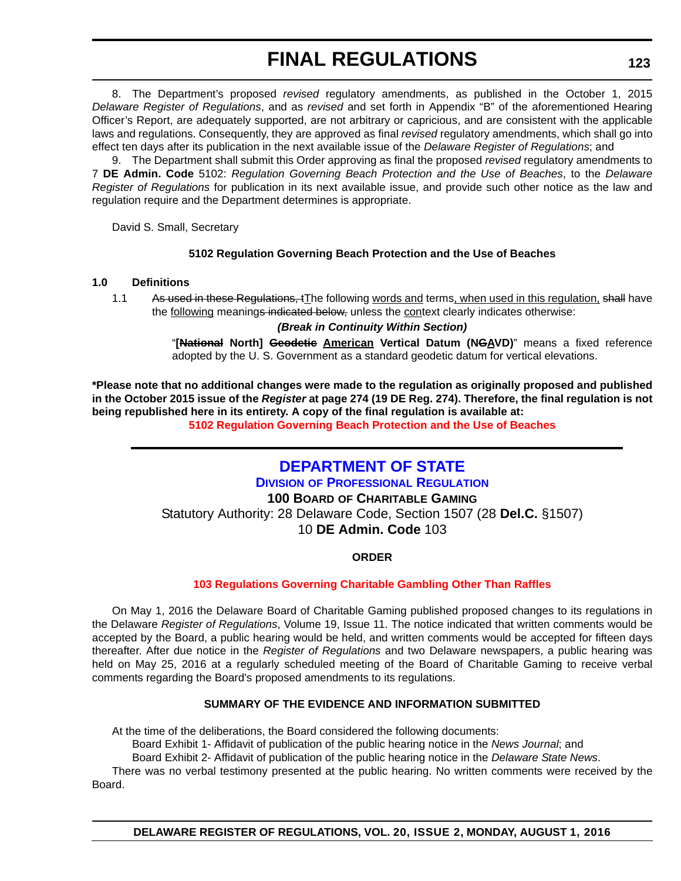8. The Department's proposed *revised* regulatory amendments, as published in the October 1, 2015 *Delaware Register of Regulations*, and as *revised* and set forth in Appendix "B" of the aforementioned Hearing Officer's Report, are adequately supported, are not arbitrary or capricious, and are consistent with the applicable laws and regulations. Consequently, they are approved as final *revised* regulatory amendments, which shall go into effect ten days after its publication in the next available issue of the *Delaware Register of Regulations*; and

9. The Department shall submit this Order approving as final the proposed *revised* regulatory amendments to 7 **DE Admin. Code** 5102: *Regulation Governing Beach Protection and the Use of Beaches*, to the *Delaware Register of Regulations* for publication in its next available issue, and provide such other notice as the law and regulation require and the Department determines is appropriate.

David S. Small, Secretary

**5102 Regulation Governing Beach Protection and the Use of Beaches**

**1.0 Definitions**

1.1 ~~As used in these Regulations, t~~The following words and terms, when used in this regulation, ~~shall~~ have the following meaning~~s indicated below,~~ unless the context clearly indicates otherwise:

***(Break in Continuity Within Section)***

"**[~~National~~ North] ~~Geodetic~~ American Vertical Datum (N~~G~~AVD)**" means a fixed reference adopted by the U. S. Government as a standard geodetic datum for vertical elevations.

**\*Please note that no additional changes were made to the regulation as originally proposed and published in the October 2015 issue of the *Register* at page 274 (19 DE Reg. 274). Therefore, the final regulation is not being republished here in its entirety. A copy of the final regulation is available at:**

**5102 Regulation Governing Beach Protection and the Use of Beaches**

---

# DEPARTMENT OF STATE

## DIVISION OF PROFESSIONAL REGULATION

### 100 BOARD OF CHARITABLE GAMING

Statutory Authority: 28 Delaware Code, Section 1507 (28 **Del.C.** §1507)

10 **DE Admin. Code** 103

**ORDER**

**103 Regulations Governing Charitable Gambling Other Than Raffles**

On May 1, 2016 the Delaware Board of Charitable Gaming published proposed changes to its regulations in the Delaware *Register of Regulations*, Volume 19, Issue 11. The notice indicated that written comments would be accepted by the Board, a public hearing would be held, and written comments would be accepted for fifteen days thereafter. After due notice in the *Register of Regulations* and two Delaware newspapers, a public hearing was held on May 25, 2016 at a regularly scheduled meeting of the Board of Charitable Gaming to receive verbal comments regarding the Board's proposed amendments to its regulations.

**SUMMARY OF THE EVIDENCE AND INFORMATION SUBMITTED**

At the time of the deliberations, the Board considered the following documents:

Board Exhibit 1- Affidavit of publication of the public hearing notice in the *News Journal*; and

Board Exhibit 2- Affidavit of publication of the public hearing notice in the *Delaware State News*.

There was no verbal testimony presented at the public hearing. No written comments were received by the Board.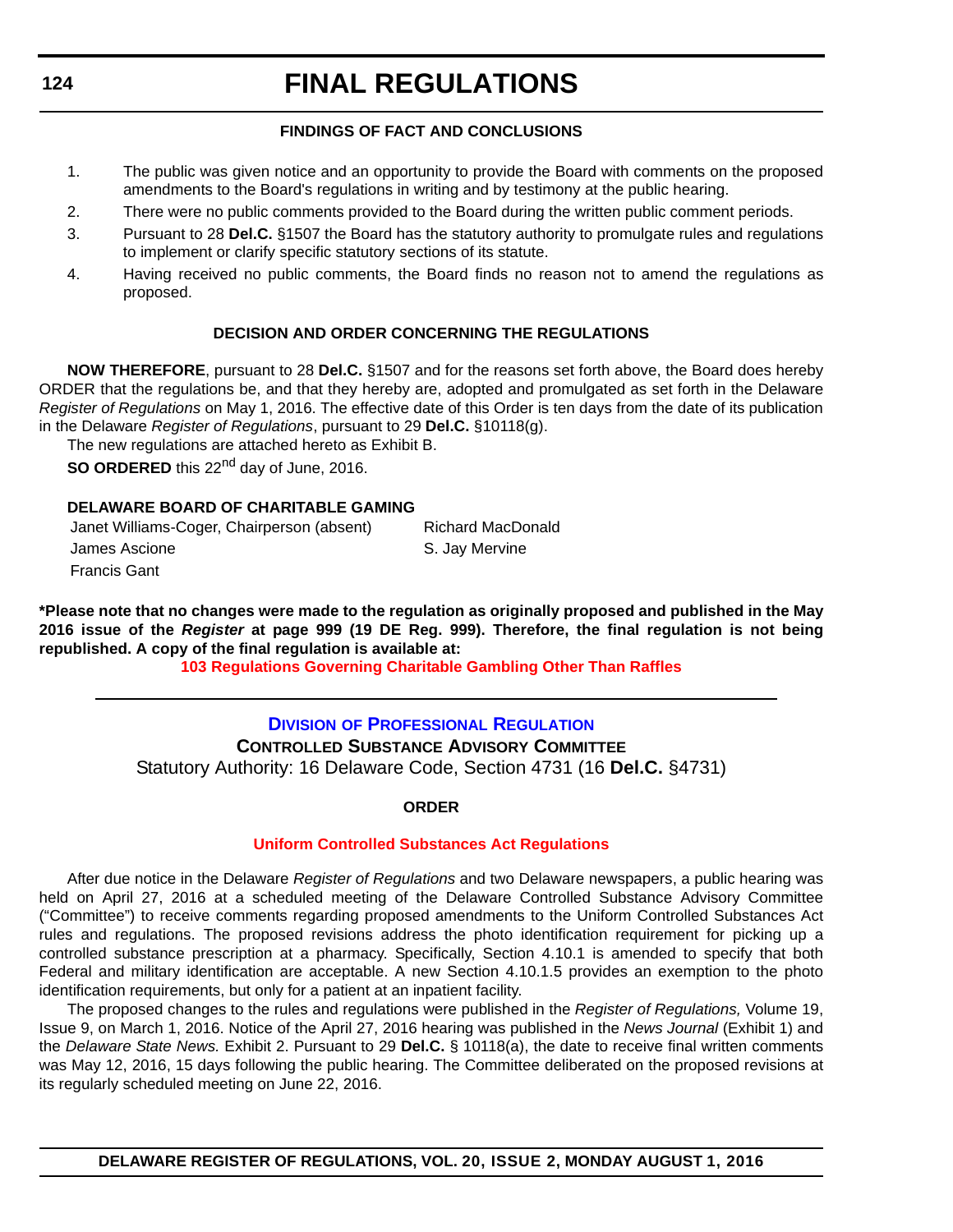#### FINDINGS OF FACT AND CONCLUSIONS

1. The public was given notice and an opportunity to provide the Board with comments on the proposed amendments to the Board's regulations in writing and by testimony at the public hearing.
2. There were no public comments provided to the Board during the written public comment periods.
3. Pursuant to 28 **Del.C.** §1507 the Board has the statutory authority to promulgate rules and regulations to implement or clarify specific statutory sections of its statute.
4. Having received no public comments, the Board finds no reason not to amend the regulations as proposed.

#### DECISION AND ORDER CONCERNING THE REGULATIONS

**NOW THEREFORE**, pursuant to 28 **Del.C.** §1507 and for the reasons set forth above, the Board does hereby ORDER that the regulations be, and that they hereby are, adopted and promulgated as set forth in the Delaware *Register of Regulations* on May 1, 2016. The effective date of this Order is ten days from the date of its publication in the Delaware *Register of Regulations*, pursuant to 29 **Del.C.** §10118(g).

The new regulations are attached hereto as Exhibit B.

**SO ORDERED** this 22nd day of June, 2016.

**DELAWARE BOARD OF CHARITABLE GAMING**

Janet Williams-Coger, Chairperson (absent)
James Ascione
Francis Gant
Richard MacDonald
S. Jay Mervine

**\*Please note that no changes were made to the regulation as originally proposed and published in the May 2016 issue of the *Register* at page 999 (19 DE Reg. 999). Therefore, the final regulation is not being republished. A copy of the final regulation is available at:**

**103 Regulations Governing Charitable Gambling Other Than Raffles**

---

## DIVISION OF PROFESSIONAL REGULATION

### CONTROLLED SUBSTANCE ADVISORY COMMITTEE

Statutory Authority: 16 Delaware Code, Section 4731 (16 **Del.C.** §4731)

#### ORDER

#### Uniform Controlled Substances Act Regulations

After due notice in the Delaware *Register of Regulations* and two Delaware newspapers, a public hearing was held on April 27, 2016 at a scheduled meeting of the Delaware Controlled Substance Advisory Committee ("Committee") to receive comments regarding proposed amendments to the Uniform Controlled Substances Act rules and regulations. The proposed revisions address the photo identification requirement for picking up a controlled substance prescription at a pharmacy. Specifically, Section 4.10.1 is amended to specify that both Federal and military identification are acceptable. A new Section 4.10.1.5 provides an exemption to the photo identification requirements, but only for a patient at an inpatient facility.

The proposed changes to the rules and regulations were published in the *Register of Regulations,* Volume 19, Issue 9, on March 1, 2016. Notice of the April 27, 2016 hearing was published in the *News Journal* (Exhibit 1) and the *Delaware State News.* Exhibit 2. Pursuant to 29 **Del.C.** § 10118(a), the date to receive final written comments was May 12, 2016, 15 days following the public hearing. The Committee deliberated on the proposed revisions at its regularly scheduled meeting on June 22, 2016.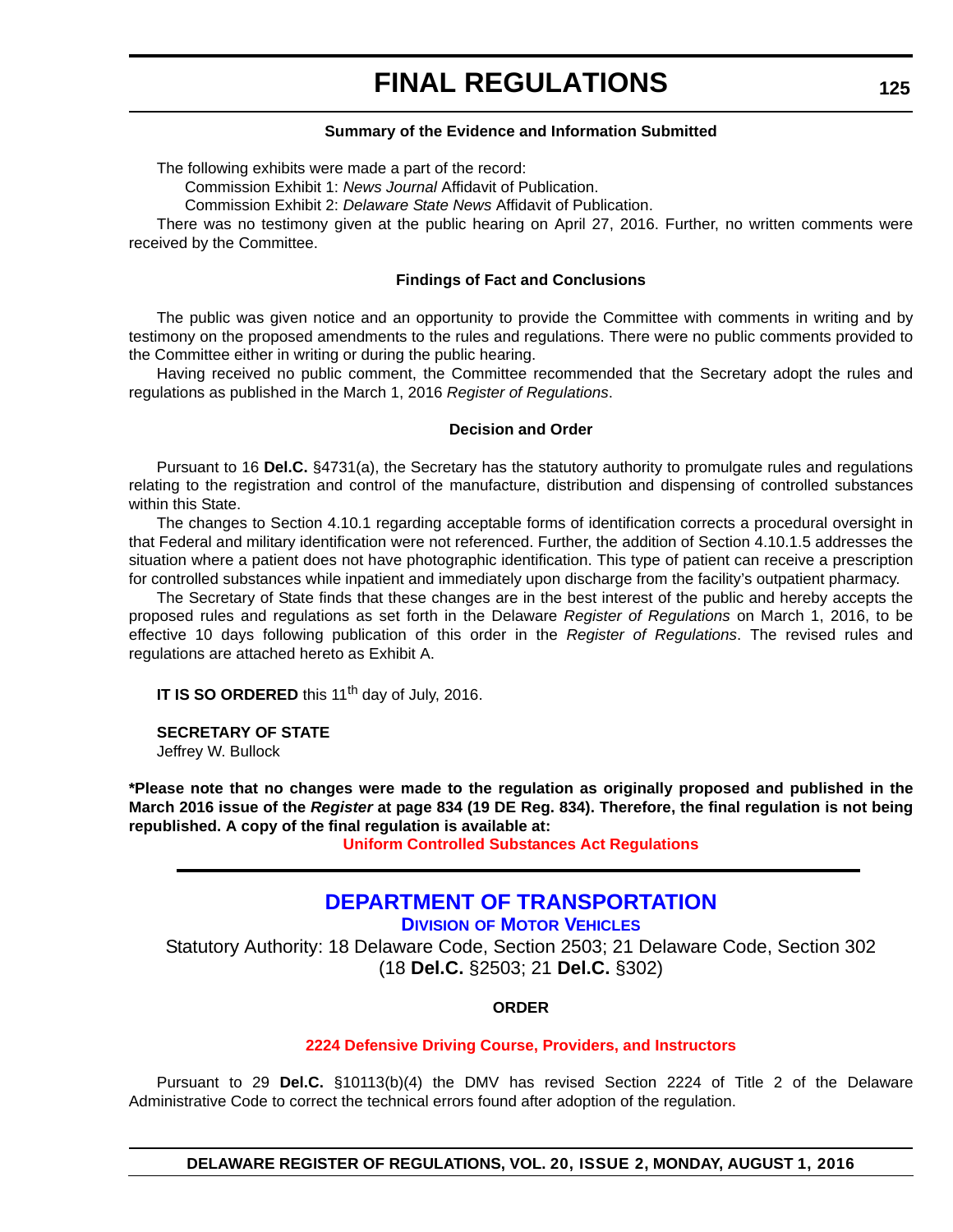**Summary of the Evidence and Information Submitted**

The following exhibits were made a part of the record:

Commission Exhibit 1: *News Journal* Affidavit of Publication.

Commission Exhibit 2: *Delaware State News* Affidavit of Publication.

There was no testimony given at the public hearing on April 27, 2016. Further, no written comments were received by the Committee.

**Findings of Fact and Conclusions**

The public was given notice and an opportunity to provide the Committee with comments in writing and by testimony on the proposed amendments to the rules and regulations. There were no public comments provided to the Committee either in writing or during the public hearing.

Having received no public comment, the Committee recommended that the Secretary adopt the rules and regulations as published in the March 1, 2016 *Register of Regulations*.

**Decision and Order**

Pursuant to 16 **Del.C.** §4731(a), the Secretary has the statutory authority to promulgate rules and regulations relating to the registration and control of the manufacture, distribution and dispensing of controlled substances within this State.

The changes to Section 4.10.1 regarding acceptable forms of identification corrects a procedural oversight in that Federal and military identification were not referenced. Further, the addition of Section 4.10.1.5 addresses the situation where a patient does not have photographic identification. This type of patient can receive a prescription for controlled substances while inpatient and immediately upon discharge from the facility's outpatient pharmacy.

The Secretary of State finds that these changes are in the best interest of the public and hereby accepts the proposed rules and regulations as set forth in the Delaware *Register of Regulations* on March 1, 2016, to be effective 10 days following publication of this order in the *Register of Regulations*. The revised rules and regulations are attached hereto as Exhibit A.

**IT IS SO ORDERED** this 11th day of July, 2016.

**SECRETARY OF STATE**
Jeffrey W. Bullock

**\*Please note that no changes were made to the regulation as originally proposed and published in the March 2016 issue of the *Register* at page 834 (19 DE Reg. 834). Therefore, the final regulation is not being republished. A copy of the final regulation is available at:**

**Uniform Controlled Substances Act Regulations**

---

## DEPARTMENT OF TRANSPORTATION

### DIVISION OF MOTOR VEHICLES

Statutory Authority: 18 Delaware Code, Section 2503; 21 Delaware Code, Section 302 (18 **Del.C.** §2503; 21 **Del.C.** §302)

**ORDER**

**2224 Defensive Driving Course, Providers, and Instructors**

Pursuant to 29 **Del.C.** §10113(b)(4) the DMV has revised Section 2224 of Title 2 of the Delaware Administrative Code to correct the technical errors found after adoption of the regulation.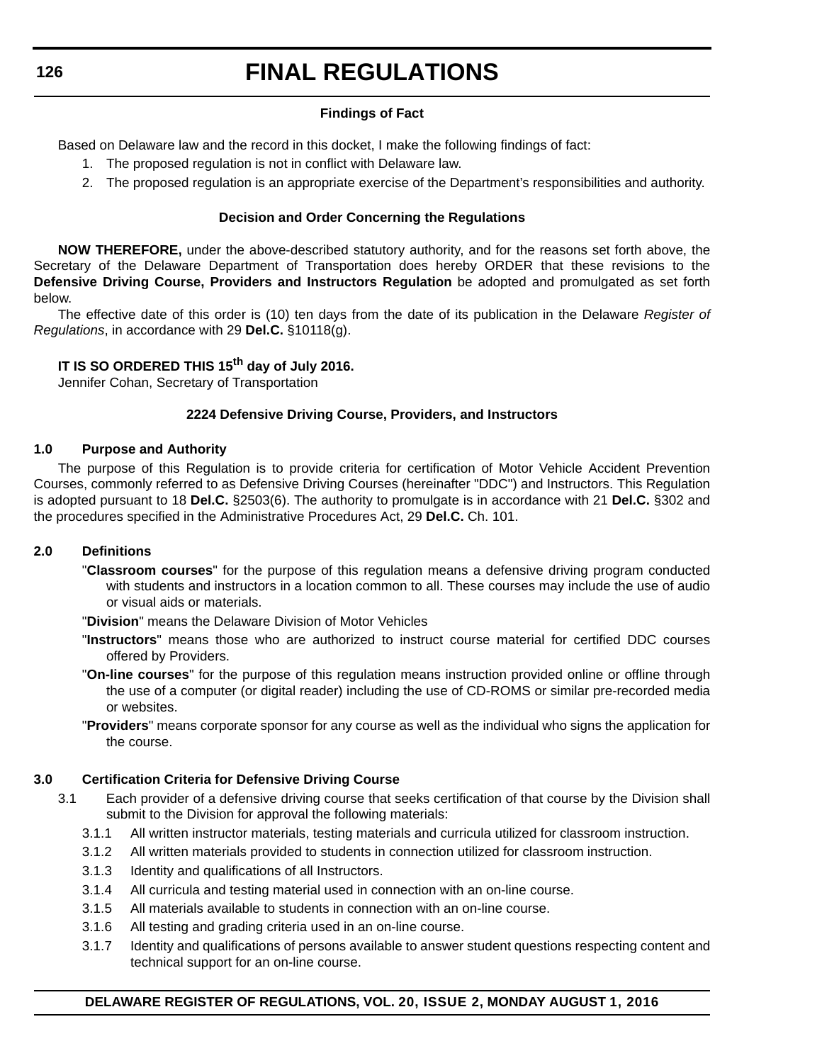### Findings of Fact

Based on Delaware law and the record in this docket, I make the following findings of fact:

1. The proposed regulation is not in conflict with Delaware law.
2. The proposed regulation is an appropriate exercise of the Department's responsibilities and authority.

### Decision and Order Concerning the Regulations

**NOW THEREFORE,** under the above-described statutory authority, and for the reasons set forth above, the Secretary of the Delaware Department of Transportation does hereby ORDER that these revisions to the **Defensive Driving Course, Providers and Instructors Regulation** be adopted and promulgated as set forth below.

The effective date of this order is (10) ten days from the date of its publication in the Delaware *Register of Regulations*, in accordance with 29 **Del.C.** §10118(g).

**IT IS SO ORDERED THIS 15th day of July 2016.**
Jennifer Cohan, Secretary of Transportation

### 2224 Defensive Driving Course, Providers, and Instructors

**1.0 Purpose and Authority**

The purpose of this Regulation is to provide criteria for certification of Motor Vehicle Accident Prevention Courses, commonly referred to as Defensive Driving Courses (hereinafter "DDC") and Instructors. This Regulation is adopted pursuant to 18 **Del.C.** §2503(6). The authority to promulgate is in accordance with 21 **Del.C.** §302 and the procedures specified in the Administrative Procedures Act, 29 **Del.C.** Ch. 101.

**2.0 Definitions**

"**Classroom courses**" for the purpose of this regulation means a defensive driving program conducted with students and instructors in a location common to all. These courses may include the use of audio or visual aids or materials.

"**Division**" means the Delaware Division of Motor Vehicles

"**Instructors**" means those who are authorized to instruct course material for certified DDC courses offered by Providers.

"**On-line courses**" for the purpose of this regulation means instruction provided online or offline through the use of a computer (or digital reader) including the use of CD-ROMS or similar pre-recorded media or websites.

"**Providers**" means corporate sponsor for any course as well as the individual who signs the application for the course.

**3.0 Certification Criteria for Defensive Driving Course**

3.1 Each provider of a defensive driving course that seeks certification of that course by the Division shall submit to the Division for approval the following materials:

3.1.1 All written instructor materials, testing materials and curricula utilized for classroom instruction.

3.1.2 All written materials provided to students in connection utilized for classroom instruction.

3.1.3 Identity and qualifications of all Instructors.

3.1.4 All curricula and testing material used in connection with an on-line course.

3.1.5 All materials available to students in connection with an on-line course.

3.1.6 All testing and grading criteria used in an on-line course.

3.1.7 Identity and qualifications of persons available to answer student questions respecting content and technical support for an on-line course.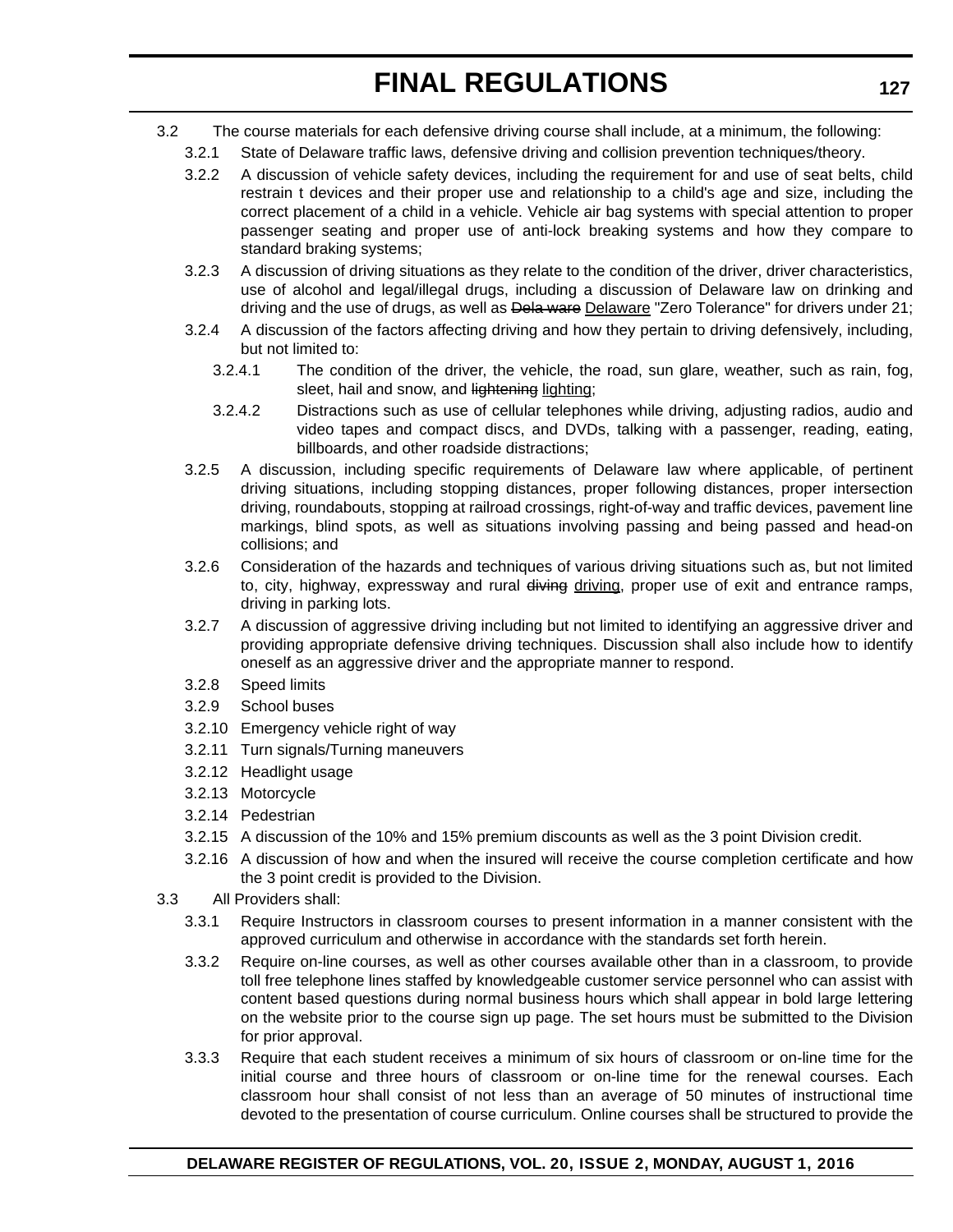3.2 The course materials for each defensive driving course shall include, at a minimum, the following:

3.2.1 State of Delaware traffic laws, defensive driving and collision prevention techniques/theory.

3.2.2 A discussion of vehicle safety devices, including the requirement for and use of seat belts, child restrain t devices and their proper use and relationship to a child's age and size, including the correct placement of a child in a vehicle. Vehicle air bag systems with special attention to proper passenger seating and proper use of anti-lock breaking systems and how they compare to standard braking systems;

3.2.3 A discussion of driving situations as they relate to the condition of the driver, driver characteristics, use of alcohol and legal/illegal drugs, including a discussion of Delaware law on drinking and driving and the use of drugs, as well as ~~Dela ware~~ <u>Delaware</u> "Zero Tolerance" for drivers under 21;

3.2.4 A discussion of the factors affecting driving and how they pertain to driving defensively, including, but not limited to:

3.2.4.1 The condition of the driver, the vehicle, the road, sun glare, weather, such as rain, fog, sleet, hail and snow, and ~~lightening~~ <u>lighting</u>;

3.2.4.2 Distractions such as use of cellular telephones while driving, adjusting radios, audio and video tapes and compact discs, and DVDs, talking with a passenger, reading, eating, billboards, and other roadside distractions;

3.2.5 A discussion, including specific requirements of Delaware law where applicable, of pertinent driving situations, including stopping distances, proper following distances, proper intersection driving, roundabouts, stopping at railroad crossings, right-of-way and traffic devices, pavement line markings, blind spots, as well as situations involving passing and being passed and head-on collisions; and

3.2.6 Consideration of the hazards and techniques of various driving situations such as, but not limited to, city, highway, expressway and rural ~~diving~~ <u>driving</u>, proper use of exit and entrance ramps, driving in parking lots.

3.2.7 A discussion of aggressive driving including but not limited to identifying an aggressive driver and providing appropriate defensive driving techniques. Discussion shall also include how to identify oneself as an aggressive driver and the appropriate manner to respond.

3.2.8 Speed limits

3.2.9 School buses

3.2.10 Emergency vehicle right of way

3.2.11 Turn signals/Turning maneuvers

3.2.12 Headlight usage

3.2.13 Motorcycle

3.2.14 Pedestrian

3.2.15 A discussion of the 10% and 15% premium discounts as well as the 3 point Division credit.

3.2.16 A discussion of how and when the insured will receive the course completion certificate and how the 3 point credit is provided to the Division.

3.3 All Providers shall:

3.3.1 Require Instructors in classroom courses to present information in a manner consistent with the approved curriculum and otherwise in accordance with the standards set forth herein.

3.3.2 Require on-line courses, as well as other courses available other than in a classroom, to provide toll free telephone lines staffed by knowledgeable customer service personnel who can assist with content based questions during normal business hours which shall appear in bold large lettering on the website prior to the course sign up page. The set hours must be submitted to the Division for prior approval.

3.3.3 Require that each student receives a minimum of six hours of classroom or on-line time for the initial course and three hours of classroom or on-line time for the renewal courses. Each classroom hour shall consist of not less than an average of 50 minutes of instructional time devoted to the presentation of course curriculum. Online courses shall be structured to provide the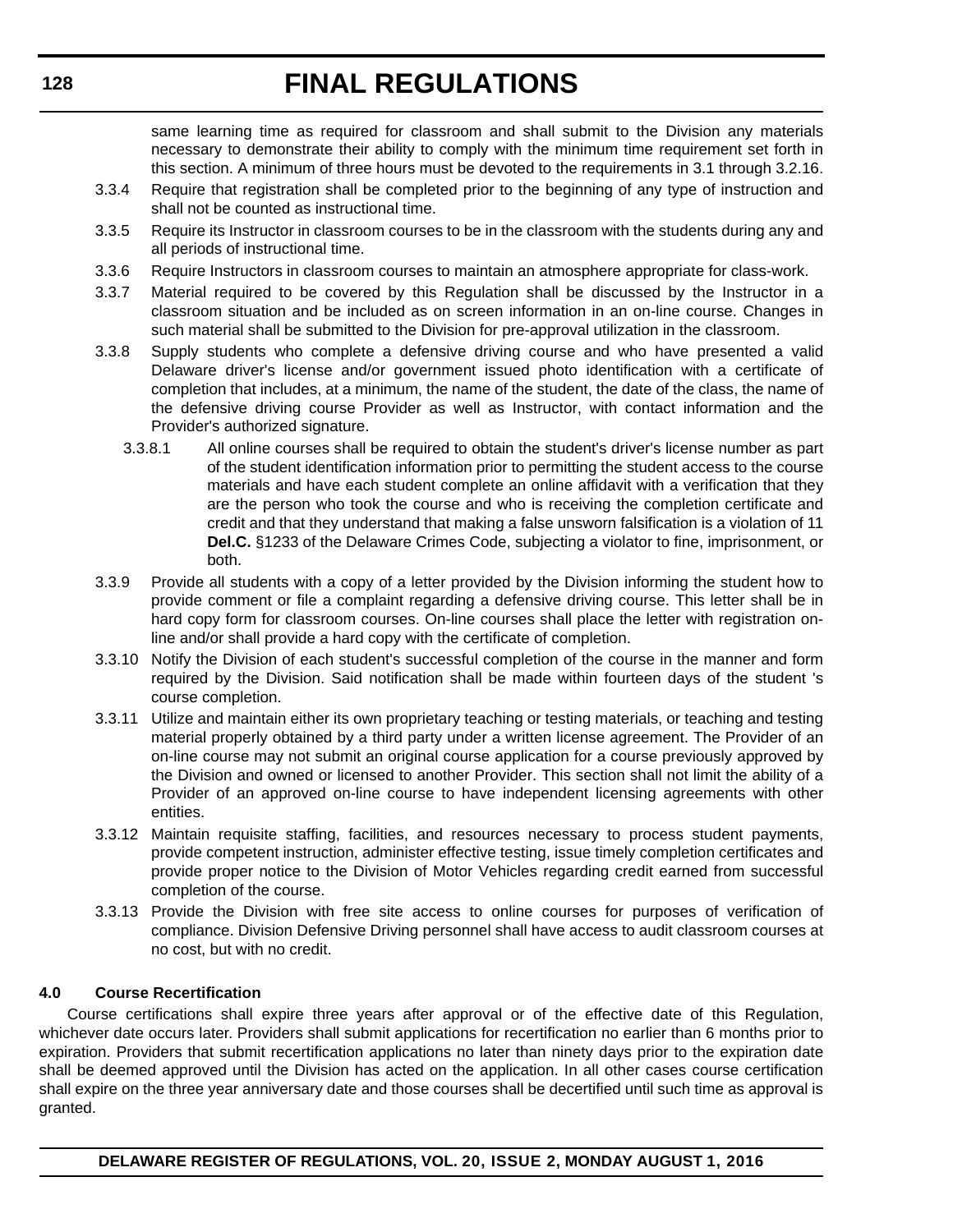same learning time as required for classroom and shall submit to the Division any materials necessary to demonstrate their ability to comply with the minimum time requirement set forth in this section. A minimum of three hours must be devoted to the requirements in 3.1 through 3.2.16.

3.3.4 Require that registration shall be completed prior to the beginning of any type of instruction and shall not be counted as instructional time.

3.3.5 Require its Instructor in classroom courses to be in the classroom with the students during any and all periods of instructional time.

3.3.6 Require Instructors in classroom courses to maintain an atmosphere appropriate for class-work.

3.3.7 Material required to be covered by this Regulation shall be discussed by the Instructor in a classroom situation and be included as on screen information in an on-line course. Changes in such material shall be submitted to the Division for pre-approval utilization in the classroom.

3.3.8 Supply students who complete a defensive driving course and who have presented a valid Delaware driver's license and/or government issued photo identification with a certificate of completion that includes, at a minimum, the name of the student, the date of the class, the name of the defensive driving course Provider as well as Instructor, with contact information and the Provider's authorized signature.

3.3.8.1 All online courses shall be required to obtain the student's driver's license number as part of the student identification information prior to permitting the student access to the course materials and have each student complete an online affidavit with a verification that they are the person who took the course and who is receiving the completion certificate and credit and that they understand that making a false unsworn falsification is a violation of 11 **Del.C.** §1233 of the Delaware Crimes Code, subjecting a violator to fine, imprisonment, or both.

3.3.9 Provide all students with a copy of a letter provided by the Division informing the student how to provide comment or file a complaint regarding a defensive driving course. This letter shall be in hard copy form for classroom courses. On-line courses shall place the letter with registration on-line and/or shall provide a hard copy with the certificate of completion.

3.3.10 Notify the Division of each student's successful completion of the course in the manner and form required by the Division. Said notification shall be made within fourteen days of the student 's course completion.

3.3.11 Utilize and maintain either its own proprietary teaching or testing materials, or teaching and testing material properly obtained by a third party under a written license agreement. The Provider of an on-line course may not submit an original course application for a course previously approved by the Division and owned or licensed to another Provider. This section shall not limit the ability of a Provider of an approved on-line course to have independent licensing agreements with other entities.

3.3.12 Maintain requisite staffing, facilities, and resources necessary to process student payments, provide competent instruction, administer effective testing, issue timely completion certificates and provide proper notice to the Division of Motor Vehicles regarding credit earned from successful completion of the course.

3.3.13 Provide the Division with free site access to online courses for purposes of verification of compliance. Division Defensive Driving personnel shall have access to audit classroom courses at no cost, but with no credit.

**4.0 Course Recertification**

Course certifications shall expire three years after approval or of the effective date of this Regulation, whichever date occurs later. Providers shall submit applications for recertification no earlier than 6 months prior to expiration. Providers that submit recertification applications no later than ninety days prior to the expiration date shall be deemed approved until the Division has acted on the application. In all other cases course certification shall expire on the three year anniversary date and those courses shall be decertified until such time as approval is granted.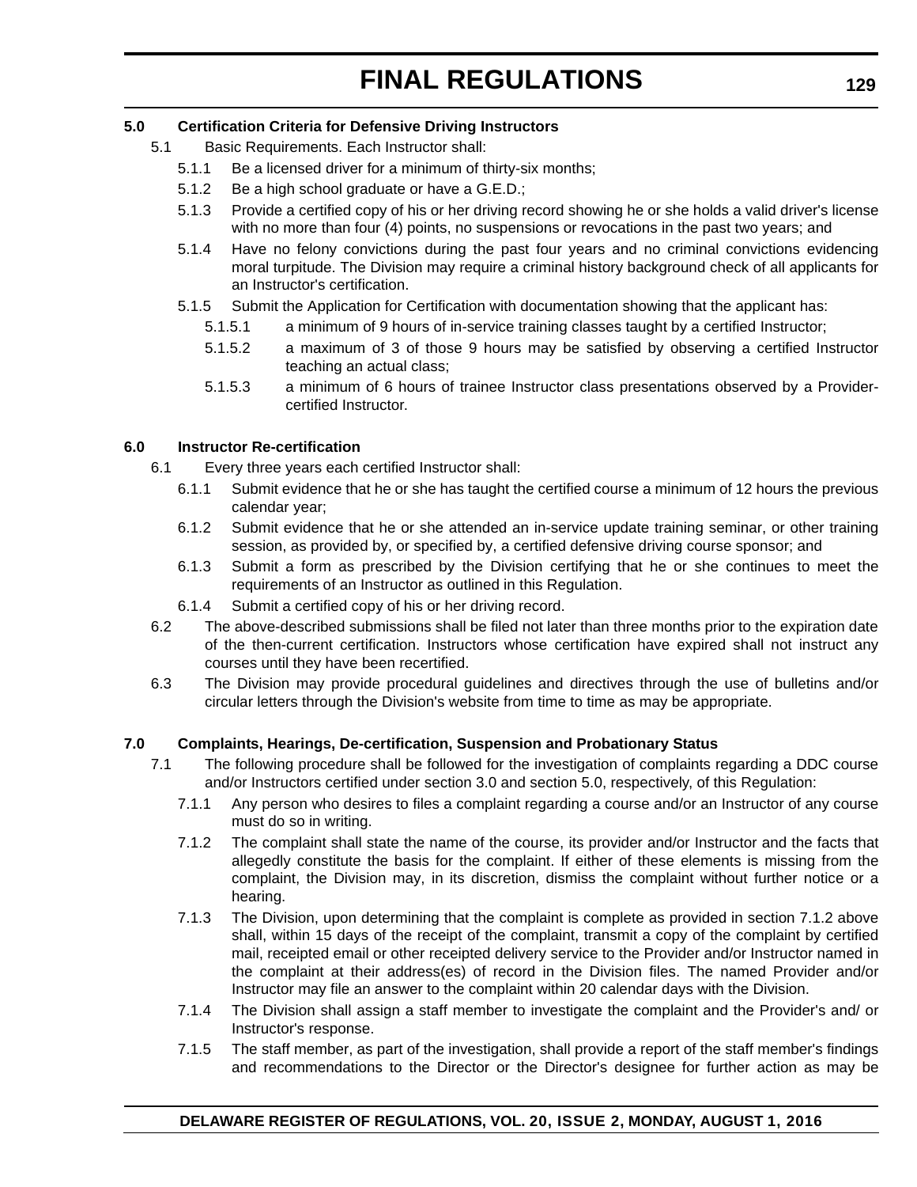**5.0 Certification Criteria for Defensive Driving Instructors**

5.1 Basic Requirements. Each Instructor shall:

5.1.1 Be a licensed driver for a minimum of thirty-six months;

5.1.2 Be a high school graduate or have a G.E.D.;

5.1.3 Provide a certified copy of his or her driving record showing he or she holds a valid driver's license with no more than four (4) points, no suspensions or revocations in the past two years; and

5.1.4 Have no felony convictions during the past four years and no criminal convictions evidencing moral turpitude. The Division may require a criminal history background check of all applicants for an Instructor's certification.

5.1.5 Submit the Application for Certification with documentation showing that the applicant has:

5.1.5.1 a minimum of 9 hours of in-service training classes taught by a certified Instructor;

5.1.5.2 a maximum of 3 of those 9 hours may be satisfied by observing a certified Instructor teaching an actual class;

5.1.5.3 a minimum of 6 hours of trainee Instructor class presentations observed by a Provider-certified Instructor.

**6.0 Instructor Re-certification**

6.1 Every three years each certified Instructor shall:

6.1.1 Submit evidence that he or she has taught the certified course a minimum of 12 hours the previous calendar year;

6.1.2 Submit evidence that he or she attended an in-service update training seminar, or other training session, as provided by, or specified by, a certified defensive driving course sponsor; and

6.1.3 Submit a form as prescribed by the Division certifying that he or she continues to meet the requirements of an Instructor as outlined in this Regulation.

6.1.4 Submit a certified copy of his or her driving record.

6.2 The above-described submissions shall be filed not later than three months prior to the expiration date of the then-current certification. Instructors whose certification have expired shall not instruct any courses until they have been recertified.

6.3 The Division may provide procedural guidelines and directives through the use of bulletins and/or circular letters through the Division's website from time to time as may be appropriate.

**7.0 Complaints, Hearings, De-certification, Suspension and Probationary Status**

7.1 The following procedure shall be followed for the investigation of complaints regarding a DDC course and/or Instructors certified under section 3.0 and section 5.0, respectively, of this Regulation:

7.1.1 Any person who desires to files a complaint regarding a course and/or an Instructor of any course must do so in writing.

7.1.2 The complaint shall state the name of the course, its provider and/or Instructor and the facts that allegedly constitute the basis for the complaint. If either of these elements is missing from the complaint, the Division may, in its discretion, dismiss the complaint without further notice or a hearing.

7.1.3 The Division, upon determining that the complaint is complete as provided in section 7.1.2 above shall, within 15 days of the receipt of the complaint, transmit a copy of the complaint by certified mail, receipted email or other receipted delivery service to the Provider and/or Instructor named in the complaint at their address(es) of record in the Division files. The named Provider and/or Instructor may file an answer to the complaint within 20 calendar days with the Division.

7.1.4 The Division shall assign a staff member to investigate the complaint and the Provider's and/ or Instructor's response.

7.1.5 The staff member, as part of the investigation, shall provide a report of the staff member's findings and recommendations to the Director or the Director's designee for further action as may be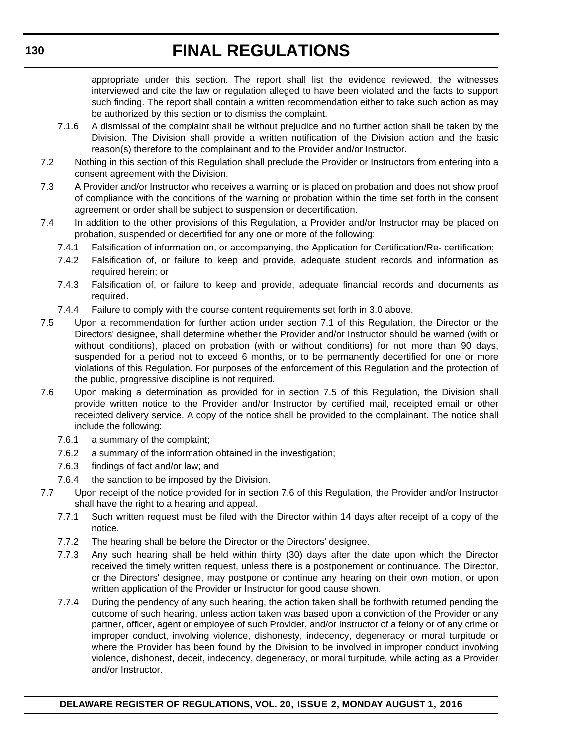appropriate under this section. The report shall list the evidence reviewed, the witnesses interviewed and cite the law or regulation alleged to have been violated and the facts to support such finding. The report shall contain a written recommendation either to take such action as may be authorized by this section or to dismiss the complaint.

7.1.6 A dismissal of the complaint shall be without prejudice and no further action shall be taken by the Division. The Division shall provide a written notification of the Division action and the basic reason(s) therefore to the complainant and to the Provider and/or Instructor.

7.2 Nothing in this section of this Regulation shall preclude the Provider or Instructors from entering into a consent agreement with the Division.

7.3 A Provider and/or Instructor who receives a warning or is placed on probation and does not show proof of compliance with the conditions of the warning or probation within the time set forth in the consent agreement or order shall be subject to suspension or decertification.

7.4 In addition to the other provisions of this Regulation, a Provider and/or Instructor may be placed on probation, suspended or decertified for any one or more of the following:

7.4.1 Falsification of information on, or accompanying, the Application for Certification/Re- certification;

7.4.2 Falsification of, or failure to keep and provide, adequate student records and information as required herein; or

7.4.3 Falsification of, or failure to keep and provide, adequate financial records and documents as required.

7.4.4 Failure to comply with the course content requirements set forth in 3.0 above.

7.5 Upon a recommendation for further action under section 7.1 of this Regulation, the Director or the Directors' designee, shall determine whether the Provider and/or Instructor should be warned (with or without conditions), placed on probation (with or without conditions) for not more than 90 days, suspended for a period not to exceed 6 months, or to be permanently decertified for one or more violations of this Regulation. For purposes of the enforcement of this Regulation and the protection of the public, progressive discipline is not required.

7.6 Upon making a determination as provided for in section 7.5 of this Regulation, the Division shall provide written notice to the Provider and/or Instructor by certified mail, receipted email or other receipted delivery service. A copy of the notice shall be provided to the complainant. The notice shall include the following:

7.6.1 a summary of the complaint;

7.6.2 a summary of the information obtained in the investigation;

7.6.3 findings of fact and/or law; and

7.6.4 the sanction to be imposed by the Division.

7.7 Upon receipt of the notice provided for in section 7.6 of this Regulation, the Provider and/or Instructor shall have the right to a hearing and appeal.

7.7.1 Such written request must be filed with the Director within 14 days after receipt of a copy of the notice.

7.7.2 The hearing shall be before the Director or the Directors' designee.

7.7.3 Any such hearing shall be held within thirty (30) days after the date upon which the Director received the timely written request, unless there is a postponement or continuance. The Director, or the Directors' designee, may postpone or continue any hearing on their own motion, or upon written application of the Provider or Instructor for good cause shown.

7.7.4 During the pendency of any such hearing, the action taken shall be forthwith returned pending the outcome of such hearing, unless action taken was based upon a conviction of the Provider or any partner, officer, agent or employee of such Provider, and/or Instructor of a felony or of any crime or improper conduct, involving violence, dishonesty, indecency, degeneracy or moral turpitude or where the Provider has been found by the Division to be involved in improper conduct involving violence, dishonest, deceit, indecency, degeneracy, or moral turpitude, while acting as a Provider and/or Instructor.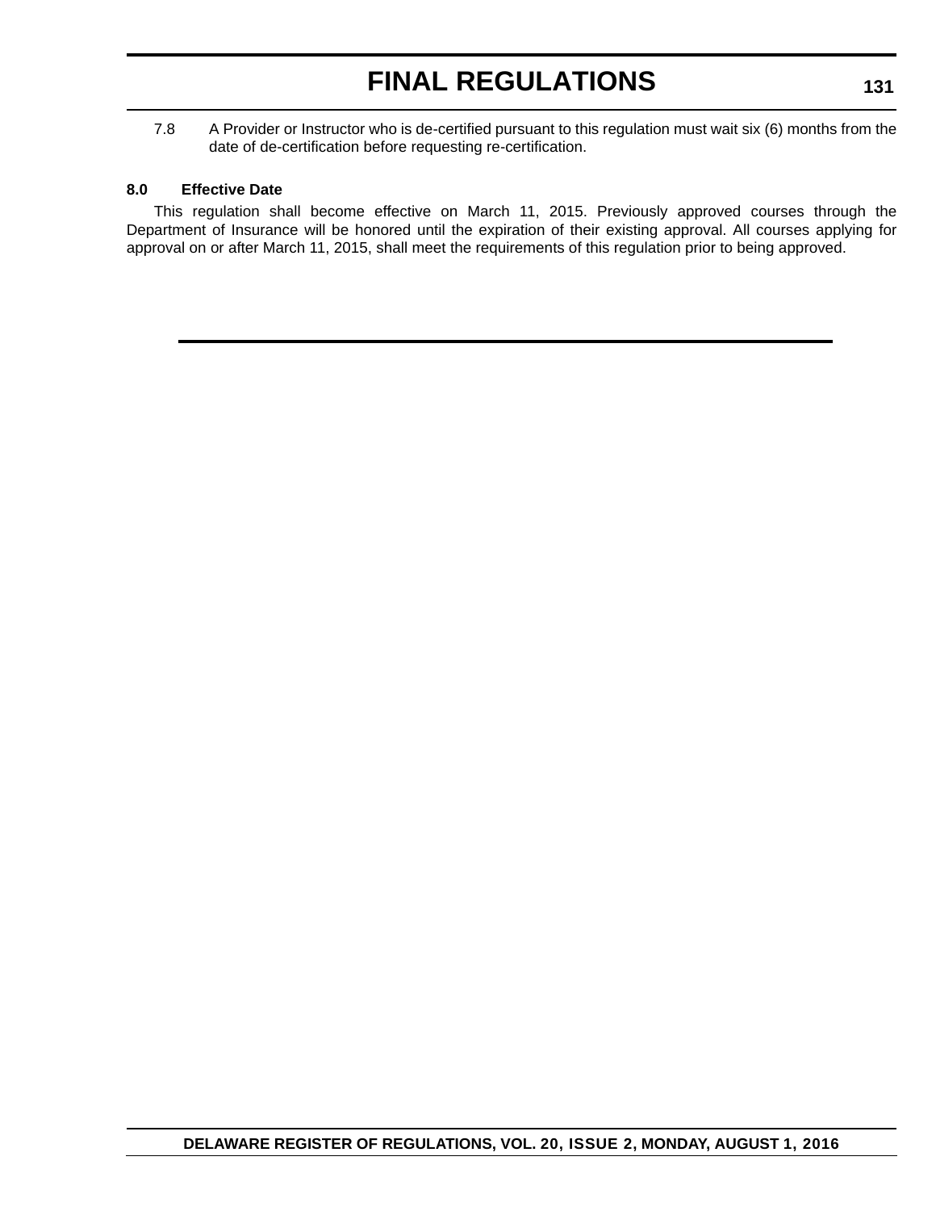7.8 A Provider or Instructor who is de-certified pursuant to this regulation must wait six (6) months from the date of de-certification before requesting re-certification.

**8.0 Effective Date**

This regulation shall become effective on March 11, 2015. Previously approved courses through the Department of Insurance will be honored until the expiration of their existing approval. All courses applying for approval on or after March 11, 2015, shall meet the requirements of this regulation prior to being approved.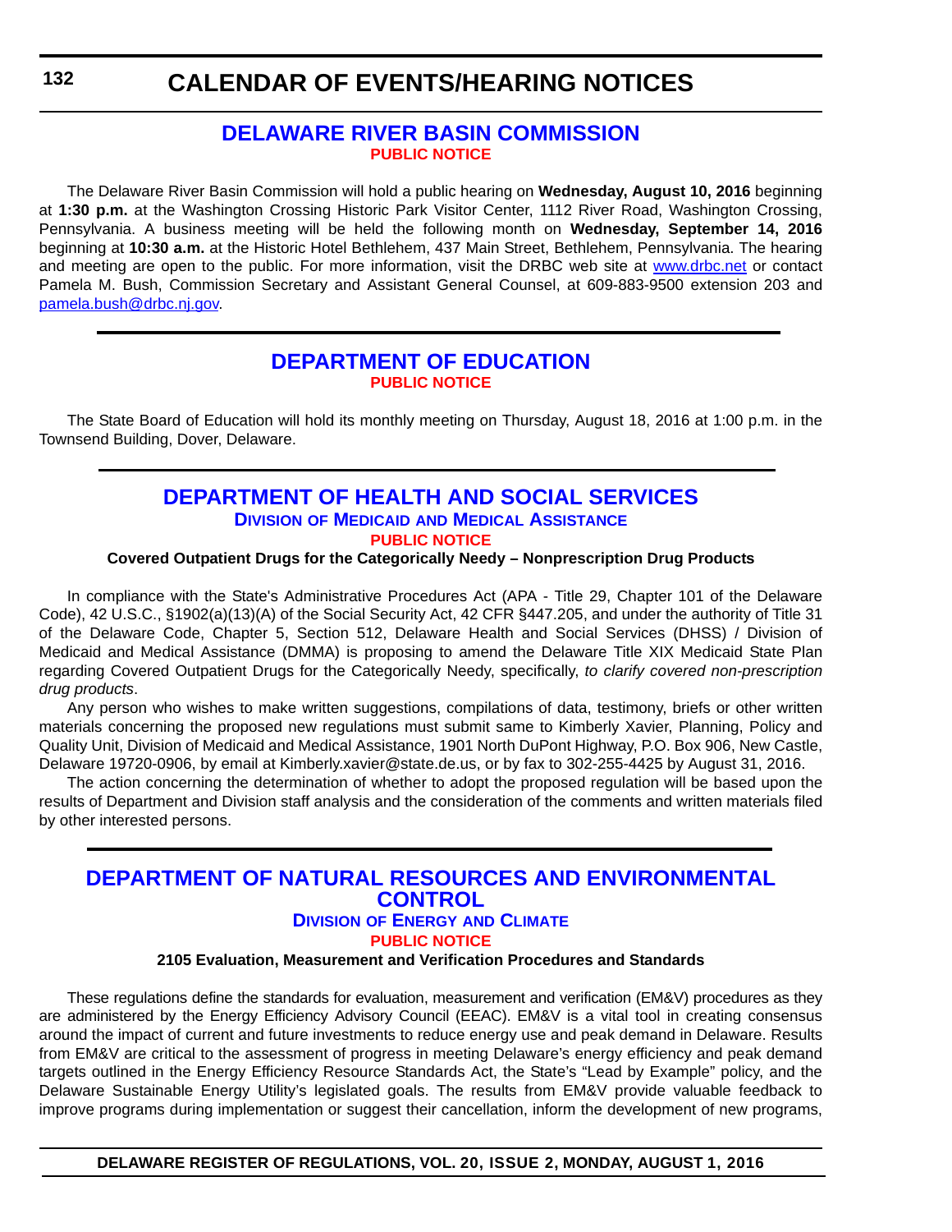# CALENDAR OF EVENTS/HEARING NOTICES

## DELAWARE RIVER BASIN COMMISSION

**PUBLIC NOTICE**

The Delaware River Basin Commission will hold a public hearing on **Wednesday, August 10, 2016** beginning at **1:30 p.m.** at the Washington Crossing Historic Park Visitor Center, 1112 River Road, Washington Crossing, Pennsylvania. A business meeting will be held the following month on **Wednesday, September 14, 2016** beginning at **10:30 a.m.** at the Historic Hotel Bethlehem, 437 Main Street, Bethlehem, Pennsylvania. The hearing and meeting are open to the public. For more information, visit the DRBC web site at www.drbc.net or contact Pamela M. Bush, Commission Secretary and Assistant General Counsel, at 609-883-9500 extension 203 and pamela.bush@drbc.nj.gov.

## DEPARTMENT OF EDUCATION

**PUBLIC NOTICE**

The State Board of Education will hold its monthly meeting on Thursday, August 18, 2016 at 1:00 p.m. in the Townsend Building, Dover, Delaware.

## DEPARTMENT OF HEALTH AND SOCIAL SERVICES

### Division of Medicaid and Medical Assistance

**PUBLIC NOTICE**

**Covered Outpatient Drugs for the Categorically Needy – Nonprescription Drug Products**

In compliance with the State's Administrative Procedures Act (APA - Title 29, Chapter 101 of the Delaware Code), 42 U.S.C., §1902(a)(13)(A) of the Social Security Act, 42 CFR §447.205, and under the authority of Title 31 of the Delaware Code, Chapter 5, Section 512, Delaware Health and Social Services (DHSS) / Division of Medicaid and Medical Assistance (DMMA) is proposing to amend the Delaware Title XIX Medicaid State Plan regarding Covered Outpatient Drugs for the Categorically Needy, specifically, *to clarify covered non-prescription drug products*.

Any person who wishes to make written suggestions, compilations of data, testimony, briefs or other written materials concerning the proposed new regulations must submit same to Kimberly Xavier, Planning, Policy and Quality Unit, Division of Medicaid and Medical Assistance, 1901 North DuPont Highway, P.O. Box 906, New Castle, Delaware 19720-0906, by email at Kimberly.xavier@state.de.us, or by fax to 302-255-4425 by August 31, 2016.

The action concerning the determination of whether to adopt the proposed regulation will be based upon the results of Department and Division staff analysis and the consideration of the comments and written materials filed by other interested persons.

## DEPARTMENT OF NATURAL RESOURCES AND ENVIRONMENTAL CONTROL

### Division of Energy and Climate

**PUBLIC NOTICE**

**2105 Evaluation, Measurement and Verification Procedures and Standards**

These regulations define the standards for evaluation, measurement and verification (EM&V) procedures as they are administered by the Energy Efficiency Advisory Council (EEAC). EM&V is a vital tool in creating consensus around the impact of current and future investments to reduce energy use and peak demand in Delaware. Results from EM&V are critical to the assessment of progress in meeting Delaware's energy efficiency and peak demand targets outlined in the Energy Efficiency Resource Standards Act, the State's "Lead by Example" policy, and the Delaware Sustainable Energy Utility's legislated goals. The results from EM&V provide valuable feedback to improve programs during implementation or suggest their cancellation, inform the development of new programs,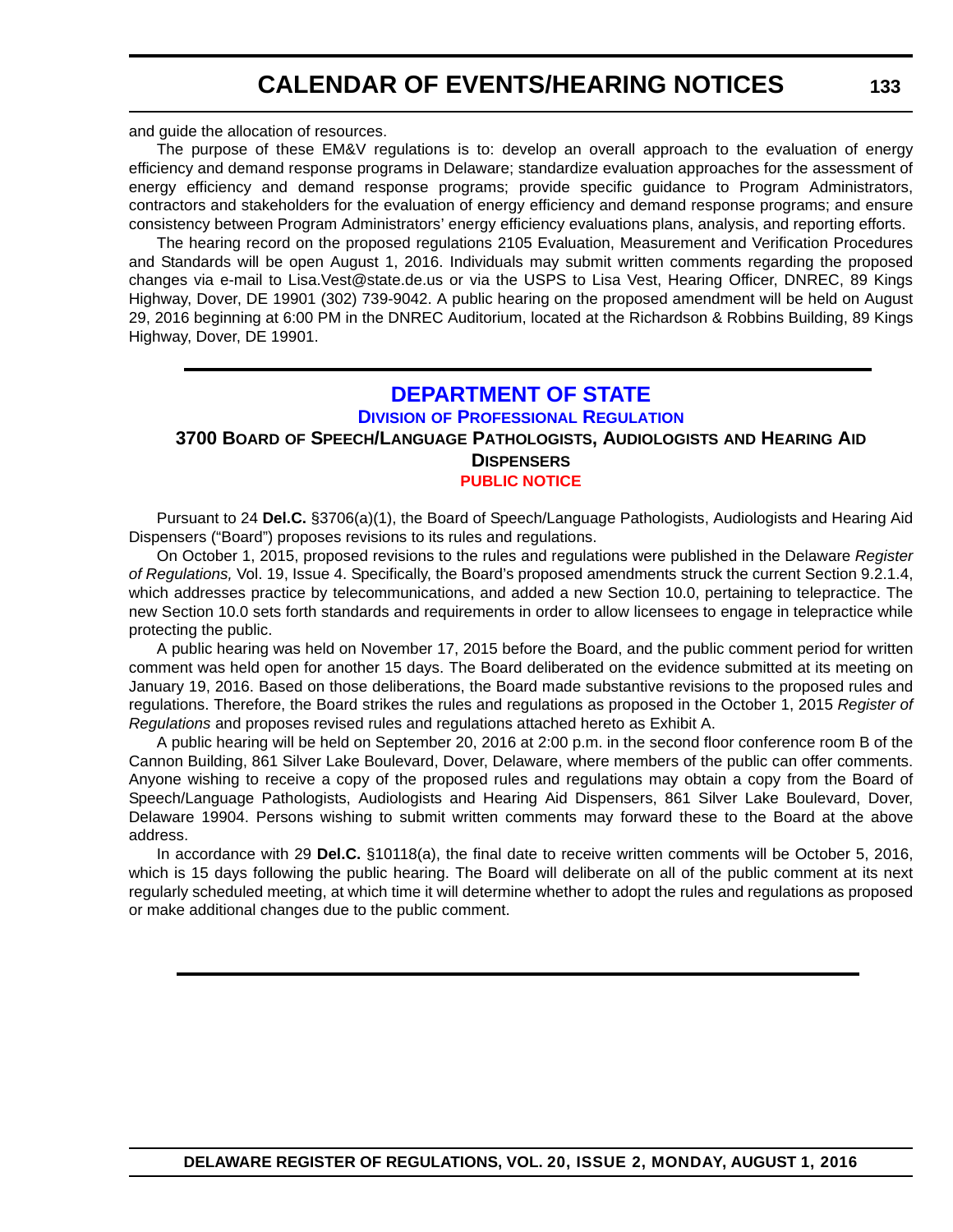and guide the allocation of resources.

The purpose of these EM&V regulations is to: develop an overall approach to the evaluation of energy efficiency and demand response programs in Delaware; standardize evaluation approaches for the assessment of energy efficiency and demand response programs; provide specific guidance to Program Administrators, contractors and stakeholders for the evaluation of energy efficiency and demand response programs; and ensure consistency between Program Administrators' energy efficiency evaluations plans, analysis, and reporting efforts.

The hearing record on the proposed regulations 2105 Evaluation, Measurement and Verification Procedures and Standards will be open August 1, 2016. Individuals may submit written comments regarding the proposed changes via e-mail to Lisa.Vest@state.de.us or via the USPS to Lisa Vest, Hearing Officer, DNREC, 89 Kings Highway, Dover, DE 19901 (302) 739-9042. A public hearing on the proposed amendment will be held on August 29, 2016 beginning at 6:00 PM in the DNREC Auditorium, located at the Richardson & Robbins Building, 89 Kings Highway, Dover, DE 19901.

---

# DEPARTMENT OF STATE

## DIVISION OF PROFESSIONAL REGULATION

### 3700 BOARD OF SPEECH/LANGUAGE PATHOLOGISTS, AUDIOLOGISTS AND HEARING AID DISPENSERS

#### PUBLIC NOTICE

Pursuant to 24 **Del.C.** §3706(a)(1), the Board of Speech/Language Pathologists, Audiologists and Hearing Aid Dispensers ("Board") proposes revisions to its rules and regulations.

On October 1, 2015, proposed revisions to the rules and regulations were published in the Delaware *Register of Regulations,* Vol. 19, Issue 4. Specifically, the Board's proposed amendments struck the current Section 9.2.1.4, which addresses practice by telecommunications, and added a new Section 10.0, pertaining to telepractice. The new Section 10.0 sets forth standards and requirements in order to allow licensees to engage in telepractice while protecting the public.

A public hearing was held on November 17, 2015 before the Board, and the public comment period for written comment was held open for another 15 days. The Board deliberated on the evidence submitted at its meeting on January 19, 2016. Based on those deliberations, the Board made substantive revisions to the proposed rules and regulations. Therefore, the Board strikes the rules and regulations as proposed in the October 1, 2015 *Register of Regulations* and proposes revised rules and regulations attached hereto as Exhibit A.

A public hearing will be held on September 20, 2016 at 2:00 p.m. in the second floor conference room B of the Cannon Building, 861 Silver Lake Boulevard, Dover, Delaware, where members of the public can offer comments. Anyone wishing to receive a copy of the proposed rules and regulations may obtain a copy from the Board of Speech/Language Pathologists, Audiologists and Hearing Aid Dispensers, 861 Silver Lake Boulevard, Dover, Delaware 19904. Persons wishing to submit written comments may forward these to the Board at the above address.

In accordance with 29 **Del.C.** §10118(a), the final date to receive written comments will be October 5, 2016, which is 15 days following the public hearing. The Board will deliberate on all of the public comment at its next regularly scheduled meeting, at which time it will determine whether to adopt the rules and regulations as proposed or make additional changes due to the public comment.